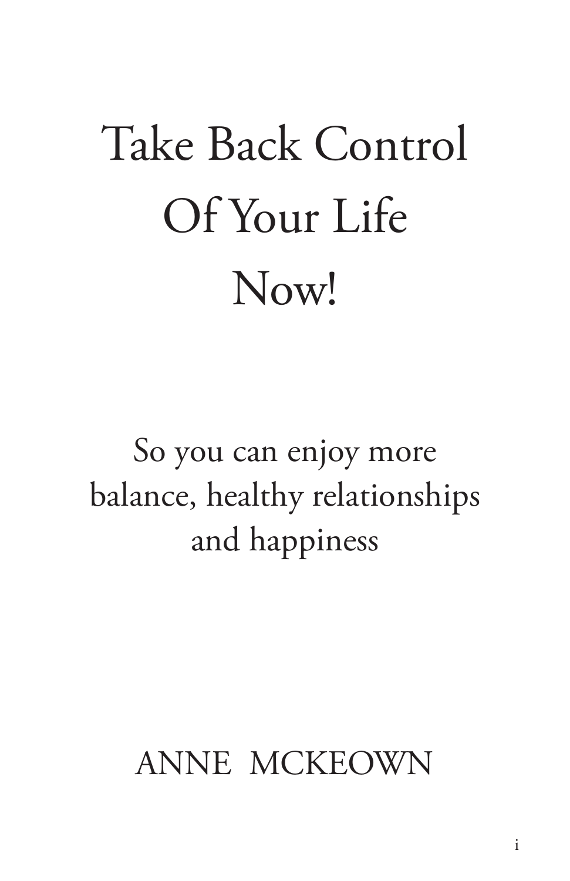# Take Back Control Of Your Life Now!

So you can enjoy more balance, healthy relationships and happiness

ANNE MCKEOWN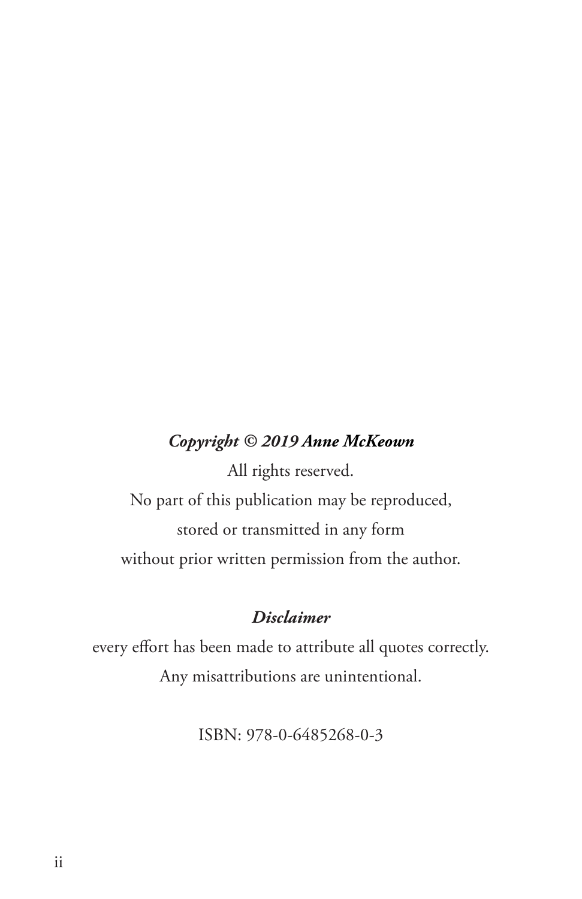***Copyright © 2019 Anne McKeown***

All rights reserved.

No part of this publication may be reproduced,

stored or transmitted in any form

without prior written permission from the author.

***Disclaimer***

every effort has been made to attribute all quotes correctly.

Any misattributions are unintentional.

ISBN: 978-0-6485268-0-3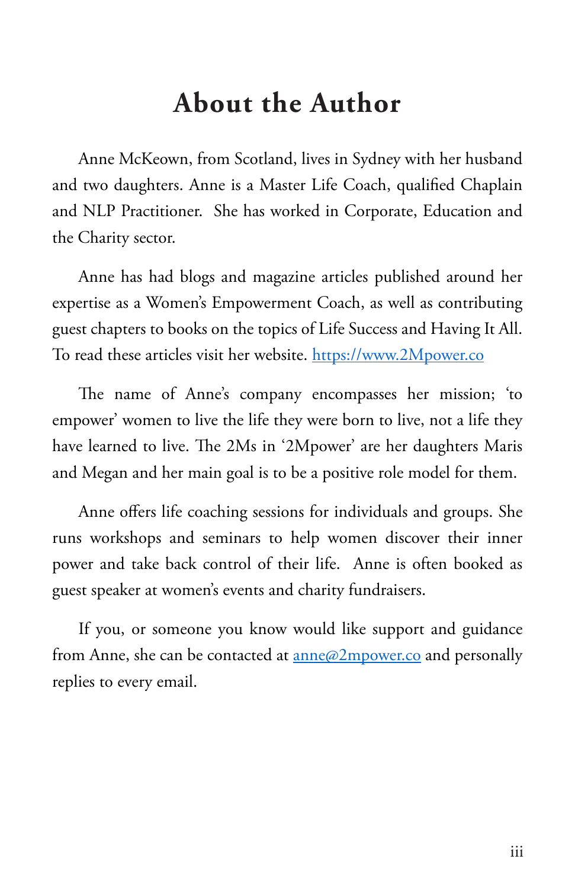# About the Author

Anne McKeown, from Scotland, lives in Sydney with her husband and two daughters. Anne is a Master Life Coach, qualified Chaplain and NLP Practitioner. She has worked in Corporate, Education and the Charity sector.

Anne has had blogs and magazine articles published around her expertise as a Women's Empowerment Coach, as well as contributing guest chapters to books on the topics of Life Success and Having It All. To read these articles visit her website. https://www.2Mpower.co

The name of Anne's company encompasses her mission; 'to empower' women to live the life they were born to live, not a life they have learned to live. The 2Ms in '2Mpower' are her daughters Maris and Megan and her main goal is to be a positive role model for them.

Anne offers life coaching sessions for individuals and groups. She runs workshops and seminars to help women discover their inner power and take back control of their life. Anne is often booked as guest speaker at women's events and charity fundraisers.

If you, or someone you know would like support and guidance from Anne, she can be contacted at anne@2mpower.co and personally replies to every email.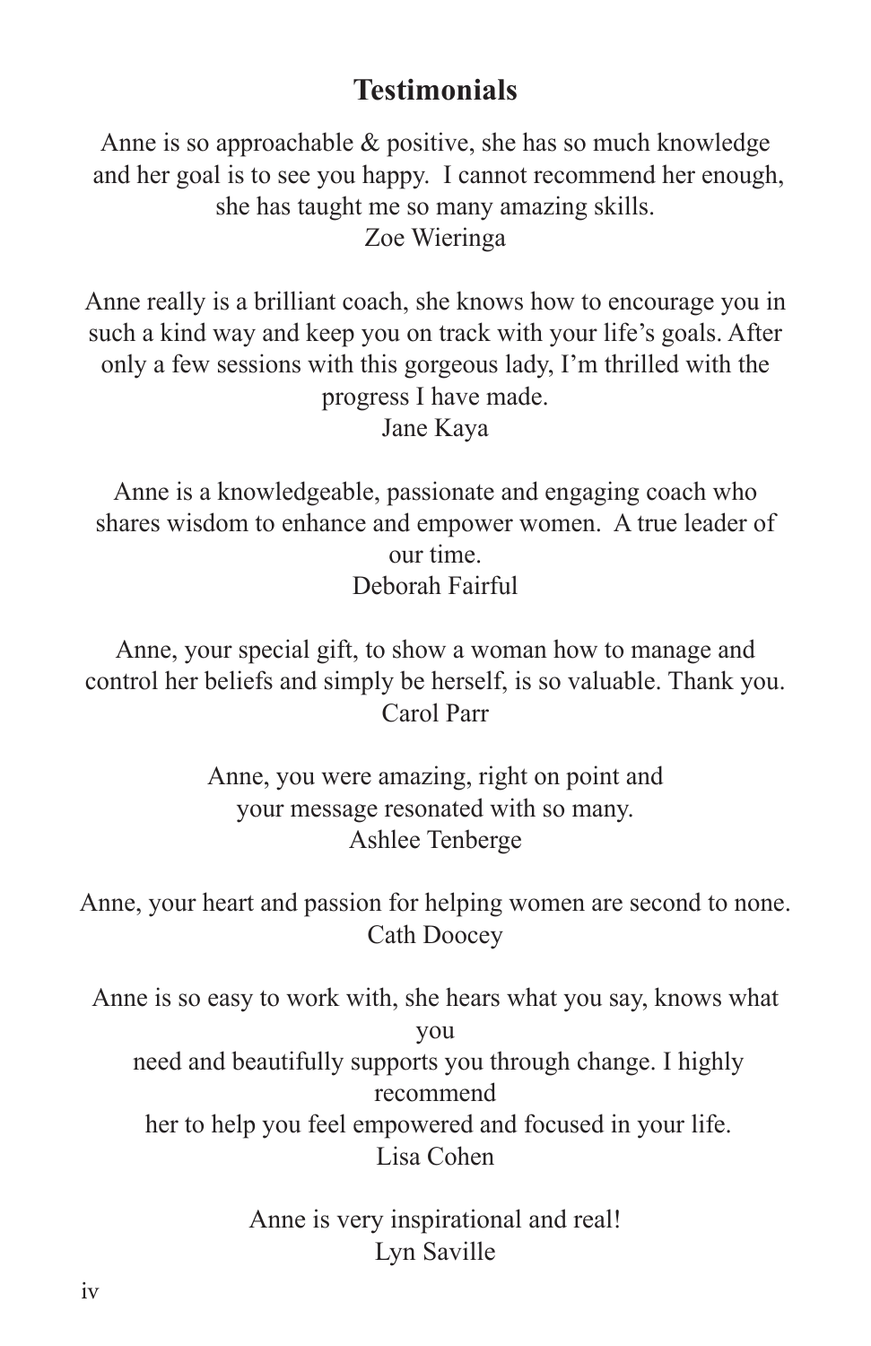## Testimonials

Anne is so approachable & positive, she has so much knowledge and her goal is to see you happy. I cannot recommend her enough, she has taught me so many amazing skills.
Zoe Wieringa

Anne really is a brilliant coach, she knows how to encourage you in such a kind way and keep you on track with your life's goals. After only a few sessions with this gorgeous lady, I'm thrilled with the progress I have made.
Jane Kaya

Anne is a knowledgeable, passionate and engaging coach who shares wisdom to enhance and empower women. A true leader of our time.
Deborah Fairful

Anne, your special gift, to show a woman how to manage and control her beliefs and simply be herself, is so valuable. Thank you.
Carol Parr

Anne, you were amazing, right on point and your message resonated with so many.
Ashlee Tenberge

Anne, your heart and passion for helping women are second to none.
Cath Doocey

Anne is so easy to work with, she hears what you say, knows what you need and beautifully supports you through change. I highly recommend her to help you feel empowered and focused in your life.
Lisa Cohen

Anne is very inspirational and real!
Lyn Saville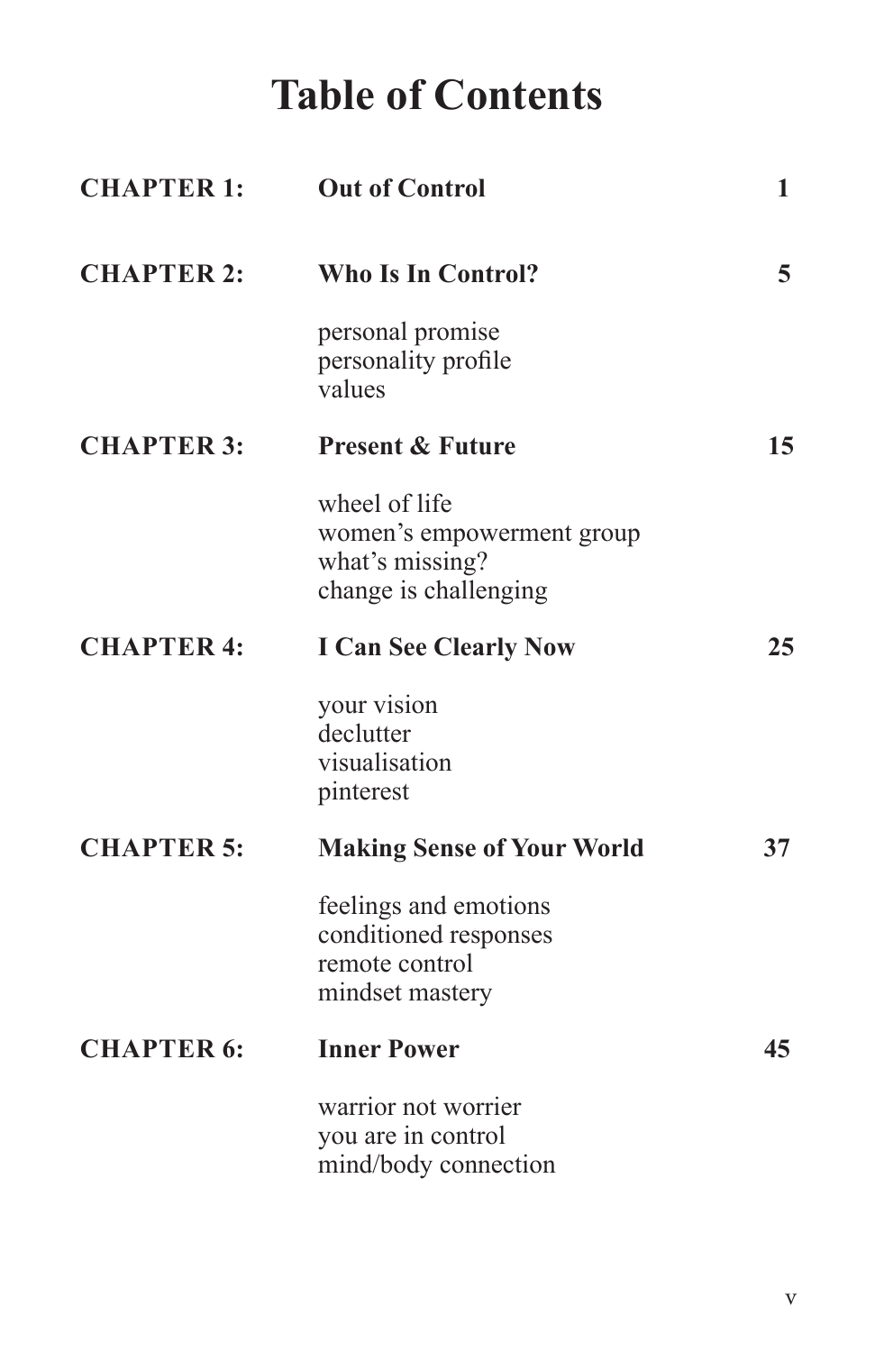# Table of Contents

**CHAPTER 1:** **Out of Control** **1**

**CHAPTER 2:** **Who Is In Control?** **5**

personal promise
personality profile
values

**CHAPTER 3:** **Present & Future** **15**

wheel of life
women's empowerment group
what's missing?
change is challenging

**CHAPTER 4:** **I Can See Clearly Now** **25**

your vision
declutter
visualisation
pinterest

**CHAPTER 5:** **Making Sense of Your World** **37**

feelings and emotions
conditioned responses
remote control
mindset mastery

**CHAPTER 6:** **Inner Power** **45**

warrior not worrier
you are in control
mind/body connection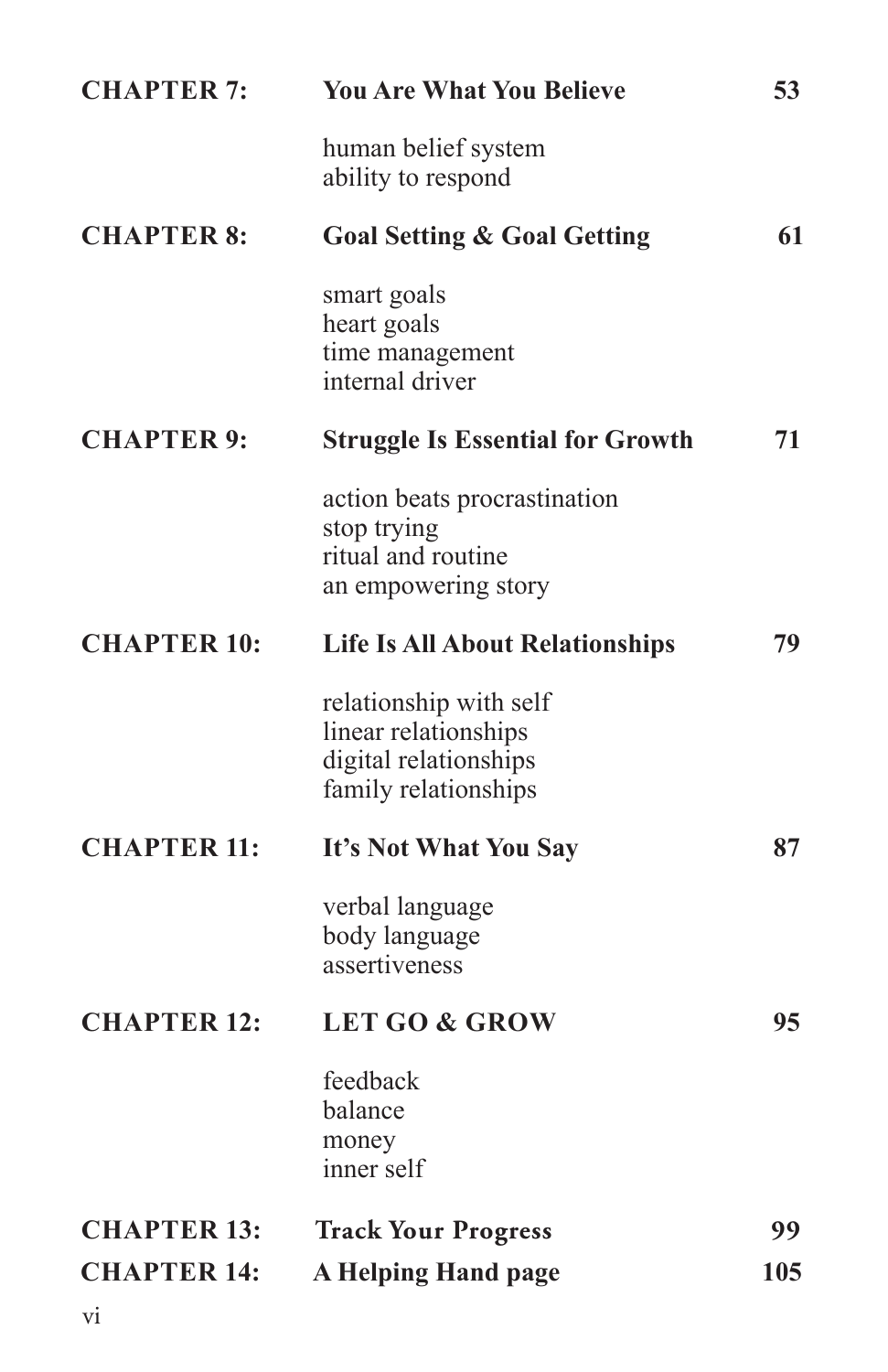**CHAPTER 7:** **You Are What You Believe** **53**

human belief system
ability to respond

**CHAPTER 8:** **Goal Setting & Goal Getting** **61**

smart goals
heart goals
time management
internal driver

**CHAPTER 9:** **Struggle Is Essential for Growth** **71**

action beats procrastination
stop trying
ritual and routine
an empowering story

**CHAPTER 10:** **Life Is All About Relationships** **79**

relationship with self
linear relationships
digital relationships
family relationships

**CHAPTER 11:** **It's Not What You Say** **87**

verbal language
body language
assertiveness

**CHAPTER 12:** **LET GO & GROW** **95**

feedback
balance
money
inner self

**CHAPTER 13:** **Track Your Progress** **99**

**CHAPTER 14:** **A Helping Hand page** **105**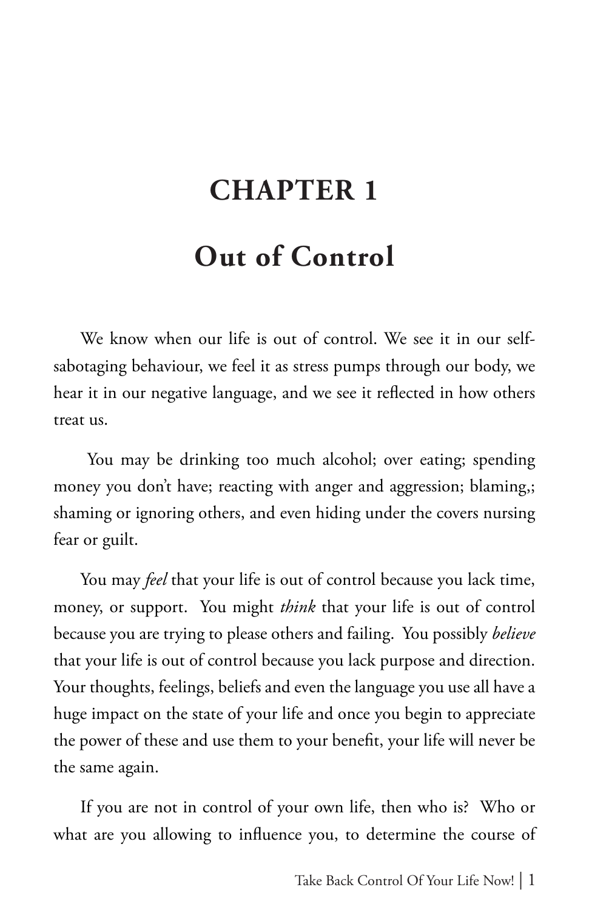# CHAPTER 1

## Out of Control

We know when our life is out of control. We see it in our self-sabotaging behaviour, we feel it as stress pumps through our body, we hear it in our negative language, and we see it reflected in how others treat us.

You may be drinking too much alcohol; over eating; spending money you don't have; reacting with anger and aggression; blaming,; shaming or ignoring others, and even hiding under the covers nursing fear or guilt.

You may *feel* that your life is out of control because you lack time, money, or support. You might *think* that your life is out of control because you are trying to please others and failing. You possibly *believe* that your life is out of control because you lack purpose and direction. Your thoughts, feelings, beliefs and even the language you use all have a huge impact on the state of your life and once you begin to appreciate the power of these and use them to your benefit, your life will never be the same again.

If you are not in control of your own life, then who is? Who or what are you allowing to influence you, to determine the course of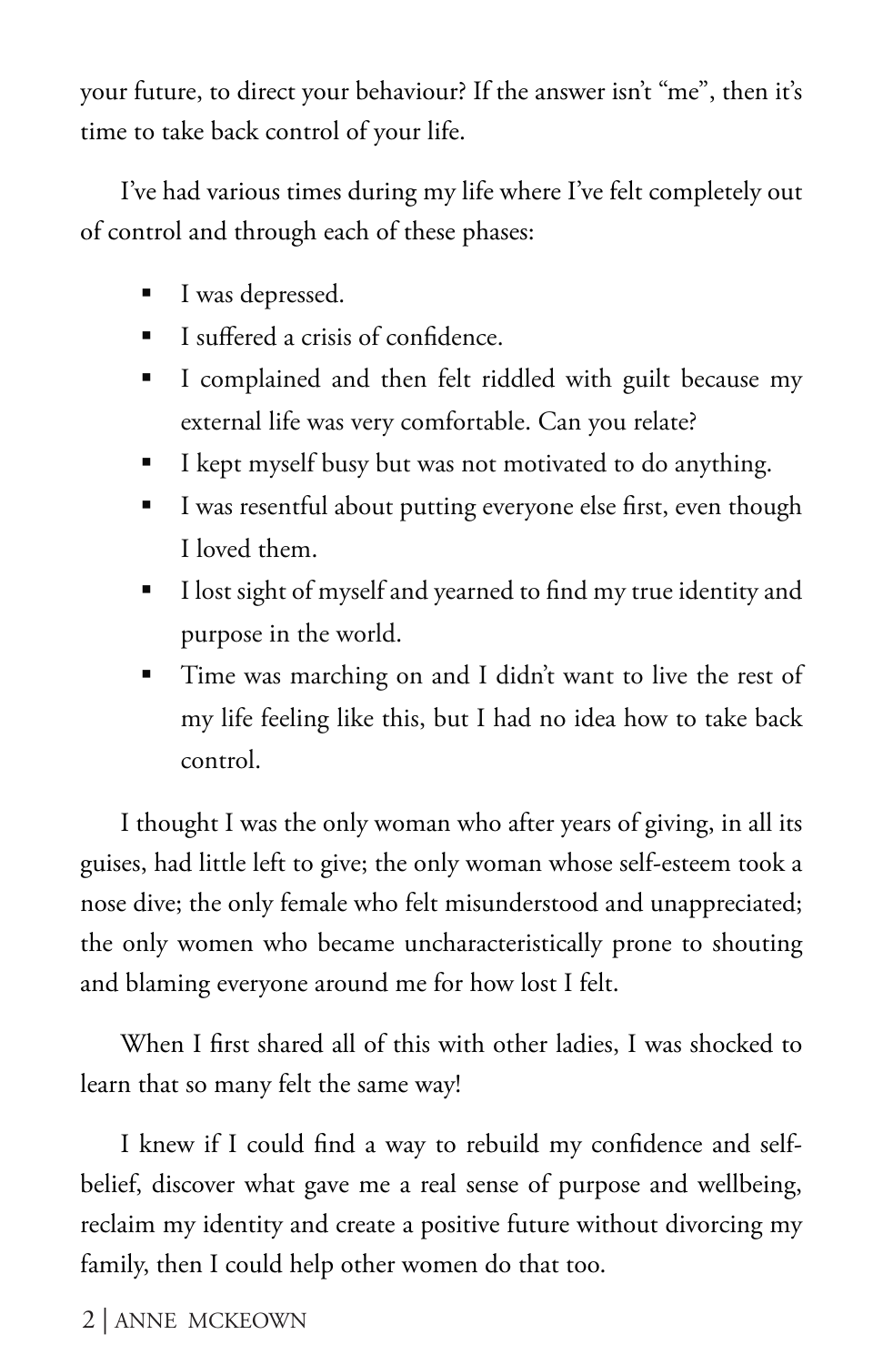your future, to direct your behaviour? If the answer isn't "me", then it's time to take back control of your life.

I've had various times during my life where I've felt completely out of control and through each of these phases:

- I was depressed.
- I suffered a crisis of confidence.
- I complained and then felt riddled with guilt because my external life was very comfortable. Can you relate?
- I kept myself busy but was not motivated to do anything.
- I was resentful about putting everyone else first, even though I loved them.
- I lost sight of myself and yearned to find my true identity and purpose in the world.
- Time was marching on and I didn't want to live the rest of my life feeling like this, but I had no idea how to take back control.

I thought I was the only woman who after years of giving, in all its guises, had little left to give; the only woman whose self-esteem took a nose dive; the only female who felt misunderstood and unappreciated; the only women who became uncharacteristically prone to shouting and blaming everyone around me for how lost I felt.

When I first shared all of this with other ladies, I was shocked to learn that so many felt the same way!

I knew if I could find a way to rebuild my confidence and self-belief, discover what gave me a real sense of purpose and wellbeing, reclaim my identity and create a positive future without divorcing my family, then I could help other women do that too.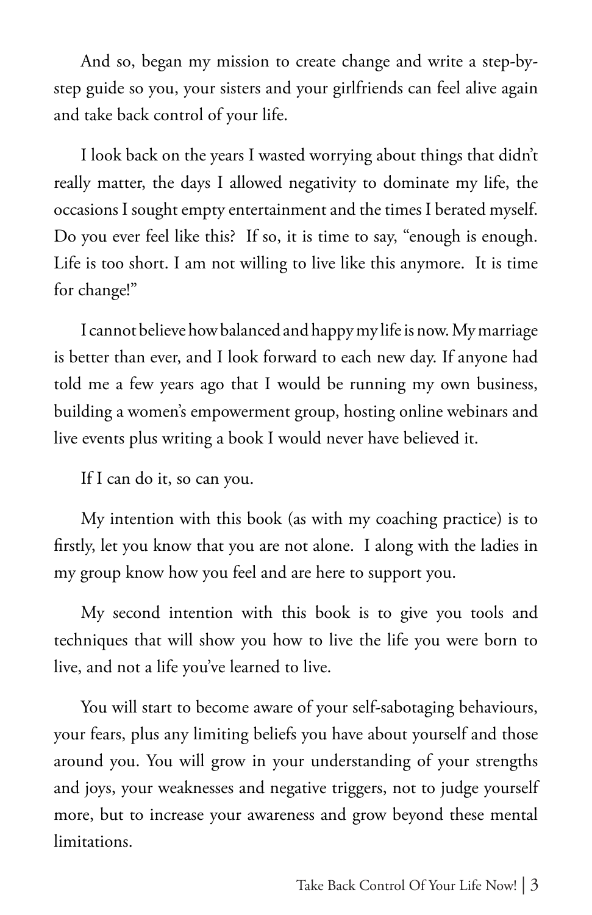And so, began my mission to create change and write a step-by-step guide so you, your sisters and your girlfriends can feel alive again and take back control of your life.

I look back on the years I wasted worrying about things that didn't really matter, the days I allowed negativity to dominate my life, the occasions I sought empty entertainment and the times I berated myself. Do you ever feel like this? If so, it is time to say, "enough is enough. Life is too short. I am not willing to live like this anymore. It is time for change!"

I cannot believe how balanced and happy my life is now. My marriage is better than ever, and I look forward to each new day. If anyone had told me a few years ago that I would be running my own business, building a women's empowerment group, hosting online webinars and live events plus writing a book I would never have believed it.

If I can do it, so can you.

My intention with this book (as with my coaching practice) is to firstly, let you know that you are not alone. I along with the ladies in my group know how you feel and are here to support you.

My second intention with this book is to give you tools and techniques that will show you how to live the life you were born to live, and not a life you've learned to live.

You will start to become aware of your self-sabotaging behaviours, your fears, plus any limiting beliefs you have about yourself and those around you. You will grow in your understanding of your strengths and joys, your weaknesses and negative triggers, not to judge yourself more, but to increase your awareness and grow beyond these mental limitations.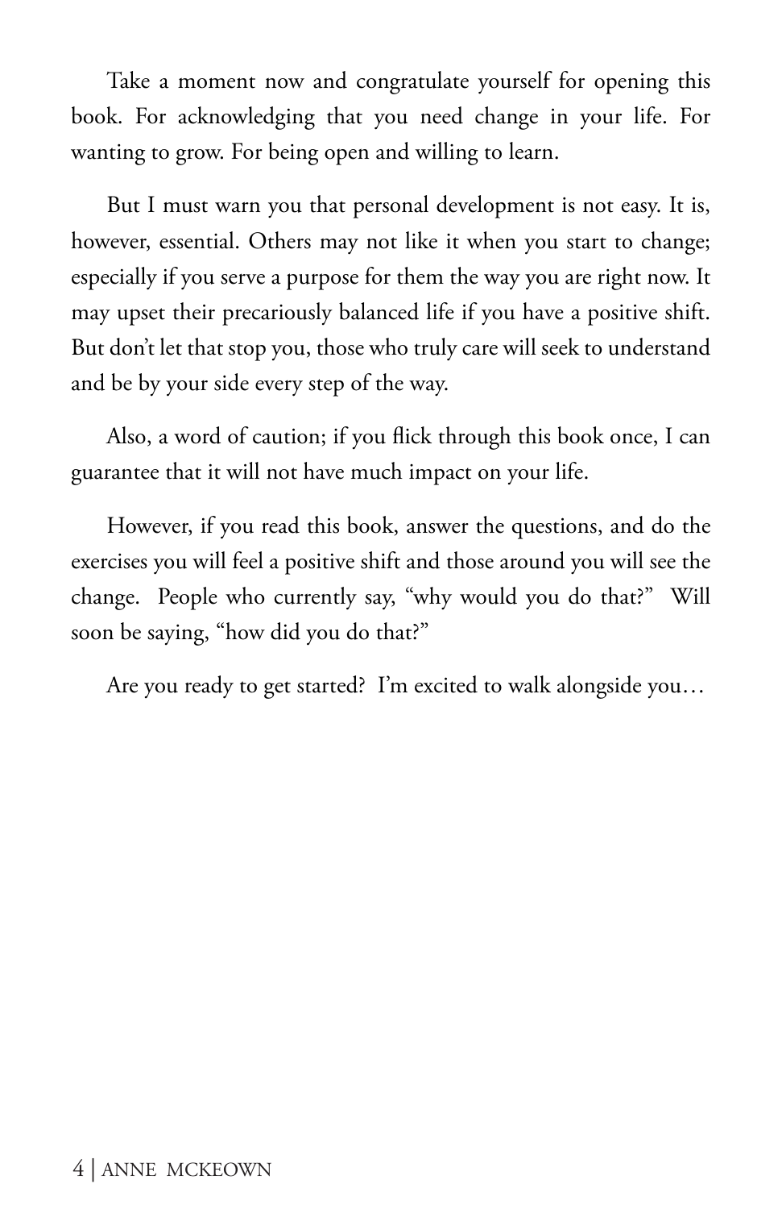Take a moment now and congratulate yourself for opening this book. For acknowledging that you need change in your life. For wanting to grow. For being open and willing to learn.

But I must warn you that personal development is not easy. It is, however, essential. Others may not like it when you start to change; especially if you serve a purpose for them the way you are right now. It may upset their precariously balanced life if you have a positive shift. But don't let that stop you, those who truly care will seek to understand and be by your side every step of the way.

Also, a word of caution; if you flick through this book once, I can guarantee that it will not have much impact on your life.

However, if you read this book, answer the questions, and do the exercises you will feel a positive shift and those around you will see the change. People who currently say, "why would you do that?" Will soon be saying, "how did you do that?"

Are you ready to get started? I'm excited to walk alongside you…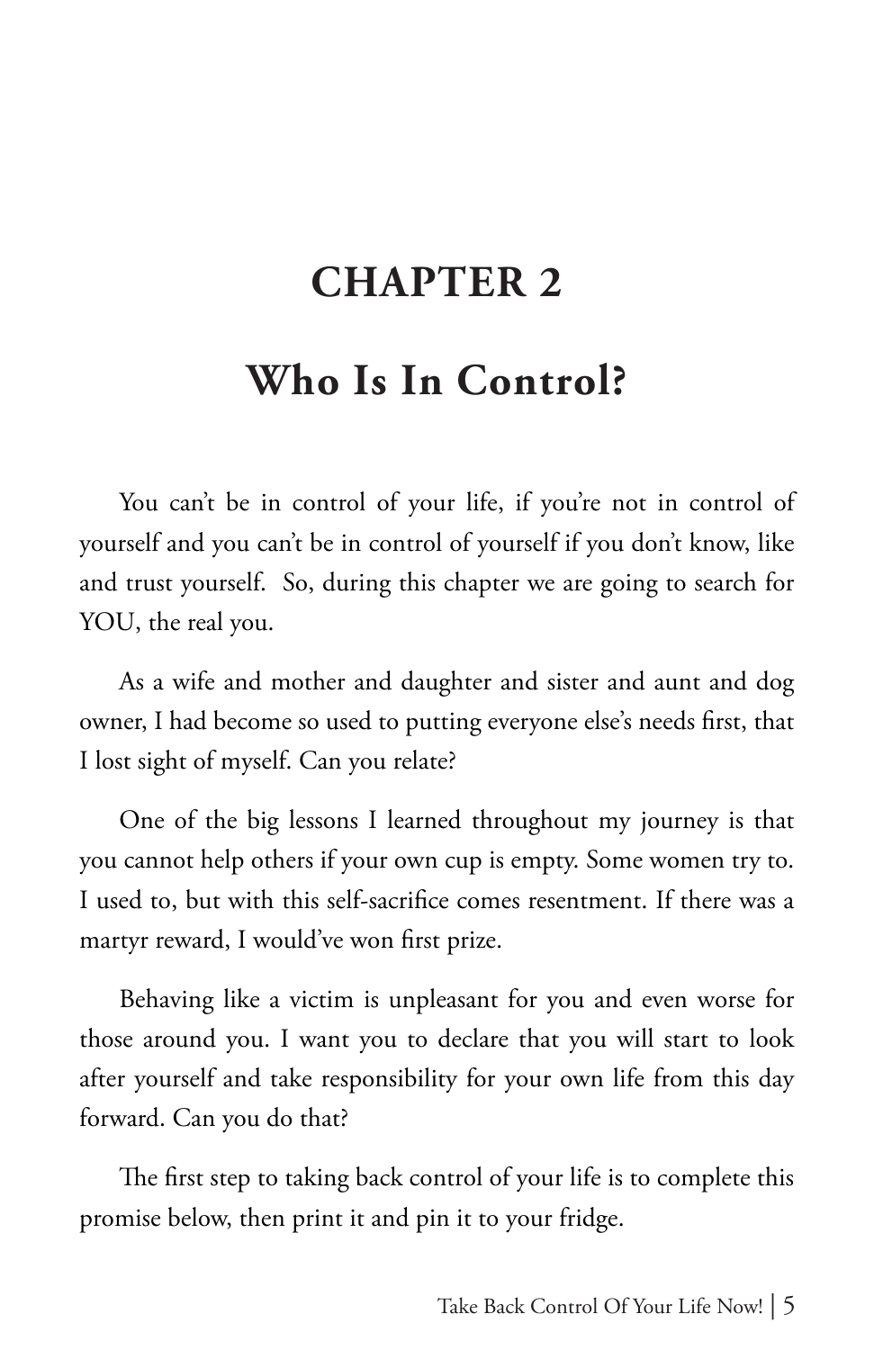# CHAPTER 2

## Who Is In Control?

You can't be in control of your life, if you're not in control of yourself and you can't be in control of yourself if you don't know, like and trust yourself. So, during this chapter we are going to search for YOU, the real you.

As a wife and mother and daughter and sister and aunt and dog owner, I had become so used to putting everyone else's needs first, that I lost sight of myself. Can you relate?

One of the big lessons I learned throughout my journey is that you cannot help others if your own cup is empty. Some women try to. I used to, but with this self-sacrifice comes resentment. If there was a martyr reward, I would've won first prize.

Behaving like a victim is unpleasant for you and even worse for those around you. I want you to declare that you will start to look after yourself and take responsibility for your own life from this day forward. Can you do that?

The first step to taking back control of your life is to complete this promise below, then print it and pin it to your fridge.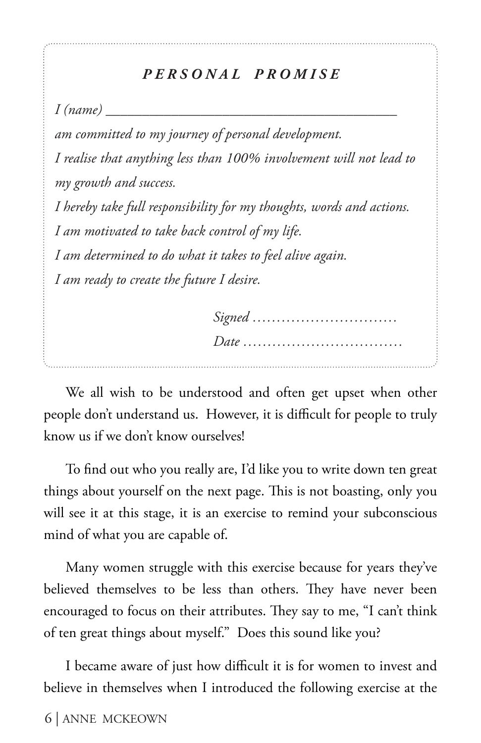***PERSONAL PROMISE***

*I (name) ________________________________________*

*am committed to my journey of personal development.*

*I realise that anything less than 100% involvement will not lead to my growth and success.*

*I hereby take full responsibility for my thoughts, words and actions.*

*I am motivated to take back control of my life.*

*I am determined to do what it takes to feel alive again.*

*I am ready to create the future I desire.*

*Signed ............................*

*Date ...............................*

We all wish to be understood and often get upset when other people don't understand us. However, it is difficult for people to truly know us if we don't know ourselves!

To find out who you really are, I'd like you to write down ten great things about yourself on the next page. This is not boasting, only you will see it at this stage, it is an exercise to remind your subconscious mind of what you are capable of.

Many women struggle with this exercise because for years they've believed themselves to be less than others. They have never been encouraged to focus on their attributes. They say to me, "I can't think of ten great things about myself." Does this sound like you?

I became aware of just how difficult it is for women to invest and believe in themselves when I introduced the following exercise at the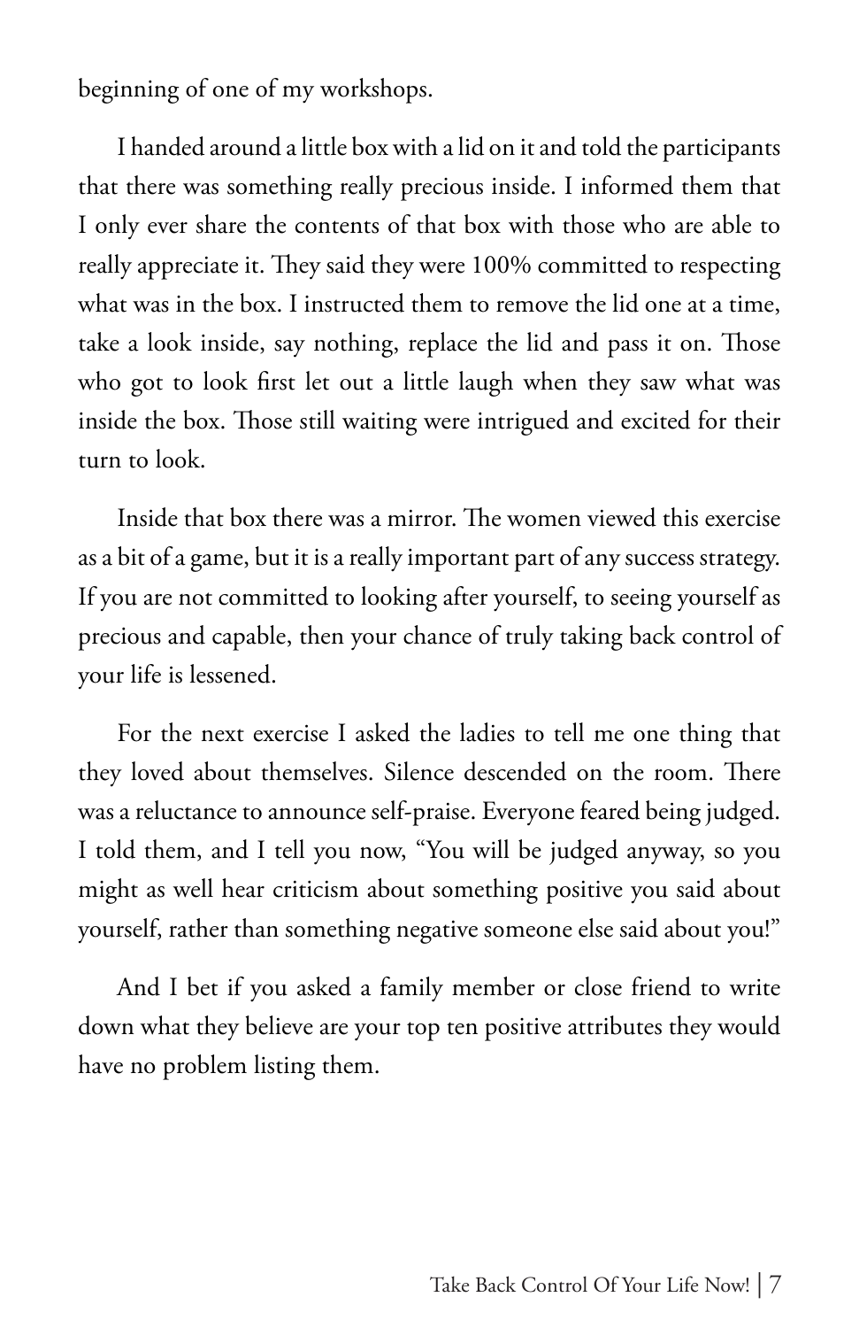beginning of one of my workshops.

I handed around a little box with a lid on it and told the participants that there was something really precious inside. I informed them that I only ever share the contents of that box with those who are able to really appreciate it. They said they were 100% committed to respecting what was in the box. I instructed them to remove the lid one at a time, take a look inside, say nothing, replace the lid and pass it on. Those who got to look first let out a little laugh when they saw what was inside the box. Those still waiting were intrigued and excited for their turn to look.

Inside that box there was a mirror. The women viewed this exercise as a bit of a game, but it is a really important part of any success strategy. If you are not committed to looking after yourself, to seeing yourself as precious and capable, then your chance of truly taking back control of your life is lessened.

For the next exercise I asked the ladies to tell me one thing that they loved about themselves. Silence descended on the room. There was a reluctance to announce self-praise. Everyone feared being judged. I told them, and I tell you now, "You will be judged anyway, so you might as well hear criticism about something positive you said about yourself, rather than something negative someone else said about you!"

And I bet if you asked a family member or close friend to write down what they believe are your top ten positive attributes they would have no problem listing them.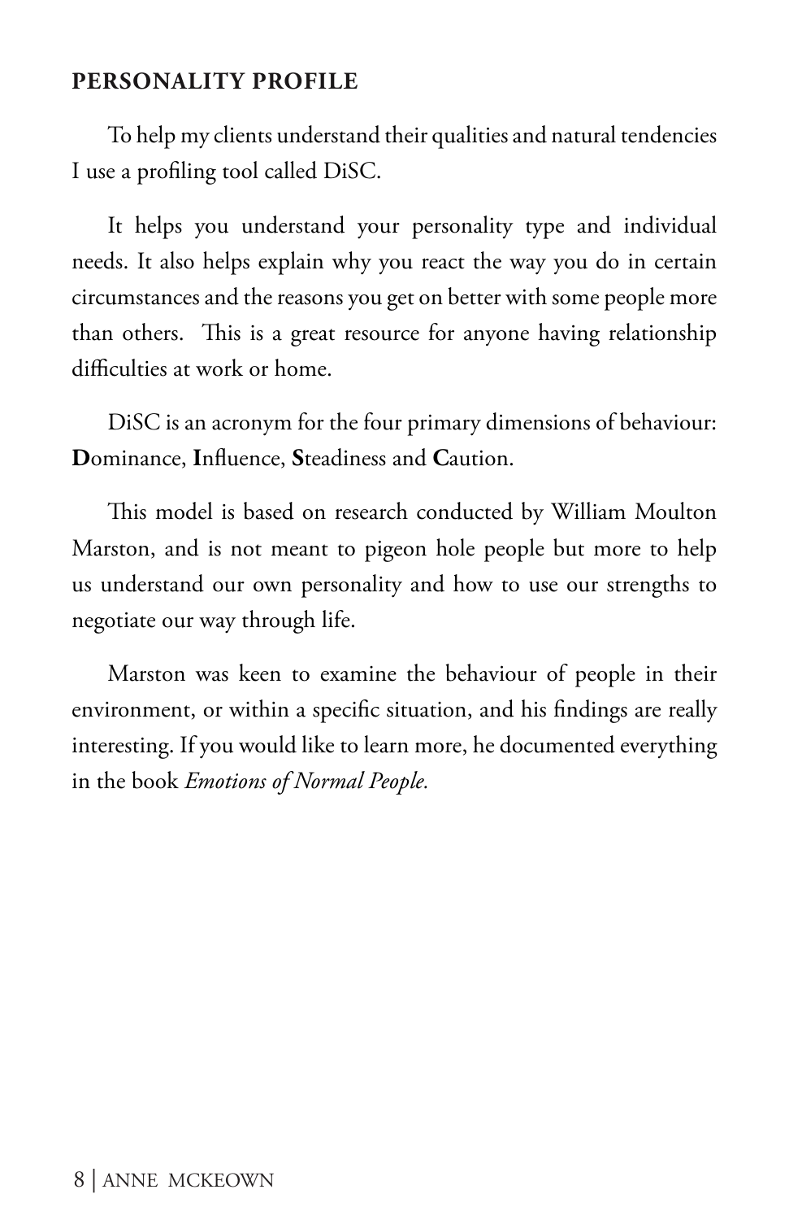## PERSONALITY PROFILE

To help my clients understand their qualities and natural tendencies I use a profiling tool called DiSC.

It helps you understand your personality type and individual needs. It also helps explain why you react the way you do in certain circumstances and the reasons you get on better with some people more than others. This is a great resource for anyone having relationship difficulties at work or home.

DiSC is an acronym for the four primary dimensions of behaviour: **D**ominance, **I**nfluence, **S**teadiness and **C**aution.

This model is based on research conducted by William Moulton Marston, and is not meant to pigeon hole people but more to help us understand our own personality and how to use our strengths to negotiate our way through life.

Marston was keen to examine the behaviour of people in their environment, or within a specific situation, and his findings are really interesting. If you would like to learn more, he documented everything in the book *Emotions of Normal People.*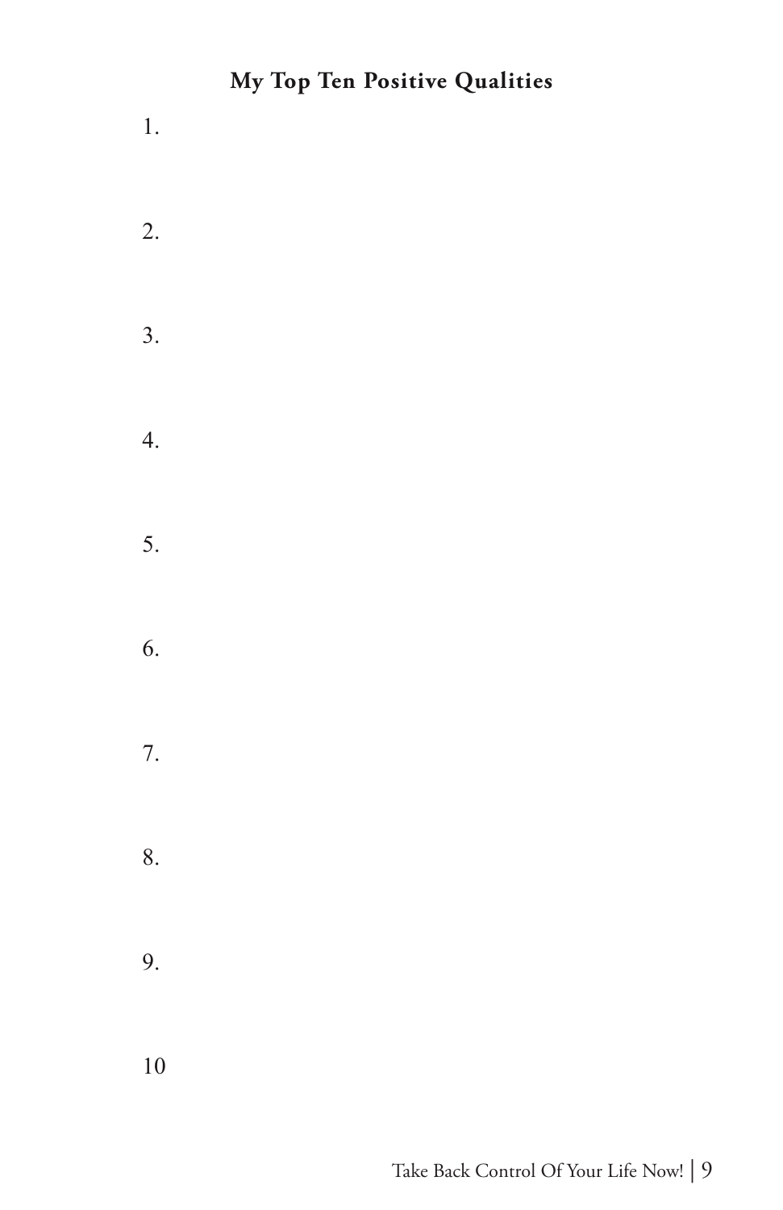### My Top Ten Positive Qualities

1.

2.

3.

4.

5.

6.

7.

8.

9.

10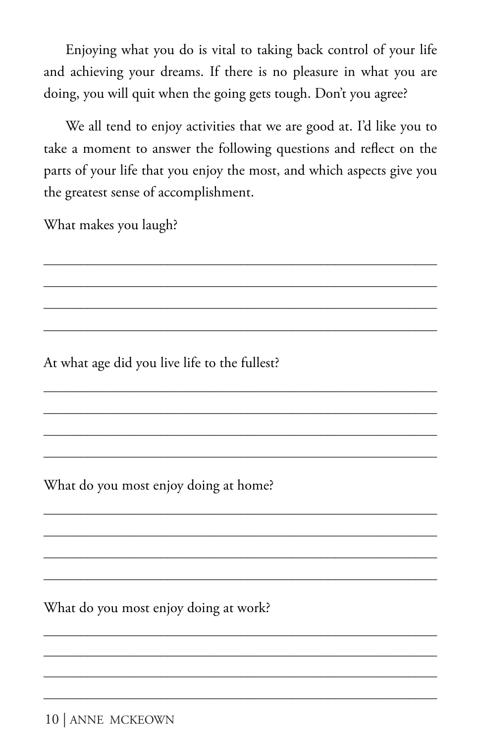Enjoying what you do is vital to taking back control of your life and achieving your dreams. If there is no pleasure in what you are doing, you will quit when the going gets tough. Don't you agree?

We all tend to enjoy activities that we are good at. I'd like you to take a moment to answer the following questions and reflect on the parts of your life that you enjoy the most, and which aspects give you the greatest sense of accomplishment.

What makes you laugh?

______________________________________________________

______________________________________________________

______________________________________________________

______________________________________________________

At what age did you live life to the fullest?

______________________________________________________

______________________________________________________

______________________________________________________

______________________________________________________

What do you most enjoy doing at home?

______________________________________________________

______________________________________________________

______________________________________________________

______________________________________________________

What do you most enjoy doing at work?

______________________________________________________

______________________________________________________

______________________________________________________

______________________________________________________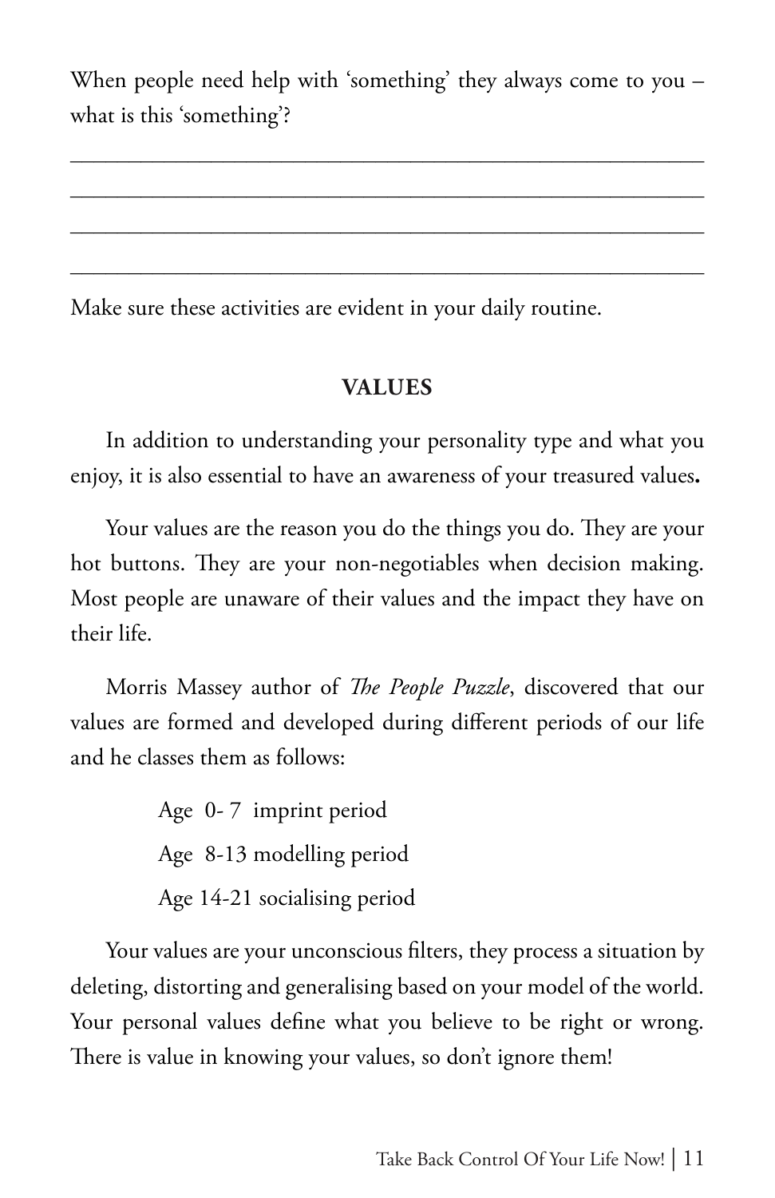When people need help with 'something' they always come to you – what is this 'something'?

______________________________________________________

______________________________________________________

______________________________________________________

______________________________________________________

Make sure these activities are evident in your daily routine.

## VALUES

In addition to understanding your personality type and what you enjoy, it is also essential to have an awareness of your treasured values.

Your values are the reason you do the things you do. They are your hot buttons. They are your non-negotiables when decision making. Most people are unaware of their values and the impact they have on their life.

Morris Massey author of *The People Puzzle*, discovered that our values are formed and developed during different periods of our life and he classes them as follows:

Age 0- 7 imprint period

Age 8-13 modelling period

Age 14-21 socialising period

Your values are your unconscious filters, they process a situation by deleting, distorting and generalising based on your model of the world. Your personal values define what you believe to be right or wrong. There is value in knowing your values, so don't ignore them!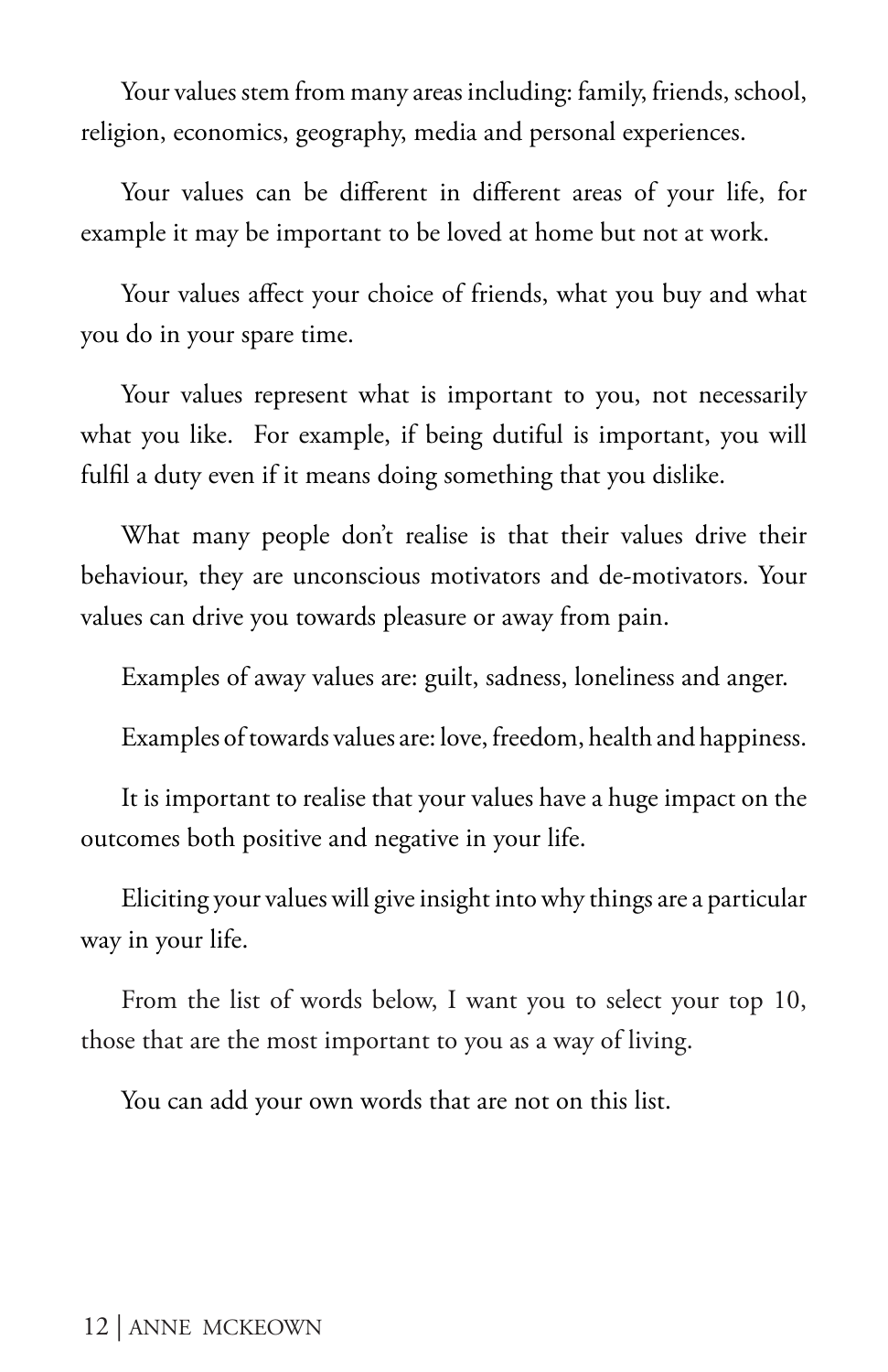Your values stem from many areas including: family, friends, school, religion, economics, geography, media and personal experiences.

Your values can be different in different areas of your life, for example it may be important to be loved at home but not at work.

Your values affect your choice of friends, what you buy and what you do in your spare time.

Your values represent what is important to you, not necessarily what you like. For example, if being dutiful is important, you will fulfil a duty even if it means doing something that you dislike.

What many people don't realise is that their values drive their behaviour, they are unconscious motivators and de-motivators. Your values can drive you towards pleasure or away from pain.

Examples of away values are: guilt, sadness, loneliness and anger.

Examples of towards values are: love, freedom, health and happiness.

It is important to realise that your values have a huge impact on the outcomes both positive and negative in your life.

Eliciting your values will give insight into why things are a particular way in your life.

From the list of words below, I want you to select your top 10, those that are the most important to you as a way of living.

You can add your own words that are not on this list.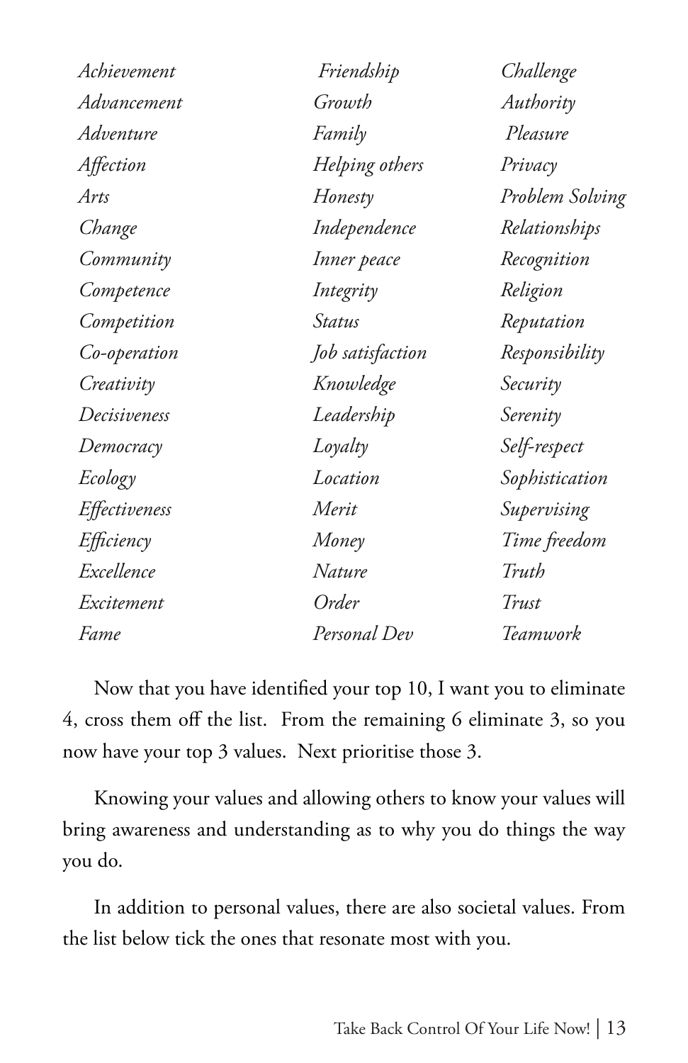| | | |
|---|---|---|
| *Achievement* | *Friendship* | *Challenge* |
| *Advancement* | *Growth* | *Authority* |
| *Adventure* | *Family* | *Pleasure* |
| *Affection* | *Helping others* | *Privacy* |
| *Arts* | *Honesty* | *Problem Solving* |
| *Change* | *Independence* | *Relationships* |
| *Community* | *Inner peace* | *Recognition* |
| *Competence* | *Integrity* | *Religion* |
| *Competition* | *Status* | *Reputation* |
| *Co-operation* | *Job satisfaction* | *Responsibility* |
| *Creativity* | *Knowledge* | *Security* |
| *Decisiveness* | *Leadership* | *Serenity* |
| *Democracy* | *Loyalty* | *Self-respect* |
| *Ecology* | *Location* | *Sophistication* |
| *Effectiveness* | *Merit* | *Supervising* |
| *Efficiency* | *Money* | *Time freedom* |
| *Excellence* | *Nature* | *Truth* |
| *Excitement* | *Order* | *Trust* |
| *Fame* | *Personal Dev* | *Teamwork* |

Now that you have identified your top 10, I want you to eliminate 4, cross them off the list. From the remaining 6 eliminate 3, so you now have your top 3 values. Next prioritise those 3.

Knowing your values and allowing others to know your values will bring awareness and understanding as to why you do things the way you do.

In addition to personal values, there are also societal values. From the list below tick the ones that resonate most with you.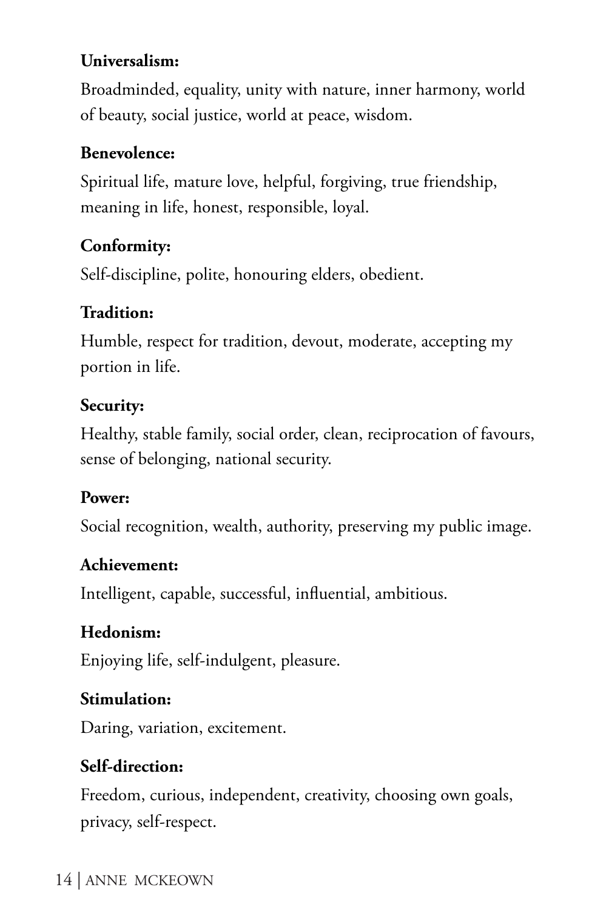**Universalism:**

Broadminded, equality, unity with nature, inner harmony, world of beauty, social justice, world at peace, wisdom.

**Benevolence:**

Spiritual life, mature love, helpful, forgiving, true friendship, meaning in life, honest, responsible, loyal.

**Conformity:**

Self-discipline, polite, honouring elders, obedient.

**Tradition:**

Humble, respect for tradition, devout, moderate, accepting my portion in life.

**Security:**

Healthy, stable family, social order, clean, reciprocation of favours, sense of belonging, national security.

**Power:**

Social recognition, wealth, authority, preserving my public image.

**Achievement:**

Intelligent, capable, successful, influential, ambitious.

**Hedonism:**

Enjoying life, self-indulgent, pleasure.

**Stimulation:**

Daring, variation, excitement.

**Self-direction:**

Freedom, curious, independent, creativity, choosing own goals, privacy, self-respect.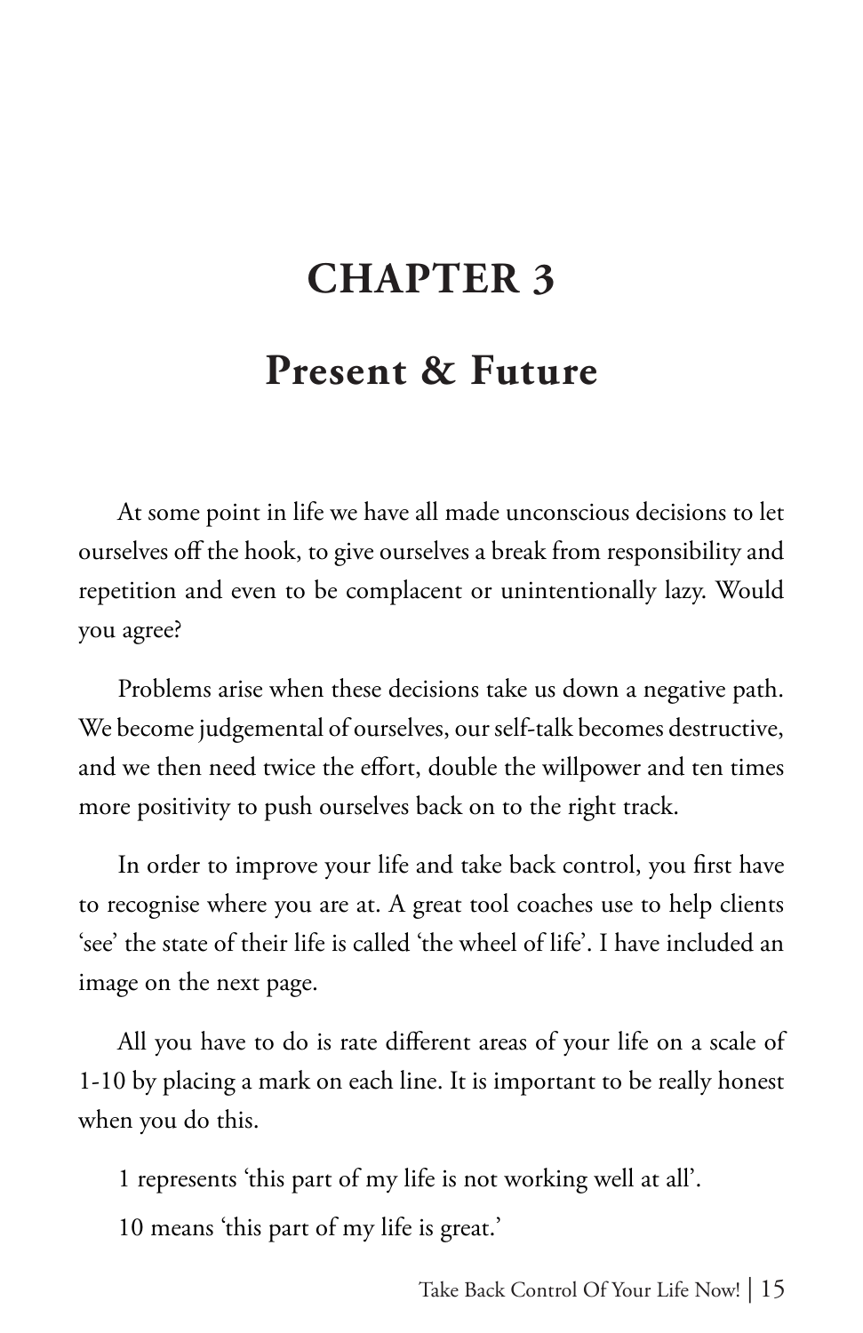# CHAPTER 3

## Present & Future

At some point in life we have all made unconscious decisions to let ourselves off the hook, to give ourselves a break from responsibility and repetition and even to be complacent or unintentionally lazy. Would you agree?

Problems arise when these decisions take us down a negative path. We become judgemental of ourselves, our self-talk becomes destructive, and we then need twice the effort, double the willpower and ten times more positivity to push ourselves back on to the right track.

In order to improve your life and take back control, you first have to recognise where you are at. A great tool coaches use to help clients 'see' the state of their life is called 'the wheel of life'. I have included an image on the next page.

All you have to do is rate different areas of your life on a scale of 1-10 by placing a mark on each line. It is important to be really honest when you do this.

1 represents 'this part of my life is not working well at all'.

10 means 'this part of my life is great.'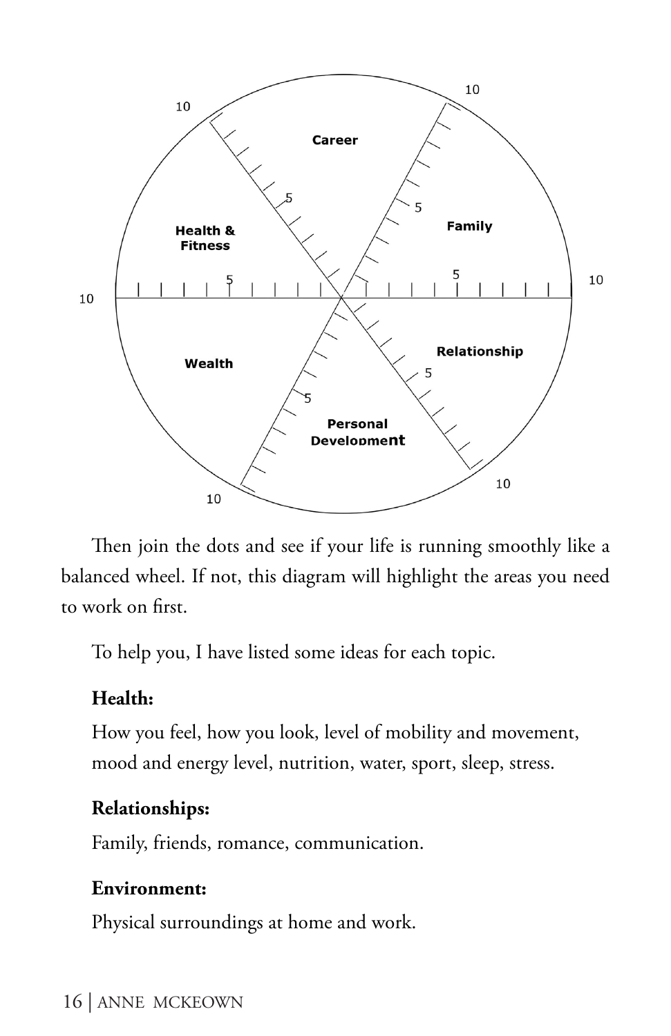Then join the dots and see if your life is running smoothly like a balanced wheel. If not, this diagram will highlight the areas you need to work on first.

To help you, I have listed some ideas for each topic.

**Health:**

How you feel, how you look, level of mobility and movement, mood and energy level, nutrition, water, sport, sleep, stress.

**Relationships:**

Family, friends, romance, communication.

**Environment:**

Physical surroundings at home and work.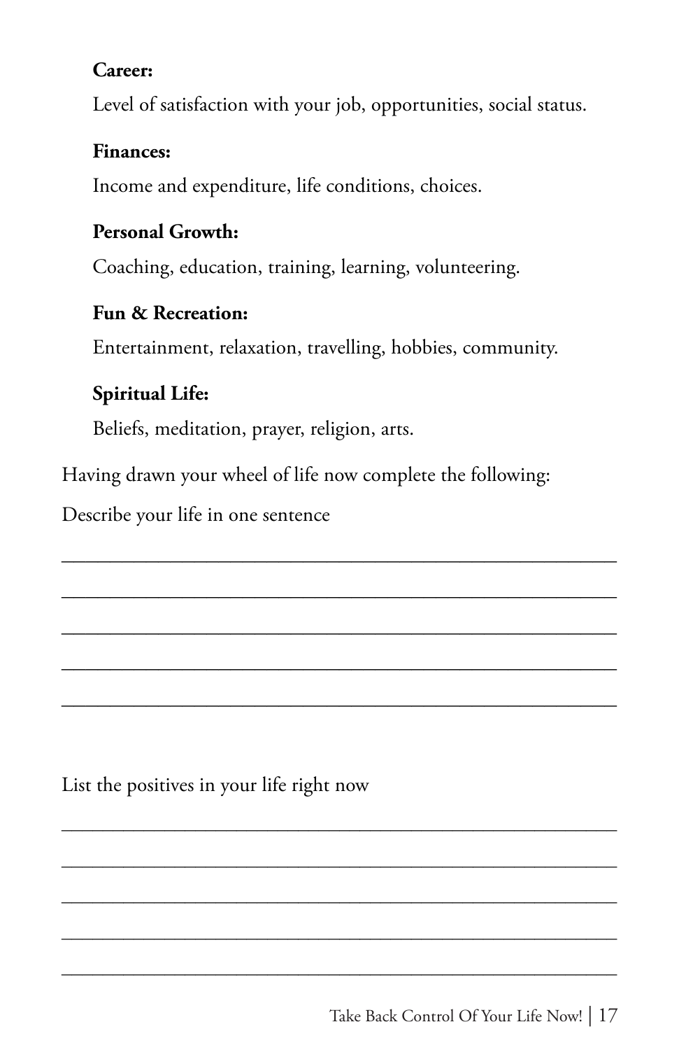**Career:**

Level of satisfaction with your job, opportunities, social status.

**Finances:**

Income and expenditure, life conditions, choices.

**Personal Growth:**

Coaching, education, training, learning, volunteering.

**Fun & Recreation:**

Entertainment, relaxation, travelling, hobbies, community.

**Spiritual Life:**

Beliefs, meditation, prayer, religion, arts.

Having drawn your wheel of life now complete the following:

Describe your life in one sentence

_______________________________________________

_______________________________________________

_______________________________________________

_______________________________________________

_______________________________________________

List the positives in your life right now

_______________________________________________

_______________________________________________

_______________________________________________

_______________________________________________

_______________________________________________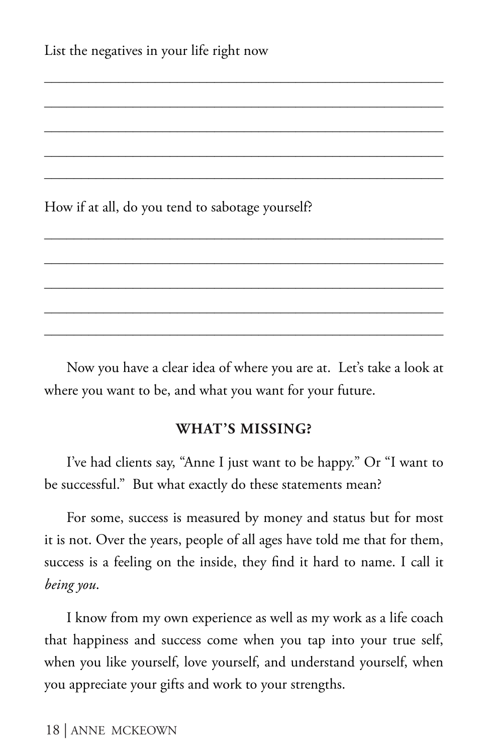List the negatives in your life right now

_______________________________________________

_______________________________________________

_______________________________________________

_______________________________________________

_______________________________________________

How if at all, do you tend to sabotage yourself?

_______________________________________________

_______________________________________________

_______________________________________________

_______________________________________________

_______________________________________________

Now you have a clear idea of where you are at. Let's take a look at where you want to be, and what you want for your future.

### WHAT'S MISSING?

I've had clients say, "Anne I just want to be happy." Or "I want to be successful." But what exactly do these statements mean?

For some, success is measured by money and status but for most it is not. Over the years, people of all ages have told me that for them, success is a feeling on the inside, they find it hard to name. I call it *being you*.

I know from my own experience as well as my work as a life coach that happiness and success come when you tap into your true self, when you like yourself, love yourself, and understand yourself, when you appreciate your gifts and work to your strengths.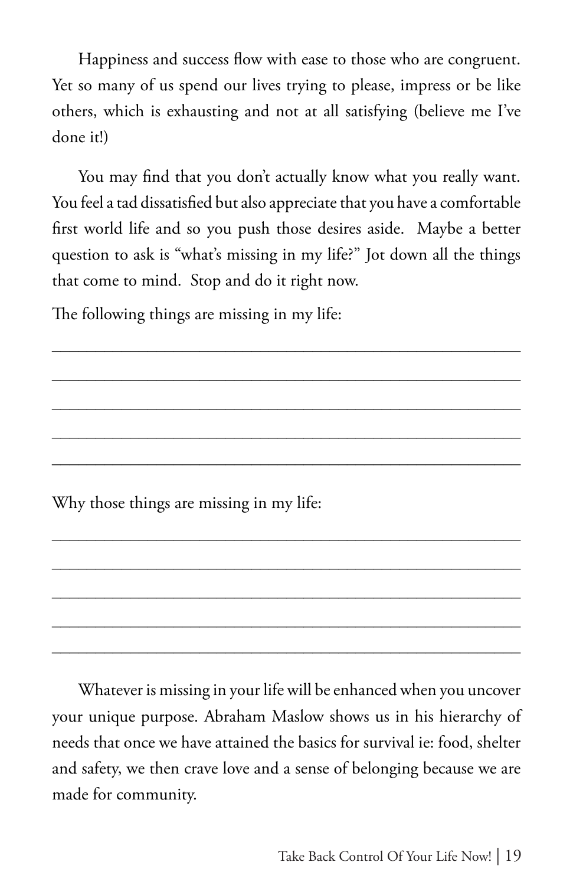Happiness and success flow with ease to those who are congruent. Yet so many of us spend our lives trying to please, impress or be like others, which is exhausting and not at all satisfying (believe me I've done it!)

You may find that you don't actually know what you really want. You feel a tad dissatisfied but also appreciate that you have a comfortable first world life and so you push those desires aside. Maybe a better question to ask is "what's missing in my life?" Jot down all the things that come to mind. Stop and do it right now.

The following things are missing in my life:

_______________________________________________

_______________________________________________

_______________________________________________

_______________________________________________

_______________________________________________

Why those things are missing in my life:

_______________________________________________

_______________________________________________

_______________________________________________

_______________________________________________

_______________________________________________

Whatever is missing in your life will be enhanced when you uncover your unique purpose. Abraham Maslow shows us in his hierarchy of needs that once we have attained the basics for survival ie: food, shelter and safety, we then crave love and a sense of belonging because we are made for community.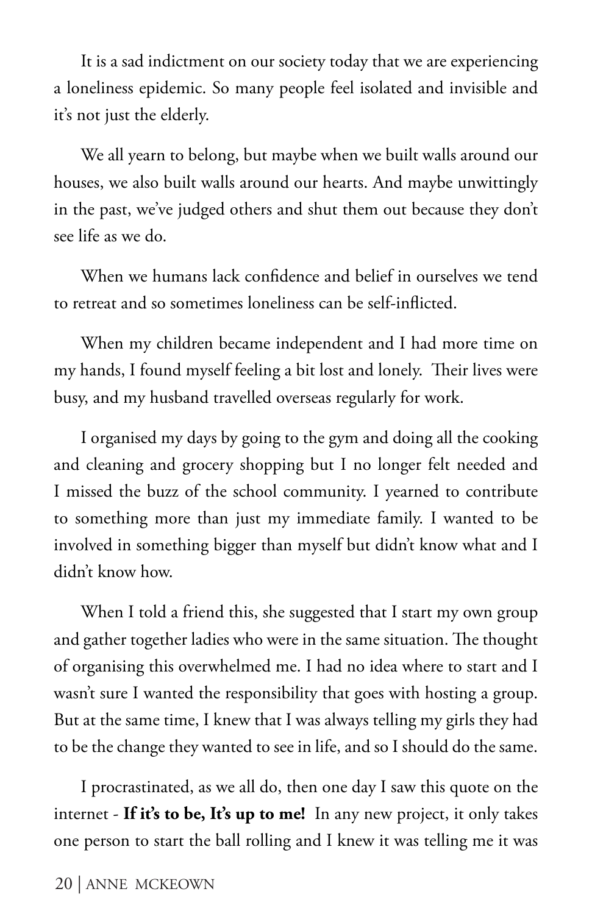It is a sad indictment on our society today that we are experiencing a loneliness epidemic. So many people feel isolated and invisible and it's not just the elderly.

We all yearn to belong, but maybe when we built walls around our houses, we also built walls around our hearts. And maybe unwittingly in the past, we've judged others and shut them out because they don't see life as we do.

When we humans lack confidence and belief in ourselves we tend to retreat and so sometimes loneliness can be self-inflicted.

When my children became independent and I had more time on my hands, I found myself feeling a bit lost and lonely. Their lives were busy, and my husband travelled overseas regularly for work.

I organised my days by going to the gym and doing all the cooking and cleaning and grocery shopping but I no longer felt needed and I missed the buzz of the school community. I yearned to contribute to something more than just my immediate family. I wanted to be involved in something bigger than myself but didn't know what and I didn't know how.

When I told a friend this, she suggested that I start my own group and gather together ladies who were in the same situation. The thought of organising this overwhelmed me. I had no idea where to start and I wasn't sure I wanted the responsibility that goes with hosting a group. But at the same time, I knew that I was always telling my girls they had to be the change they wanted to see in life, and so I should do the same.

I procrastinated, as we all do, then one day I saw this quote on the internet - **If it's to be, It's up to me!** In any new project, it only takes one person to start the ball rolling and I knew it was telling me it was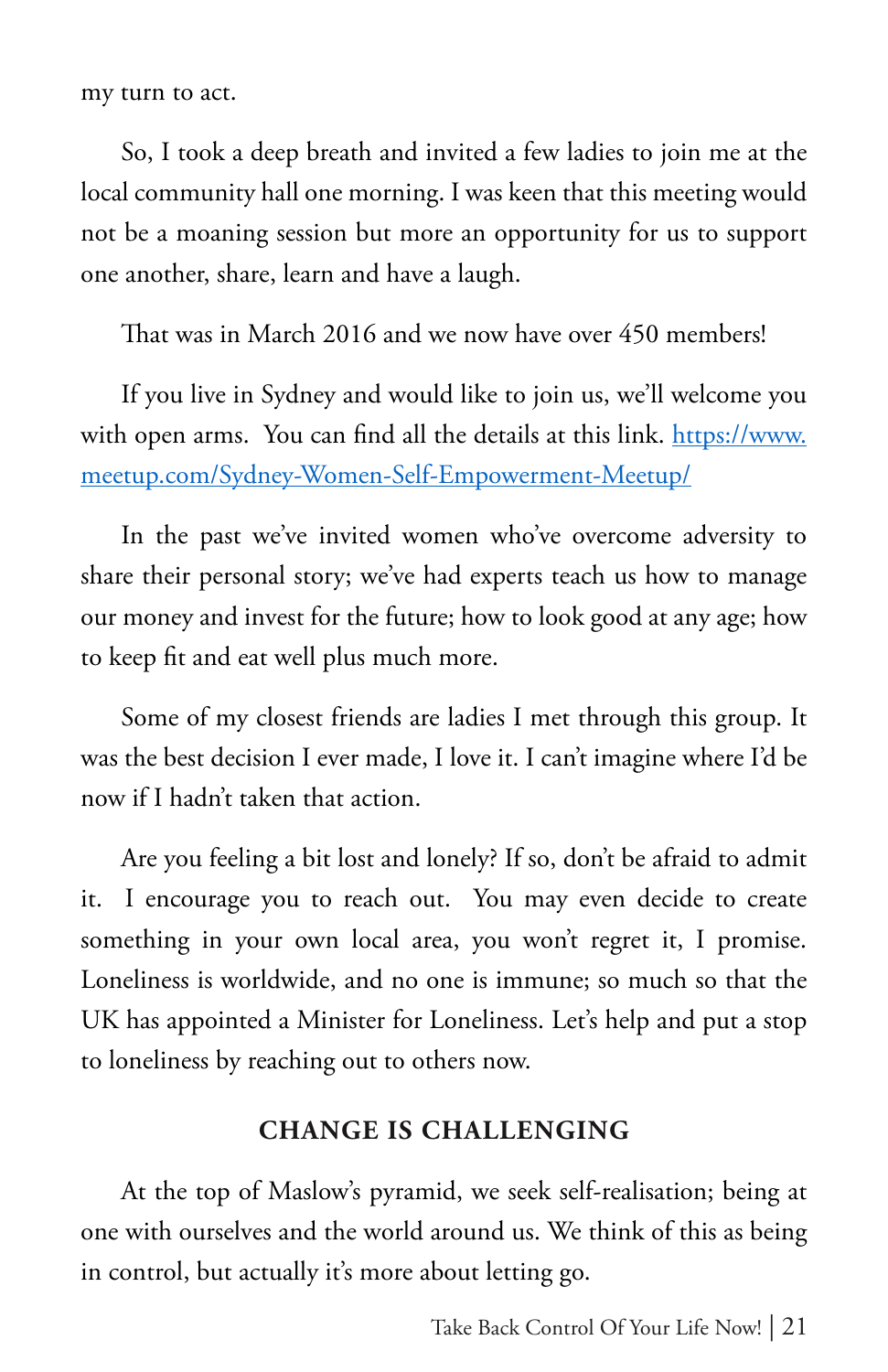my turn to act.

So, I took a deep breath and invited a few ladies to join me at the local community hall one morning. I was keen that this meeting would not be a moaning session but more an opportunity for us to support one another, share, learn and have a laugh.

That was in March 2016 and we now have over 450 members!

If you live in Sydney and would like to join us, we'll welcome you with open arms. You can find all the details at this link. https://www.meetup.com/Sydney-Women-Self-Empowerment-Meetup/

In the past we've invited women who've overcome adversity to share their personal story; we've had experts teach us how to manage our money and invest for the future; how to look good at any age; how to keep fit and eat well plus much more.

Some of my closest friends are ladies I met through this group. It was the best decision I ever made, I love it. I can't imagine where I'd be now if I hadn't taken that action.

Are you feeling a bit lost and lonely? If so, don't be afraid to admit it. I encourage you to reach out. You may even decide to create something in your own local area, you won't regret it, I promise. Loneliness is worldwide, and no one is immune; so much so that the UK has appointed a Minister for Loneliness. Let's help and put a stop to loneliness by reaching out to others now.

## CHANGE IS CHALLENGING

At the top of Maslow's pyramid, we seek self-realisation; being at one with ourselves and the world around us. We think of this as being in control, but actually it's more about letting go.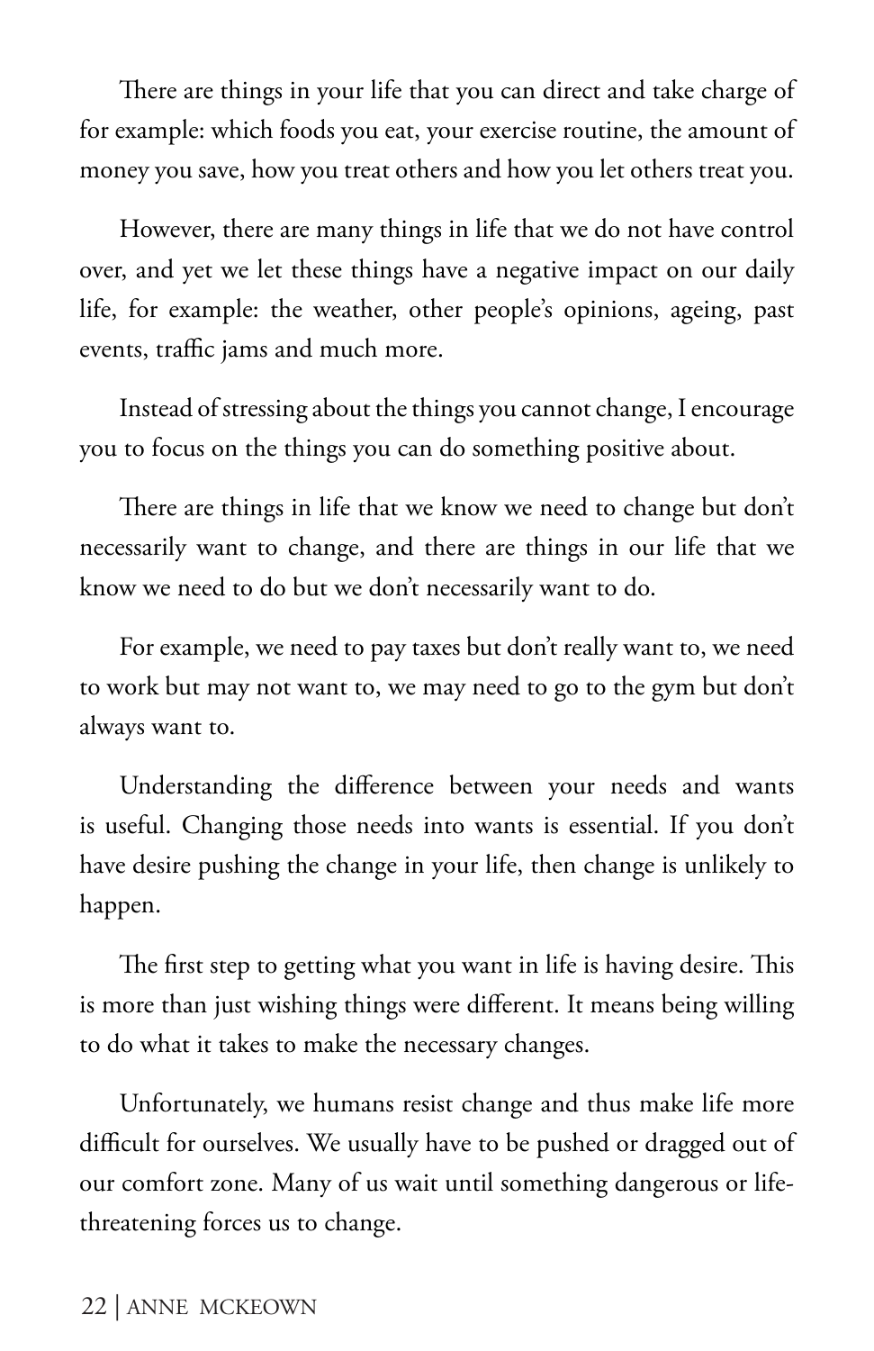There are things in your life that you can direct and take charge of for example: which foods you eat, your exercise routine, the amount of money you save, how you treat others and how you let others treat you.

However, there are many things in life that we do not have control over, and yet we let these things have a negative impact on our daily life, for example: the weather, other people's opinions, ageing, past events, traffic jams and much more.

Instead of stressing about the things you cannot change, I encourage you to focus on the things you can do something positive about.

There are things in life that we know we need to change but don't necessarily want to change, and there are things in our life that we know we need to do but we don't necessarily want to do.

For example, we need to pay taxes but don't really want to, we need to work but may not want to, we may need to go to the gym but don't always want to.

Understanding the difference between your needs and wants is useful. Changing those needs into wants is essential. If you don't have desire pushing the change in your life, then change is unlikely to happen.

The first step to getting what you want in life is having desire. This is more than just wishing things were different. It means being willing to do what it takes to make the necessary changes.

Unfortunately, we humans resist change and thus make life more difficult for ourselves. We usually have to be pushed or dragged out of our comfort zone. Many of us wait until something dangerous or life-threatening forces us to change.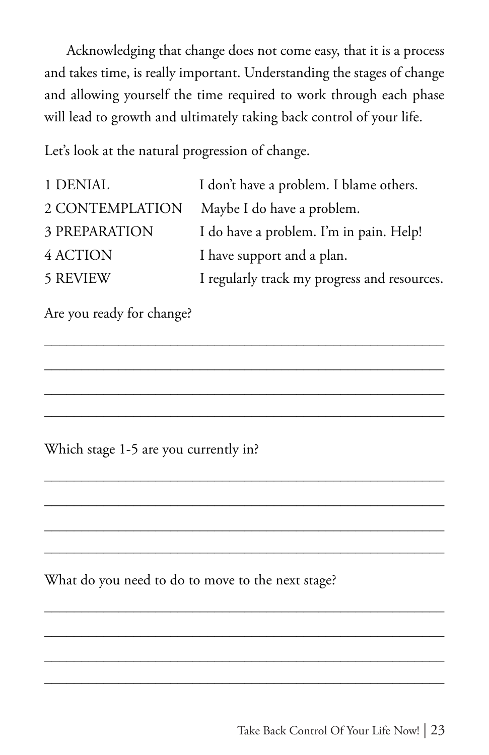Acknowledging that change does not come easy, that it is a process and takes time, is really important. Understanding the stages of change and allowing yourself the time required to work through each phase will lead to growth and ultimately taking back control of your life.

Let's look at the natural progression of change.

| | |
|---|---|
| 1 DENIAL | I don't have a problem. I blame others. |
| 2 CONTEMPLATION | Maybe I do have a problem. |
| 3 PREPARATION | I do have a problem. I'm in pain. Help! |
| 4 ACTION | I have support and a plan. |
| 5 REVIEW | I regularly track my progress and resources. |

Are you ready for change?

_______________________________________________

_______________________________________________

_______________________________________________

_______________________________________________

Which stage 1-5 are you currently in?

_______________________________________________

_______________________________________________

_______________________________________________

_______________________________________________

What do you need to do to move to the next stage?

_______________________________________________

_______________________________________________

_______________________________________________

_______________________________________________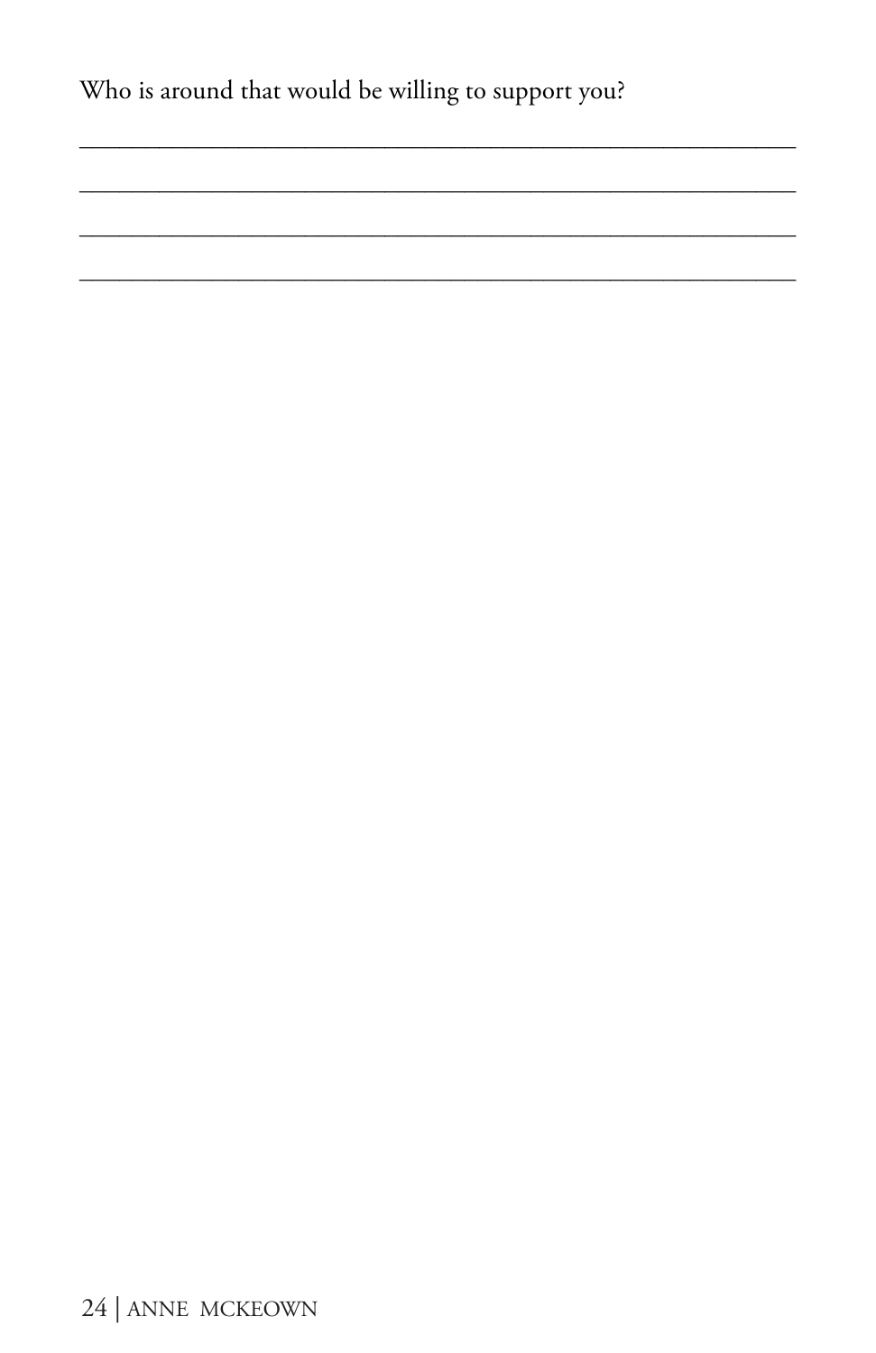Who is around that would be willing to support you?

\_\_\_\_\_\_\_\_\_\_\_\_\_\_\_\_\_\_\_\_\_\_\_\_\_\_\_\_\_\_\_\_\_\_\_\_\_\_\_\_\_\_\_\_\_\_\_\_\_\_\_\_\_\_\_\_\_\_\_\_

\_\_\_\_\_\_\_\_\_\_\_\_\_\_\_\_\_\_\_\_\_\_\_\_\_\_\_\_\_\_\_\_\_\_\_\_\_\_\_\_\_\_\_\_\_\_\_\_\_\_\_\_\_\_\_\_\_\_\_\_

\_\_\_\_\_\_\_\_\_\_\_\_\_\_\_\_\_\_\_\_\_\_\_\_\_\_\_\_\_\_\_\_\_\_\_\_\_\_\_\_\_\_\_\_\_\_\_\_\_\_\_\_\_\_\_\_\_\_\_\_

\_\_\_\_\_\_\_\_\_\_\_\_\_\_\_\_\_\_\_\_\_\_\_\_\_\_\_\_\_\_\_\_\_\_\_\_\_\_\_\_\_\_\_\_\_\_\_\_\_\_\_\_\_\_\_\_\_\_\_\_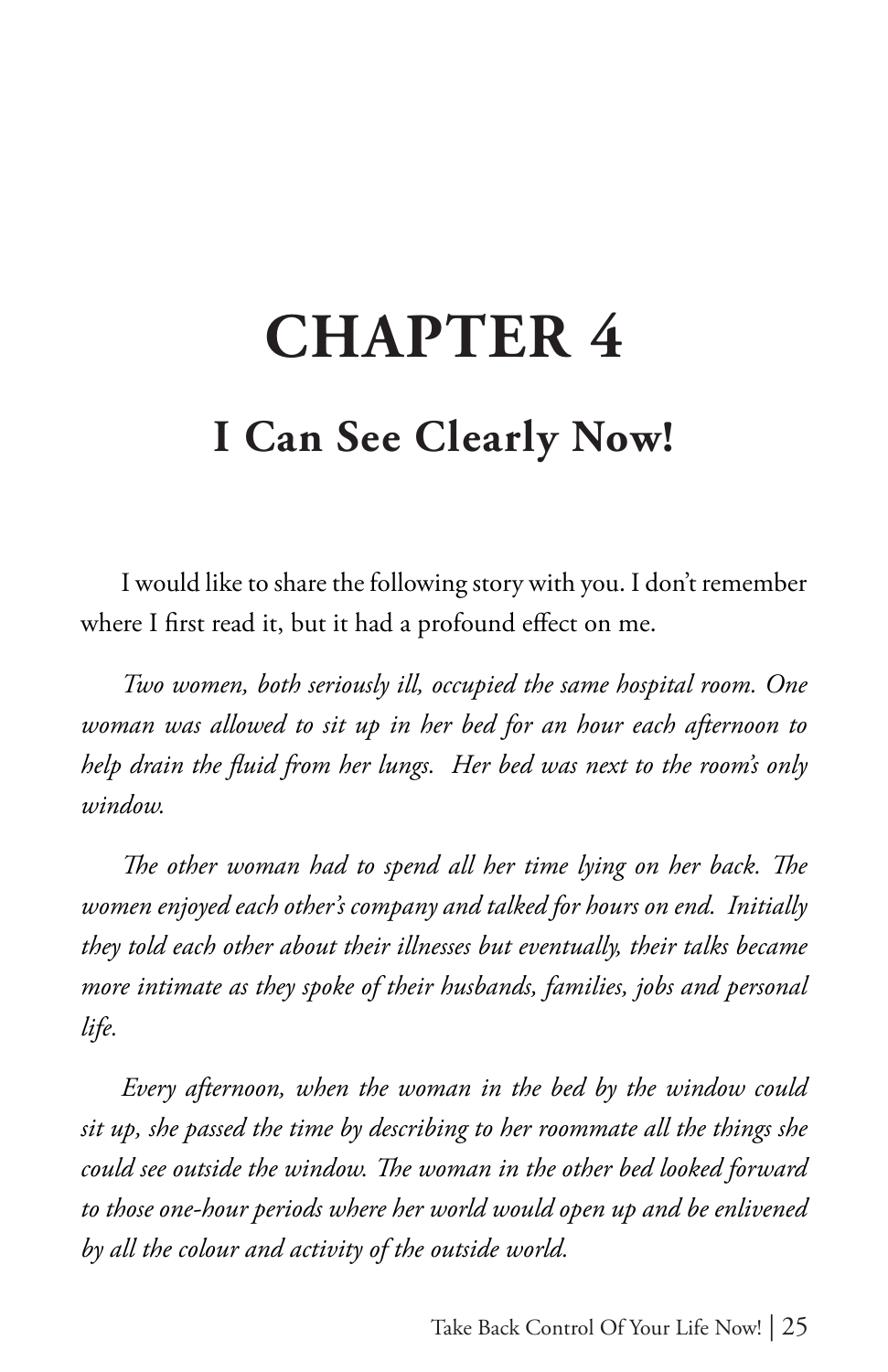# CHAPTER 4

## I Can See Clearly Now!

I would like to share the following story with you. I don't remember where I first read it, but it had a profound effect on me.

*Two women, both seriously ill, occupied the same hospital room. One woman was allowed to sit up in her bed for an hour each afternoon to help drain the fluid from her lungs. Her bed was next to the room's only window.*

*The other woman had to spend all her time lying on her back. The women enjoyed each other's company and talked for hours on end. Initially they told each other about their illnesses but eventually, their talks became more intimate as they spoke of their husbands, families, jobs and personal life.*

*Every afternoon, when the woman in the bed by the window could sit up, she passed the time by describing to her roommate all the things she could see outside the window. The woman in the other bed looked forward to those one-hour periods where her world would open up and be enlivened by all the colour and activity of the outside world.*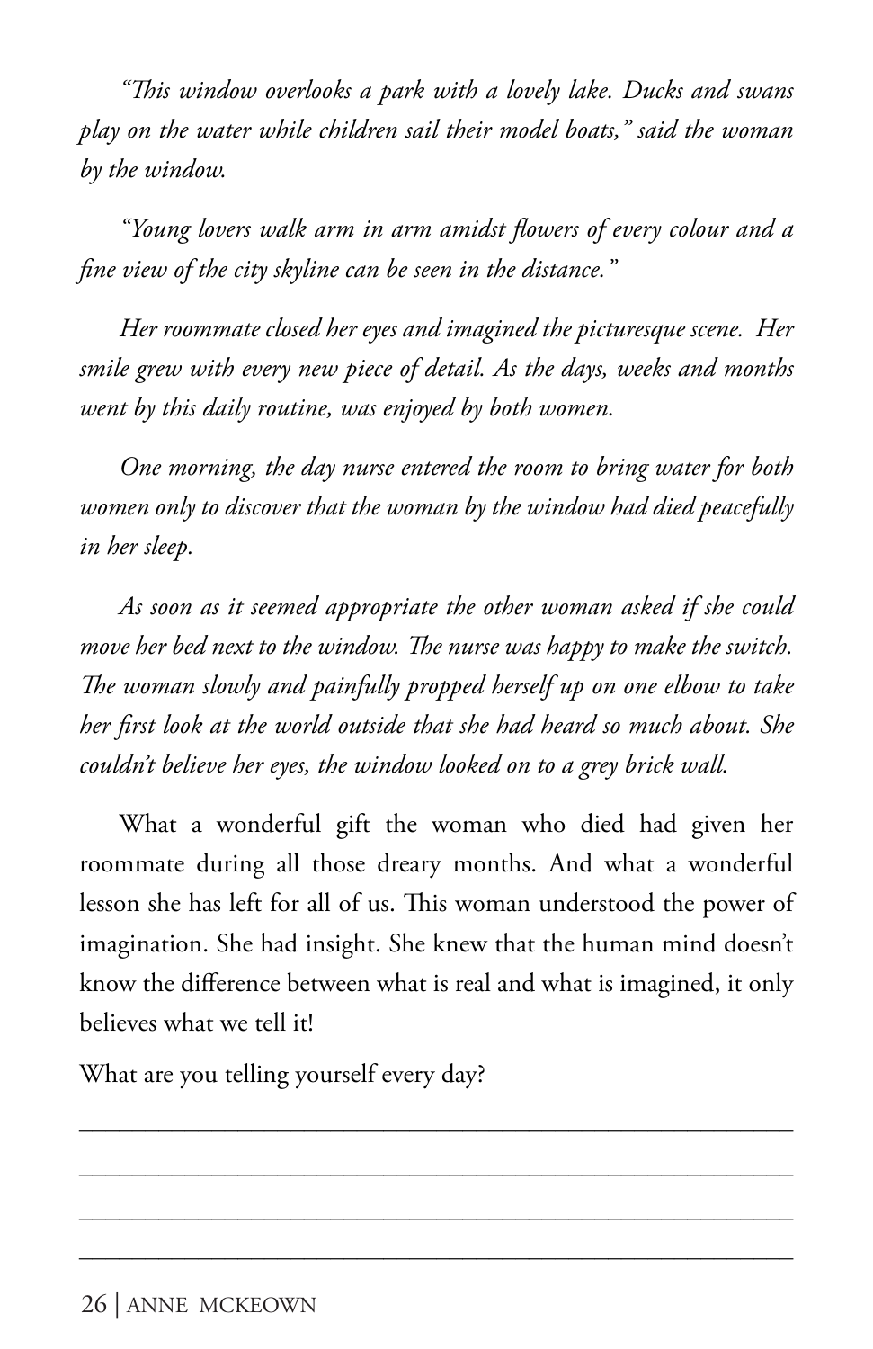*"This window overlooks a park with a lovely lake. Ducks and swans play on the water while children sail their model boats," said the woman by the window.*

*"Young lovers walk arm in arm amidst flowers of every colour and a fine view of the city skyline can be seen in the distance."*

*Her roommate closed her eyes and imagined the picturesque scene. Her smile grew with every new piece of detail. As the days, weeks and months went by this daily routine, was enjoyed by both women.*

*One morning, the day nurse entered the room to bring water for both women only to discover that the woman by the window had died peacefully in her sleep.*

*As soon as it seemed appropriate the other woman asked if she could move her bed next to the window. The nurse was happy to make the switch. The woman slowly and painfully propped herself up on one elbow to take her first look at the world outside that she had heard so much about. She couldn't believe her eyes, the window looked on to a grey brick wall.*

What a wonderful gift the woman who died had given her roommate during all those dreary months. And what a wonderful lesson she has left for all of us. This woman understood the power of imagination. She had insight. She knew that the human mind doesn't know the difference between what is real and what is imagined, it only believes what we tell it!

What are you telling yourself every day?

\_\_\_\_\_\_\_\_\_\_\_\_\_\_\_\_\_\_\_\_\_\_\_\_\_\_\_\_\_\_\_\_\_\_\_\_\_\_\_\_\_\_\_\_\_\_\_\_\_\_\_\_

\_\_\_\_\_\_\_\_\_\_\_\_\_\_\_\_\_\_\_\_\_\_\_\_\_\_\_\_\_\_\_\_\_\_\_\_\_\_\_\_\_\_\_\_\_\_\_\_\_\_\_\_

\_\_\_\_\_\_\_\_\_\_\_\_\_\_\_\_\_\_\_\_\_\_\_\_\_\_\_\_\_\_\_\_\_\_\_\_\_\_\_\_\_\_\_\_\_\_\_\_\_\_\_\_

\_\_\_\_\_\_\_\_\_\_\_\_\_\_\_\_\_\_\_\_\_\_\_\_\_\_\_\_\_\_\_\_\_\_\_\_\_\_\_\_\_\_\_\_\_\_\_\_\_\_\_\_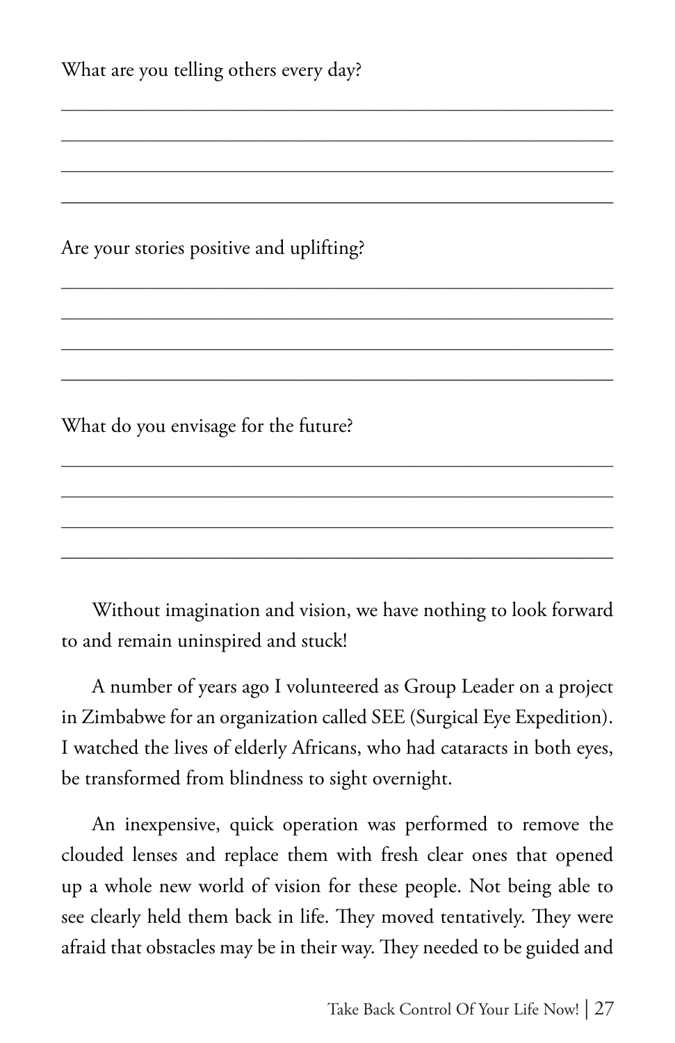What are you telling others every day?

\_\_\_\_\_\_\_\_\_\_\_\_\_\_\_\_\_\_\_\_\_\_\_\_\_\_\_\_\_\_\_\_\_\_\_\_\_\_\_\_\_\_\_\_\_\_\_\_\_\_\_\_\_\_\_\_

\_\_\_\_\_\_\_\_\_\_\_\_\_\_\_\_\_\_\_\_\_\_\_\_\_\_\_\_\_\_\_\_\_\_\_\_\_\_\_\_\_\_\_\_\_\_\_\_\_\_\_\_\_\_\_\_

\_\_\_\_\_\_\_\_\_\_\_\_\_\_\_\_\_\_\_\_\_\_\_\_\_\_\_\_\_\_\_\_\_\_\_\_\_\_\_\_\_\_\_\_\_\_\_\_\_\_\_\_\_\_\_\_

\_\_\_\_\_\_\_\_\_\_\_\_\_\_\_\_\_\_\_\_\_\_\_\_\_\_\_\_\_\_\_\_\_\_\_\_\_\_\_\_\_\_\_\_\_\_\_\_\_\_\_\_\_\_\_\_

Are your stories positive and uplifting?

\_\_\_\_\_\_\_\_\_\_\_\_\_\_\_\_\_\_\_\_\_\_\_\_\_\_\_\_\_\_\_\_\_\_\_\_\_\_\_\_\_\_\_\_\_\_\_\_\_\_\_\_\_\_\_\_

\_\_\_\_\_\_\_\_\_\_\_\_\_\_\_\_\_\_\_\_\_\_\_\_\_\_\_\_\_\_\_\_\_\_\_\_\_\_\_\_\_\_\_\_\_\_\_\_\_\_\_\_\_\_\_\_

\_\_\_\_\_\_\_\_\_\_\_\_\_\_\_\_\_\_\_\_\_\_\_\_\_\_\_\_\_\_\_\_\_\_\_\_\_\_\_\_\_\_\_\_\_\_\_\_\_\_\_\_\_\_\_\_

\_\_\_\_\_\_\_\_\_\_\_\_\_\_\_\_\_\_\_\_\_\_\_\_\_\_\_\_\_\_\_\_\_\_\_\_\_\_\_\_\_\_\_\_\_\_\_\_\_\_\_\_\_\_\_\_

What do you envisage for the future?

\_\_\_\_\_\_\_\_\_\_\_\_\_\_\_\_\_\_\_\_\_\_\_\_\_\_\_\_\_\_\_\_\_\_\_\_\_\_\_\_\_\_\_\_\_\_\_\_\_\_\_\_\_\_\_\_

\_\_\_\_\_\_\_\_\_\_\_\_\_\_\_\_\_\_\_\_\_\_\_\_\_\_\_\_\_\_\_\_\_\_\_\_\_\_\_\_\_\_\_\_\_\_\_\_\_\_\_\_\_\_\_\_

\_\_\_\_\_\_\_\_\_\_\_\_\_\_\_\_\_\_\_\_\_\_\_\_\_\_\_\_\_\_\_\_\_\_\_\_\_\_\_\_\_\_\_\_\_\_\_\_\_\_\_\_\_\_\_\_

\_\_\_\_\_\_\_\_\_\_\_\_\_\_\_\_\_\_\_\_\_\_\_\_\_\_\_\_\_\_\_\_\_\_\_\_\_\_\_\_\_\_\_\_\_\_\_\_\_\_\_\_\_\_\_\_

Without imagination and vision, we have nothing to look forward to and remain uninspired and stuck!

A number of years ago I volunteered as Group Leader on a project in Zimbabwe for an organization called SEE (Surgical Eye Expedition). I watched the lives of elderly Africans, who had cataracts in both eyes, be transformed from blindness to sight overnight.

An inexpensive, quick operation was performed to remove the clouded lenses and replace them with fresh clear ones that opened up a whole new world of vision for these people. Not being able to see clearly held them back in life. They moved tentatively. They were afraid that obstacles may be in their way. They needed to be guided and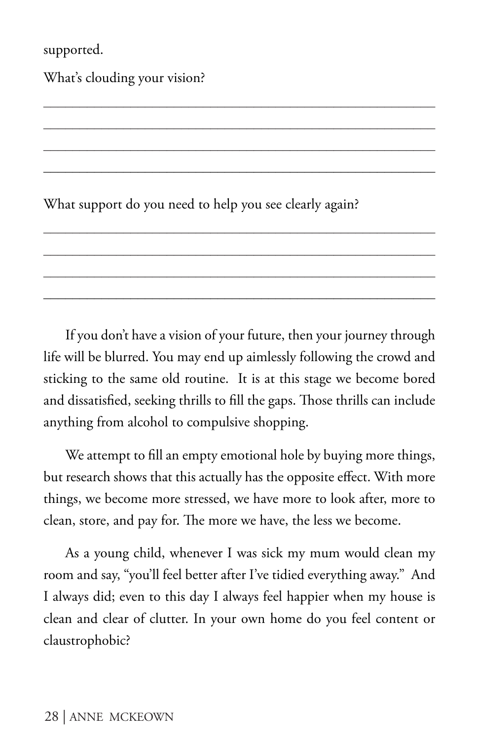supported.

What's clouding your vision?

\_\_\_\_\_\_\_\_\_\_\_\_\_\_\_\_\_\_\_\_\_\_\_\_\_\_\_\_\_\_\_\_\_\_\_\_\_\_\_\_\_\_\_\_\_\_\_\_\_\_\_\_\_\_\_\_

\_\_\_\_\_\_\_\_\_\_\_\_\_\_\_\_\_\_\_\_\_\_\_\_\_\_\_\_\_\_\_\_\_\_\_\_\_\_\_\_\_\_\_\_\_\_\_\_\_\_\_\_\_\_\_\_

\_\_\_\_\_\_\_\_\_\_\_\_\_\_\_\_\_\_\_\_\_\_\_\_\_\_\_\_\_\_\_\_\_\_\_\_\_\_\_\_\_\_\_\_\_\_\_\_\_\_\_\_\_\_\_\_

\_\_\_\_\_\_\_\_\_\_\_\_\_\_\_\_\_\_\_\_\_\_\_\_\_\_\_\_\_\_\_\_\_\_\_\_\_\_\_\_\_\_\_\_\_\_\_\_\_\_\_\_\_\_\_\_

What support do you need to help you see clearly again?

\_\_\_\_\_\_\_\_\_\_\_\_\_\_\_\_\_\_\_\_\_\_\_\_\_\_\_\_\_\_\_\_\_\_\_\_\_\_\_\_\_\_\_\_\_\_\_\_\_\_\_\_\_\_\_\_

\_\_\_\_\_\_\_\_\_\_\_\_\_\_\_\_\_\_\_\_\_\_\_\_\_\_\_\_\_\_\_\_\_\_\_\_\_\_\_\_\_\_\_\_\_\_\_\_\_\_\_\_\_\_\_\_

\_\_\_\_\_\_\_\_\_\_\_\_\_\_\_\_\_\_\_\_\_\_\_\_\_\_\_\_\_\_\_\_\_\_\_\_\_\_\_\_\_\_\_\_\_\_\_\_\_\_\_\_\_\_\_\_

\_\_\_\_\_\_\_\_\_\_\_\_\_\_\_\_\_\_\_\_\_\_\_\_\_\_\_\_\_\_\_\_\_\_\_\_\_\_\_\_\_\_\_\_\_\_\_\_\_\_\_\_\_\_\_\_

If you don't have a vision of your future, then your journey through life will be blurred. You may end up aimlessly following the crowd and sticking to the same old routine. It is at this stage we become bored and dissatisfied, seeking thrills to fill the gaps. Those thrills can include anything from alcohol to compulsive shopping.

We attempt to fill an empty emotional hole by buying more things, but research shows that this actually has the opposite effect. With more things, we become more stressed, we have more to look after, more to clean, store, and pay for. The more we have, the less we become.

As a young child, whenever I was sick my mum would clean my room and say, "you'll feel better after I've tidied everything away." And I always did; even to this day I always feel happier when my house is clean and clear of clutter. In your own home do you feel content or claustrophobic?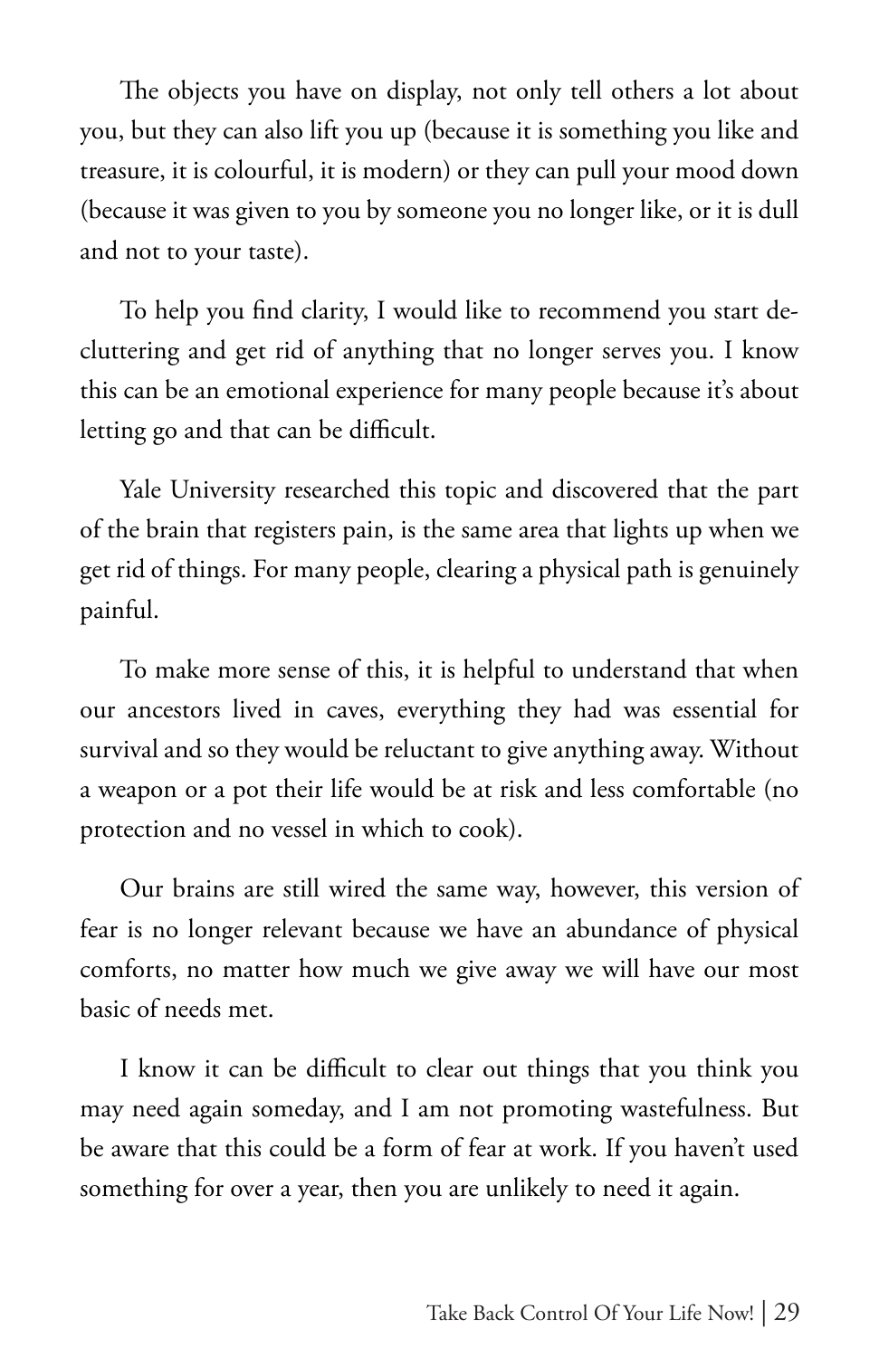The objects you have on display, not only tell others a lot about you, but they can also lift you up (because it is something you like and treasure, it is colourful, it is modern) or they can pull your mood down (because it was given to you by someone you no longer like, or it is dull and not to your taste).

To help you find clarity, I would like to recommend you start de-cluttering and get rid of anything that no longer serves you. I know this can be an emotional experience for many people because it's about letting go and that can be difficult.

Yale University researched this topic and discovered that the part of the brain that registers pain, is the same area that lights up when we get rid of things. For many people, clearing a physical path is genuinely painful.

To make more sense of this, it is helpful to understand that when our ancestors lived in caves, everything they had was essential for survival and so they would be reluctant to give anything away. Without a weapon or a pot their life would be at risk and less comfortable (no protection and no vessel in which to cook).

Our brains are still wired the same way, however, this version of fear is no longer relevant because we have an abundance of physical comforts, no matter how much we give away we will have our most basic of needs met.

I know it can be difficult to clear out things that you think you may need again someday, and I am not promoting wastefulness. But be aware that this could be a form of fear at work. If you haven't used something for over a year, then you are unlikely to need it again.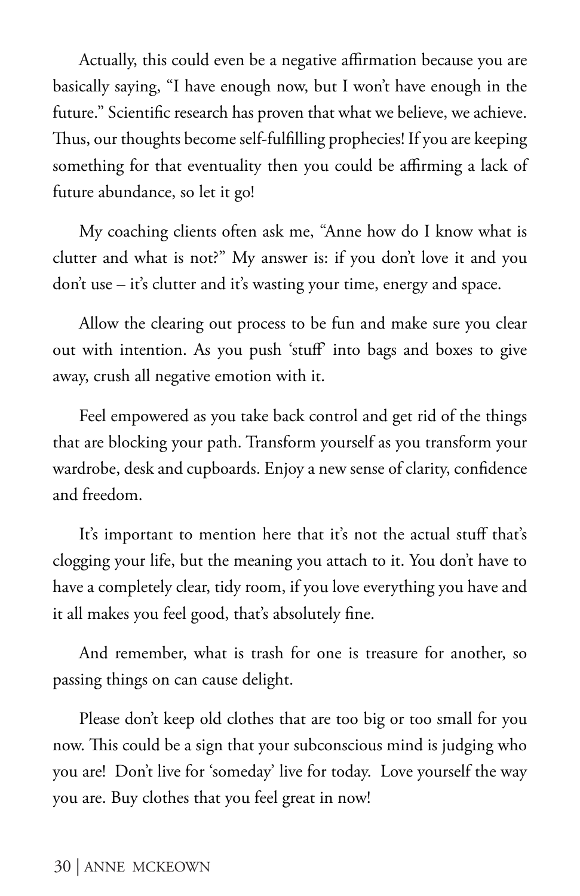Actually, this could even be a negative affirmation because you are basically saying, "I have enough now, but I won't have enough in the future." Scientific research has proven that what we believe, we achieve. Thus, our thoughts become self-fulfilling prophecies! If you are keeping something for that eventuality then you could be affirming a lack of future abundance, so let it go!

My coaching clients often ask me, "Anne how do I know what is clutter and what is not?" My answer is: if you don't love it and you don't use – it's clutter and it's wasting your time, energy and space.

Allow the clearing out process to be fun and make sure you clear out with intention. As you push 'stuff' into bags and boxes to give away, crush all negative emotion with it.

Feel empowered as you take back control and get rid of the things that are blocking your path. Transform yourself as you transform your wardrobe, desk and cupboards. Enjoy a new sense of clarity, confidence and freedom.

It's important to mention here that it's not the actual stuff that's clogging your life, but the meaning you attach to it. You don't have to have a completely clear, tidy room, if you love everything you have and it all makes you feel good, that's absolutely fine.

And remember, what is trash for one is treasure for another, so passing things on can cause delight.

Please don't keep old clothes that are too big or too small for you now. This could be a sign that your subconscious mind is judging who you are! Don't live for 'someday' live for today. Love yourself the way you are. Buy clothes that you feel great in now!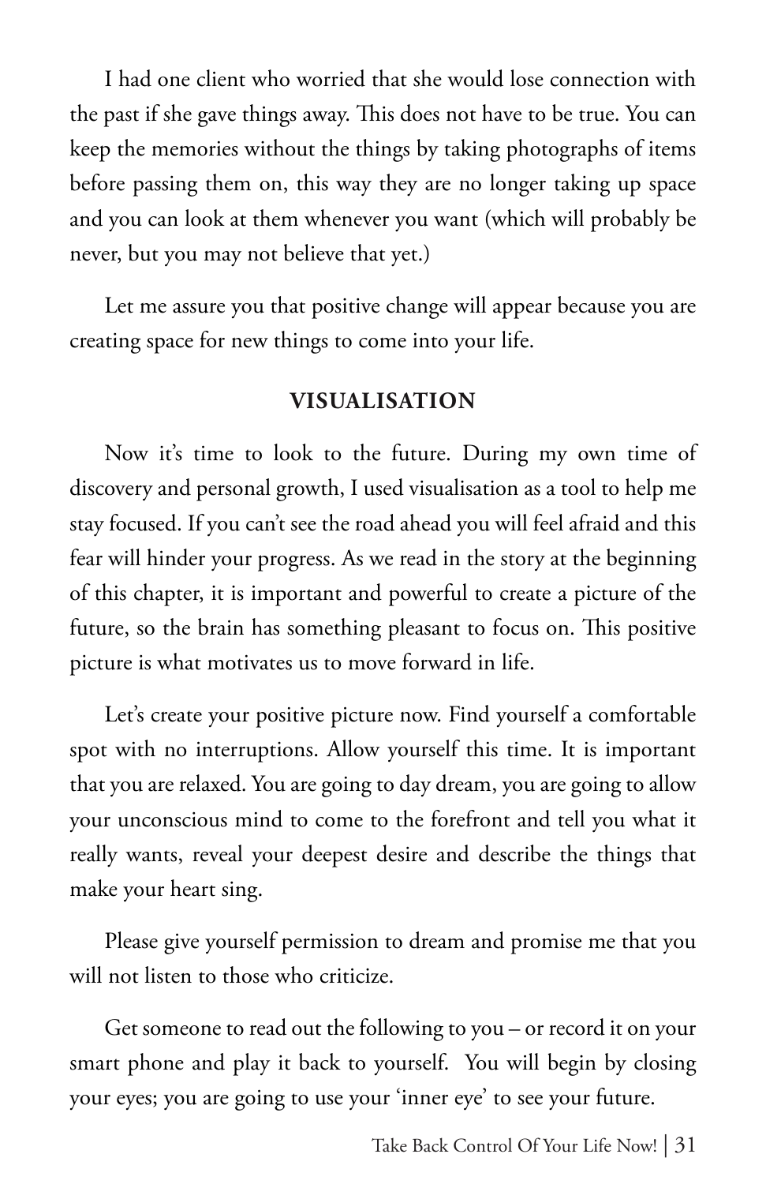I had one client who worried that she would lose connection with the past if she gave things away. This does not have to be true. You can keep the memories without the things by taking photographs of items before passing them on, this way they are no longer taking up space and you can look at them whenever you want (which will probably be never, but you may not believe that yet.)

Let me assure you that positive change will appear because you are creating space for new things to come into your life.

## VISUALISATION

Now it's time to look to the future. During my own time of discovery and personal growth, I used visualisation as a tool to help me stay focused. If you can't see the road ahead you will feel afraid and this fear will hinder your progress. As we read in the story at the beginning of this chapter, it is important and powerful to create a picture of the future, so the brain has something pleasant to focus on. This positive picture is what motivates us to move forward in life.

Let's create your positive picture now. Find yourself a comfortable spot with no interruptions. Allow yourself this time. It is important that you are relaxed. You are going to day dream, you are going to allow your unconscious mind to come to the forefront and tell you what it really wants, reveal your deepest desire and describe the things that make your heart sing.

Please give yourself permission to dream and promise me that you will not listen to those who criticize.

Get someone to read out the following to you – or record it on your smart phone and play it back to yourself. You will begin by closing your eyes; you are going to use your 'inner eye' to see your future.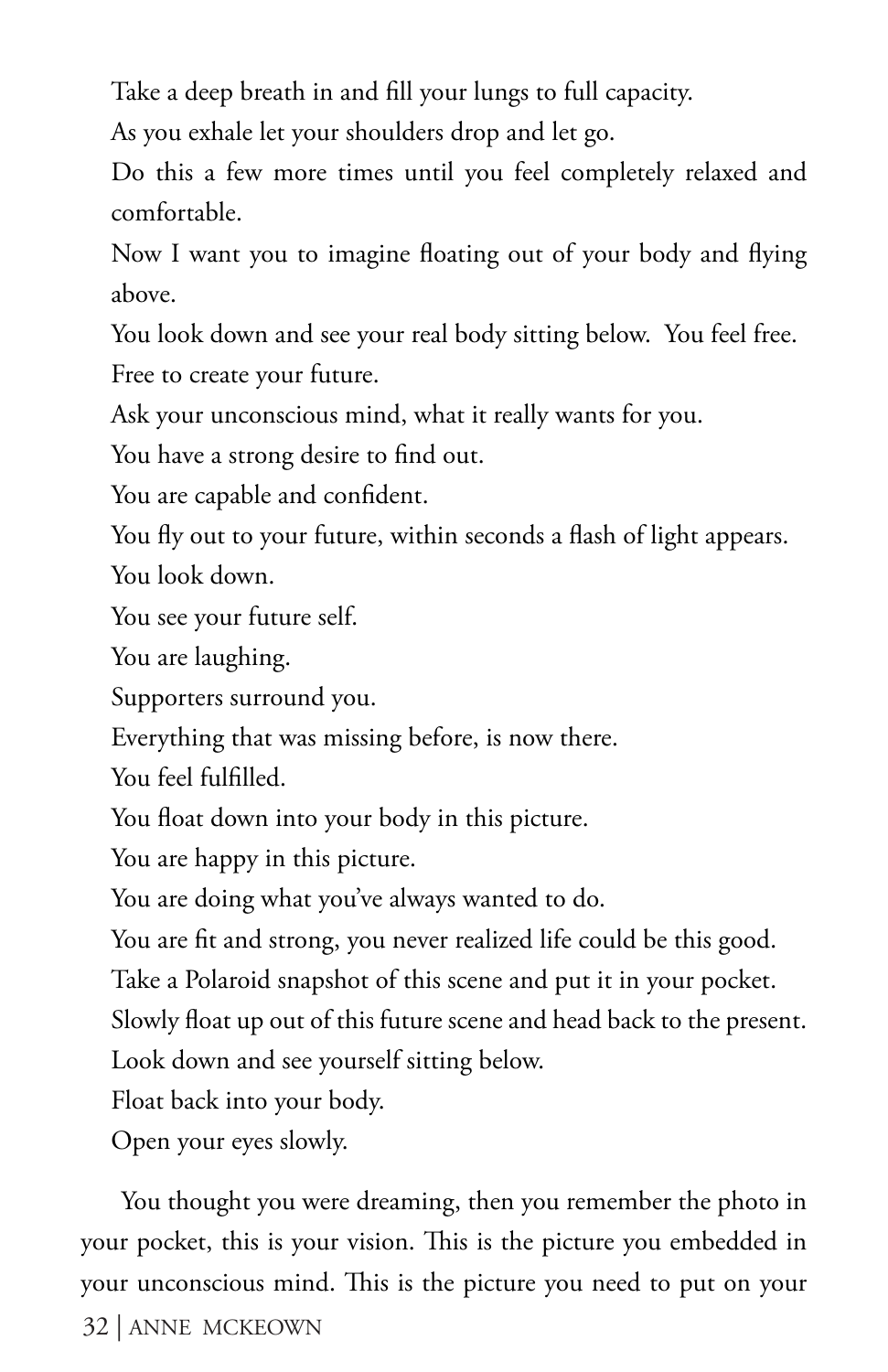Take a deep breath in and fill your lungs to full capacity.

As you exhale let your shoulders drop and let go.

Do this a few more times until you feel completely relaxed and comfortable.

Now I want you to imagine floating out of your body and flying above.

You look down and see your real body sitting below. You feel free.

Free to create your future.

Ask your unconscious mind, what it really wants for you.

You have a strong desire to find out.

You are capable and confident.

You fly out to your future, within seconds a flash of light appears.

You look down.

You see your future self.

You are laughing.

Supporters surround you.

Everything that was missing before, is now there.

You feel fulfilled.

You float down into your body in this picture.

You are happy in this picture.

You are doing what you've always wanted to do.

You are fit and strong, you never realized life could be this good.

Take a Polaroid snapshot of this scene and put it in your pocket.

Slowly float up out of this future scene and head back to the present.

Look down and see yourself sitting below.

Float back into your body.

Open your eyes slowly.

You thought you were dreaming, then you remember the photo in your pocket, this is your vision. This is the picture you embedded in your unconscious mind. This is the picture you need to put on your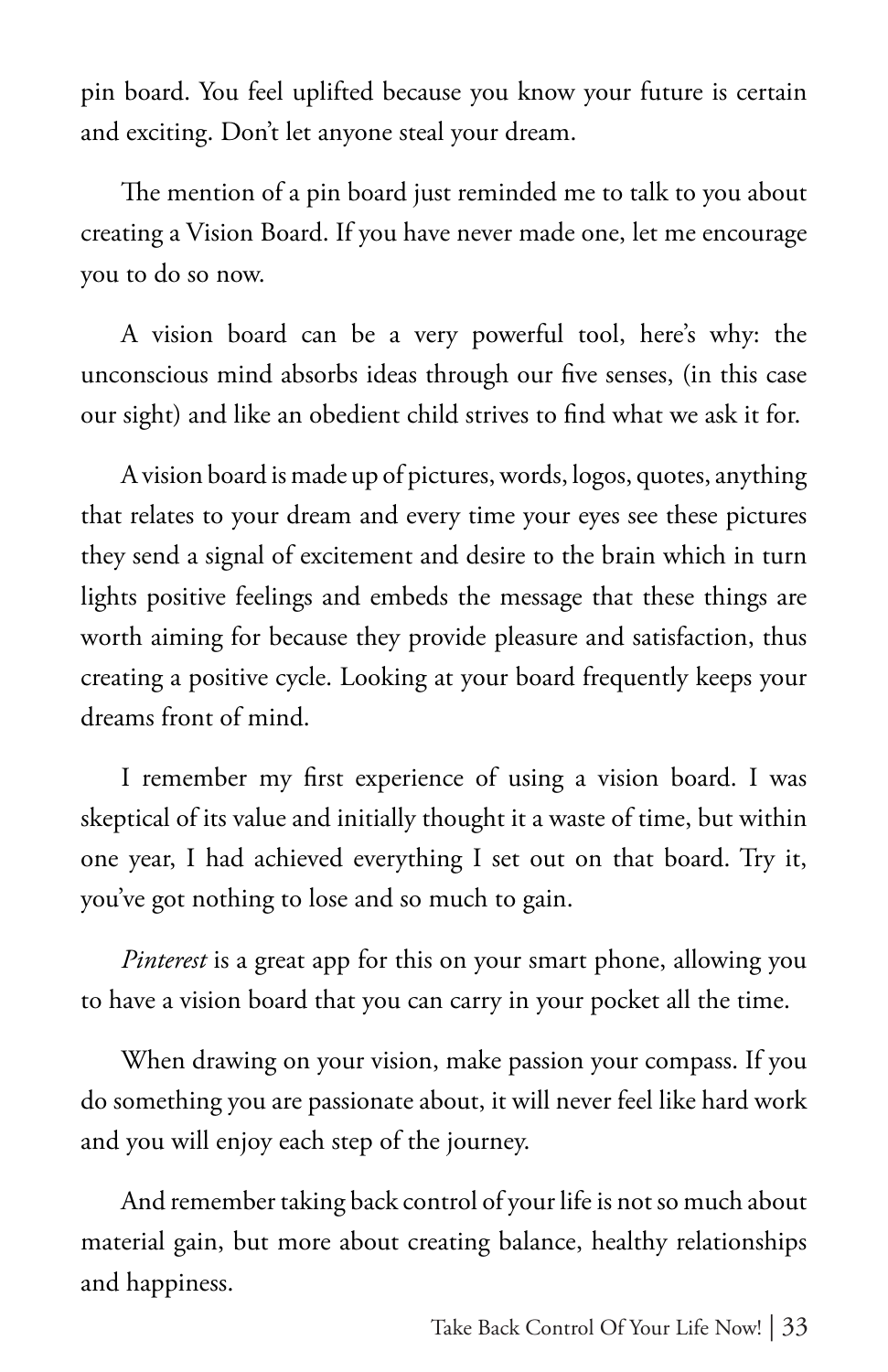pin board. You feel uplifted because you know your future is certain and exciting. Don't let anyone steal your dream.

The mention of a pin board just reminded me to talk to you about creating a Vision Board. If you have never made one, let me encourage you to do so now.

A vision board can be a very powerful tool, here's why: the unconscious mind absorbs ideas through our five senses, (in this case our sight) and like an obedient child strives to find what we ask it for.

A vision board is made up of pictures, words, logos, quotes, anything that relates to your dream and every time your eyes see these pictures they send a signal of excitement and desire to the brain which in turn lights positive feelings and embeds the message that these things are worth aiming for because they provide pleasure and satisfaction, thus creating a positive cycle. Looking at your board frequently keeps your dreams front of mind.

I remember my first experience of using a vision board. I was skeptical of its value and initially thought it a waste of time, but within one year, I had achieved everything I set out on that board. Try it, you've got nothing to lose and so much to gain.

*Pinterest* is a great app for this on your smart phone, allowing you to have a vision board that you can carry in your pocket all the time.

When drawing on your vision, make passion your compass. If you do something you are passionate about, it will never feel like hard work and you will enjoy each step of the journey.

And remember taking back control of your life is not so much about material gain, but more about creating balance, healthy relationships and happiness.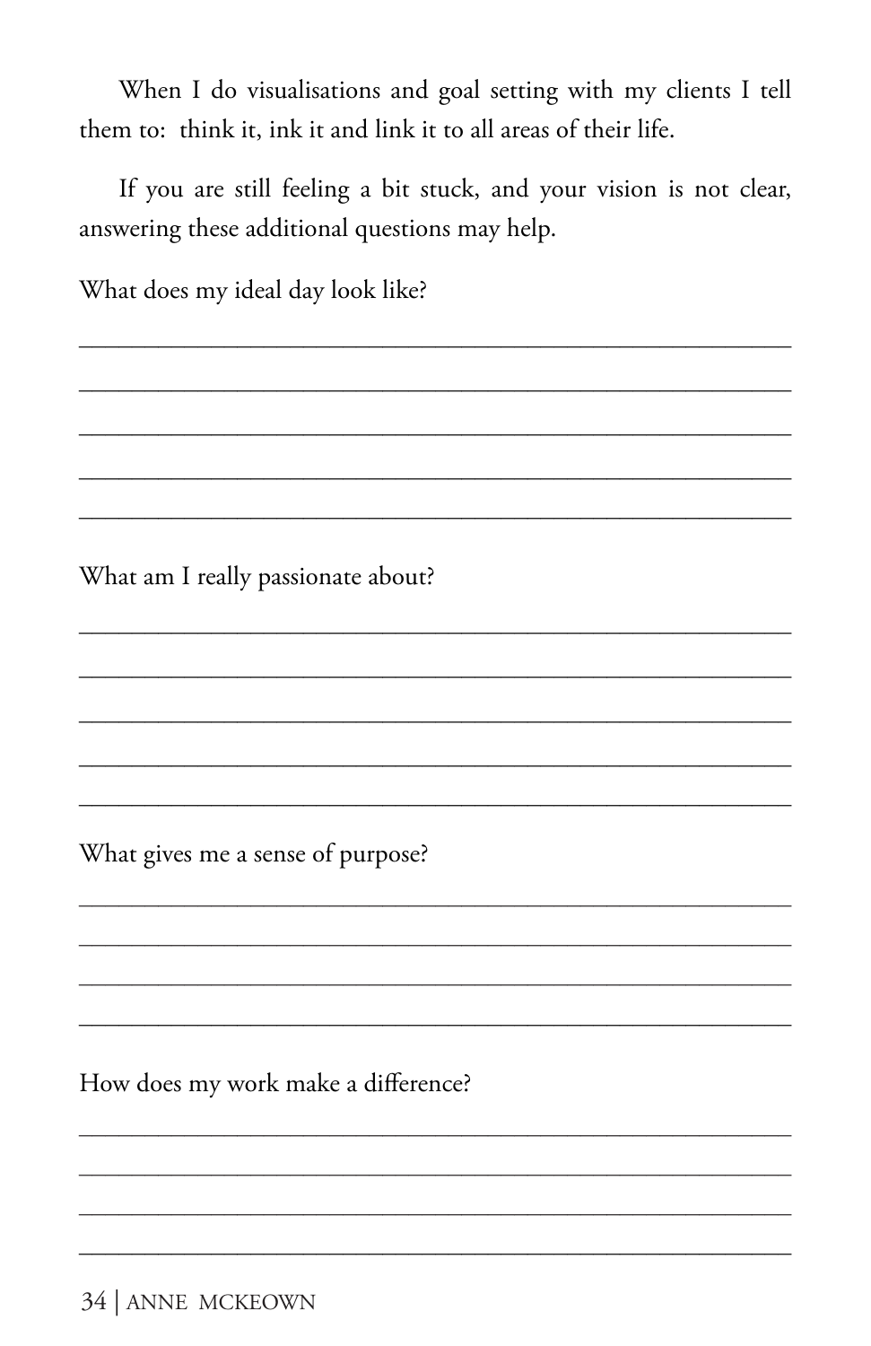When I do visualisations and goal setting with my clients I tell them to: think it, ink it and link it to all areas of their life.

If you are still feeling a bit stuck, and your vision is not clear, answering these additional questions may help.

What does my ideal day look like?

_______________________________________________________________

_______________________________________________________________

_______________________________________________________________

_______________________________________________________________

_______________________________________________________________

What am I really passionate about?

_______________________________________________________________

_______________________________________________________________

_______________________________________________________________

_______________________________________________________________

_______________________________________________________________

What gives me a sense of purpose?

_______________________________________________________________

_______________________________________________________________

_______________________________________________________________

_______________________________________________________________

How does my work make a difference?

_______________________________________________________________

_______________________________________________________________

_______________________________________________________________

_______________________________________________________________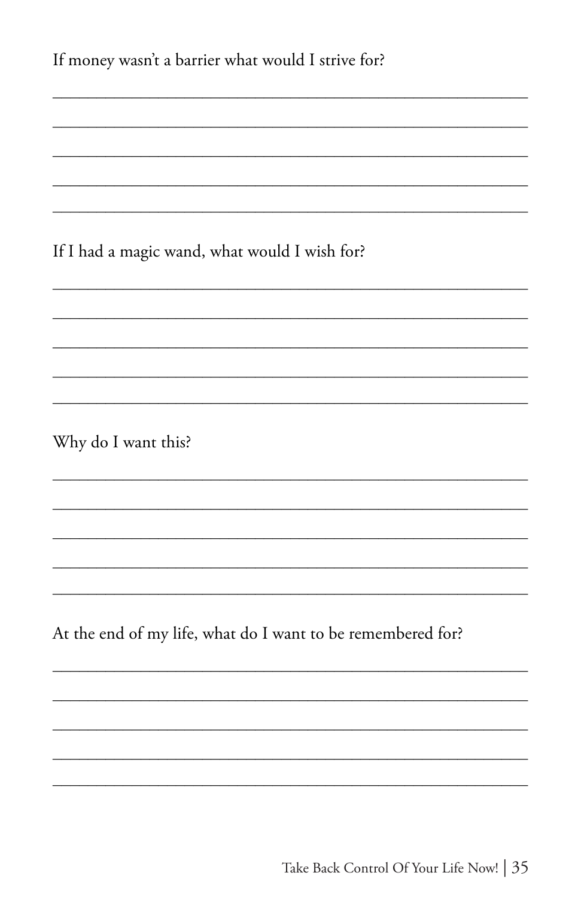If money wasn't a barrier what would I strive for?

_______________________________________________

_______________________________________________

_______________________________________________

_______________________________________________

_______________________________________________

If I had a magic wand, what would I wish for?

_______________________________________________

_______________________________________________

_______________________________________________

_______________________________________________

_______________________________________________

Why do I want this?

_______________________________________________

_______________________________________________

_______________________________________________

_______________________________________________

_______________________________________________

At the end of my life, what do I want to be remembered for?

_______________________________________________

_______________________________________________

_______________________________________________

_______________________________________________

_______________________________________________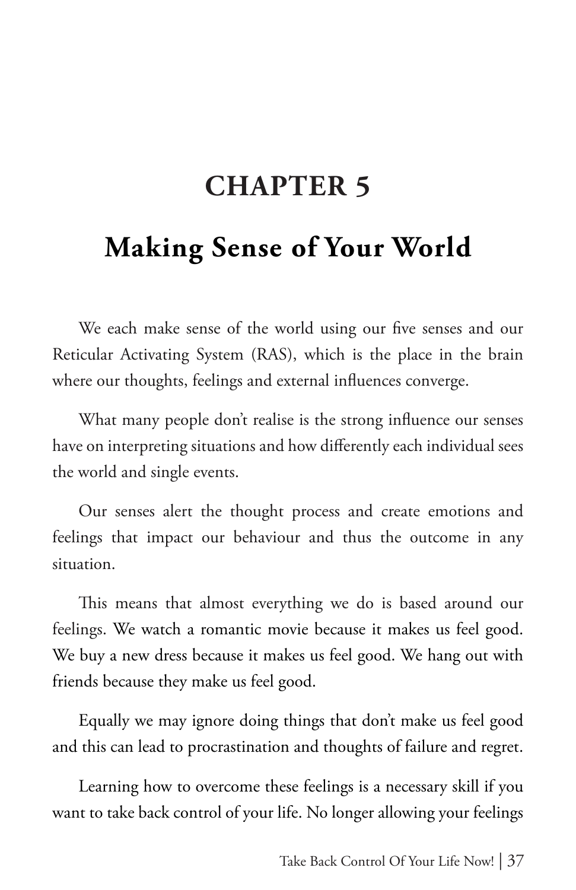# CHAPTER 5

## Making Sense of Your World

We each make sense of the world using our five senses and our Reticular Activating System (RAS), which is the place in the brain where our thoughts, feelings and external influences converge.

What many people don't realise is the strong influence our senses have on interpreting situations and how differently each individual sees the world and single events.

Our senses alert the thought process and create emotions and feelings that impact our behaviour and thus the outcome in any situation.

This means that almost everything we do is based around our feelings. We watch a romantic movie because it makes us feel good. We buy a new dress because it makes us feel good. We hang out with friends because they make us feel good.

Equally we may ignore doing things that don't make us feel good and this can lead to procrastination and thoughts of failure and regret.

Learning how to overcome these feelings is a necessary skill if you want to take back control of your life. No longer allowing your feelings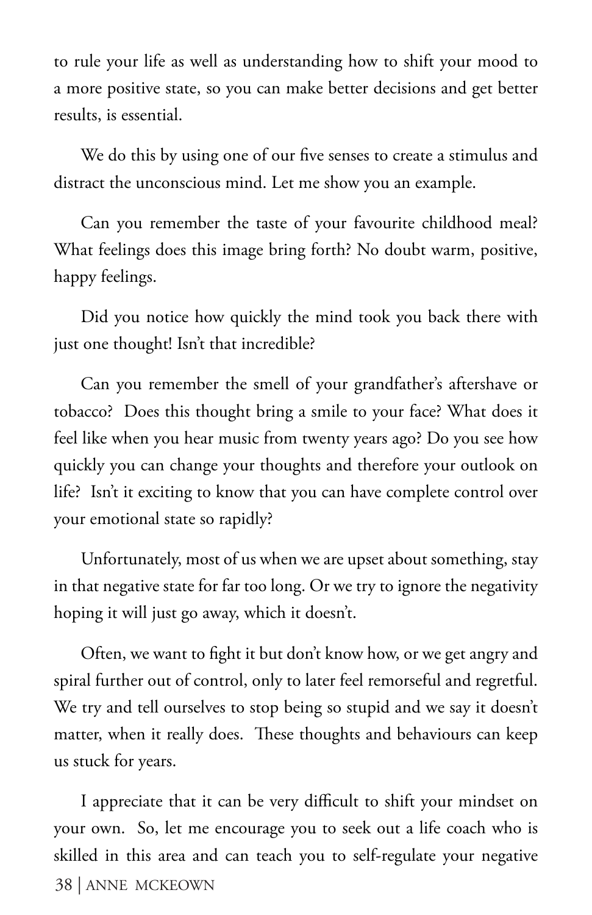to rule your life as well as understanding how to shift your mood to a more positive state, so you can make better decisions and get better results, is essential.

We do this by using one of our five senses to create a stimulus and distract the unconscious mind. Let me show you an example.

Can you remember the taste of your favourite childhood meal? What feelings does this image bring forth? No doubt warm, positive, happy feelings.

Did you notice how quickly the mind took you back there with just one thought! Isn't that incredible?

Can you remember the smell of your grandfather's aftershave or tobacco? Does this thought bring a smile to your face? What does it feel like when you hear music from twenty years ago? Do you see how quickly you can change your thoughts and therefore your outlook on life? Isn't it exciting to know that you can have complete control over your emotional state so rapidly?

Unfortunately, most of us when we are upset about something, stay in that negative state for far too long. Or we try to ignore the negativity hoping it will just go away, which it doesn't.

Often, we want to fight it but don't know how, or we get angry and spiral further out of control, only to later feel remorseful and regretful. We try and tell ourselves to stop being so stupid and we say it doesn't matter, when it really does. These thoughts and behaviours can keep us stuck for years.

I appreciate that it can be very difficult to shift your mindset on your own. So, let me encourage you to seek out a life coach who is skilled in this area and can teach you to self-regulate your negative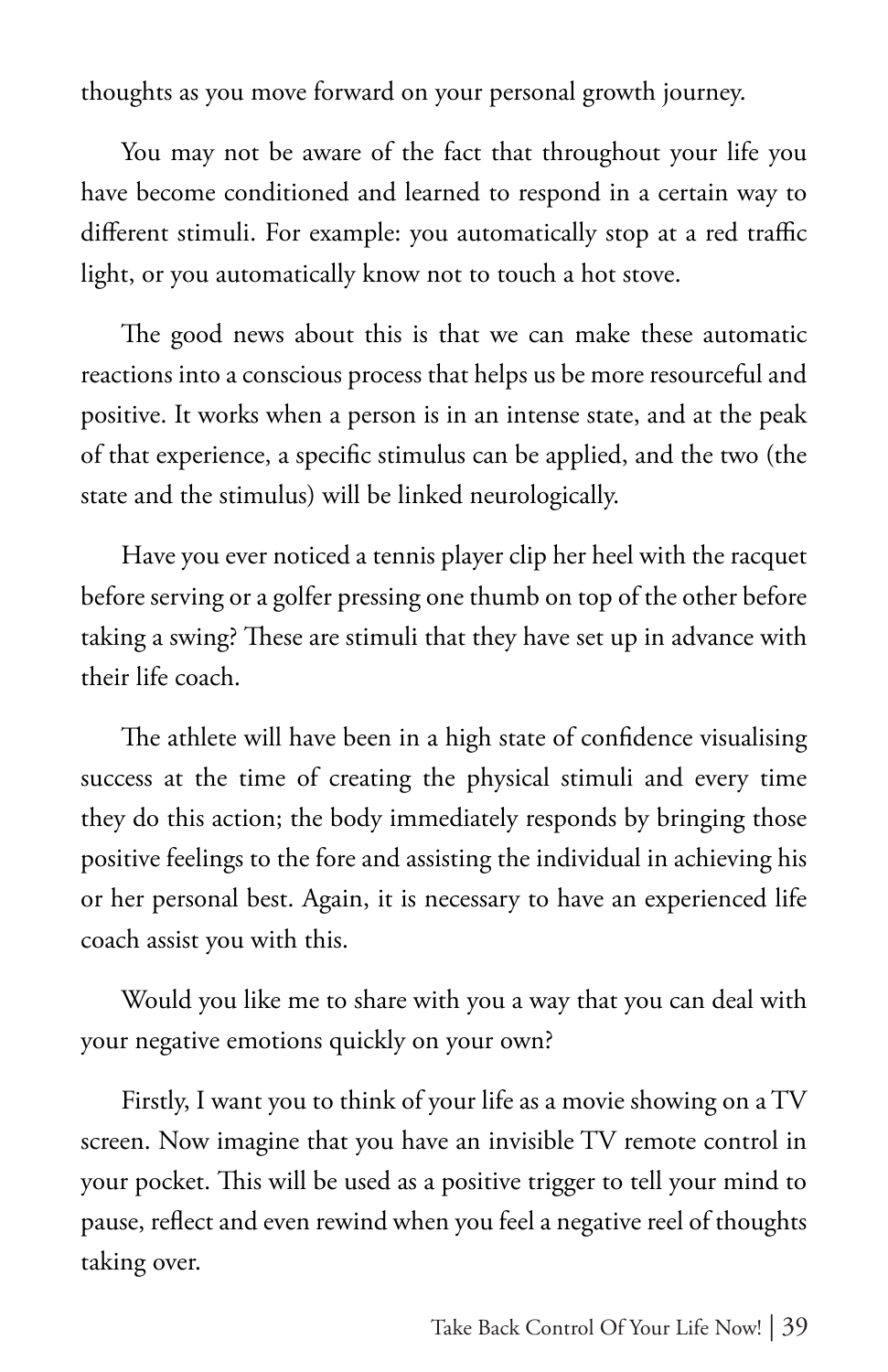thoughts as you move forward on your personal growth journey.

You may not be aware of the fact that throughout your life you have become conditioned and learned to respond in a certain way to different stimuli. For example: you automatically stop at a red traffic light, or you automatically know not to touch a hot stove.

The good news about this is that we can make these automatic reactions into a conscious process that helps us be more resourceful and positive. It works when a person is in an intense state, and at the peak of that experience, a specific stimulus can be applied, and the two (the state and the stimulus) will be linked neurologically.

Have you ever noticed a tennis player clip her heel with the racquet before serving or a golfer pressing one thumb on top of the other before taking a swing? These are stimuli that they have set up in advance with their life coach.

The athlete will have been in a high state of confidence visualising success at the time of creating the physical stimuli and every time they do this action; the body immediately responds by bringing those positive feelings to the fore and assisting the individual in achieving his or her personal best. Again, it is necessary to have an experienced life coach assist you with this.

Would you like me to share with you a way that you can deal with your negative emotions quickly on your own?

Firstly, I want you to think of your life as a movie showing on a TV screen. Now imagine that you have an invisible TV remote control in your pocket. This will be used as a positive trigger to tell your mind to pause, reflect and even rewind when you feel a negative reel of thoughts taking over.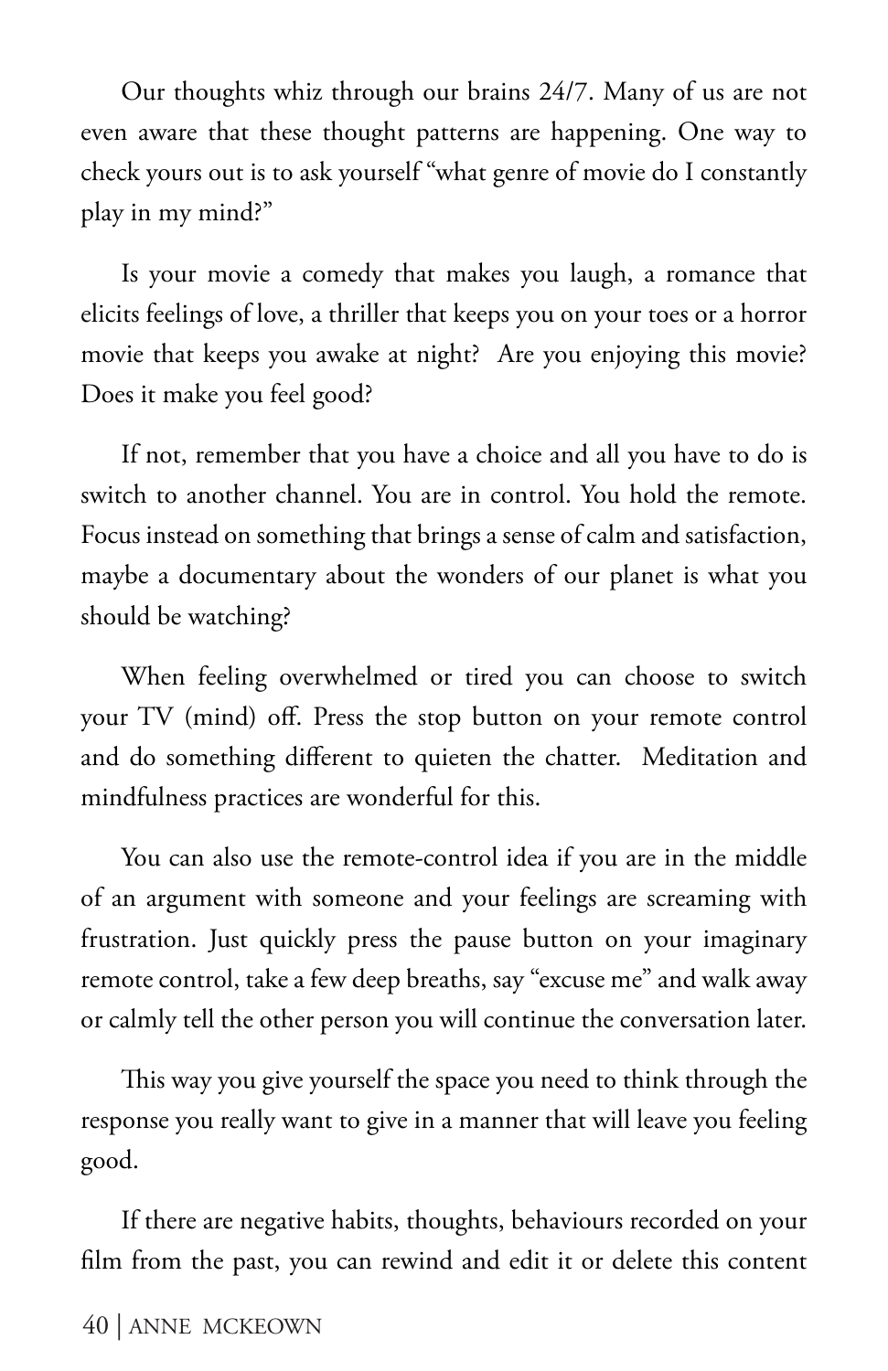Our thoughts whiz through our brains 24/7. Many of us are not even aware that these thought patterns are happening. One way to check yours out is to ask yourself "what genre of movie do I constantly play in my mind?"

Is your movie a comedy that makes you laugh, a romance that elicits feelings of love, a thriller that keeps you on your toes or a horror movie that keeps you awake at night? Are you enjoying this movie? Does it make you feel good?

If not, remember that you have a choice and all you have to do is switch to another channel. You are in control. You hold the remote. Focus instead on something that brings a sense of calm and satisfaction, maybe a documentary about the wonders of our planet is what you should be watching?

When feeling overwhelmed or tired you can choose to switch your TV (mind) off. Press the stop button on your remote control and do something different to quieten the chatter. Meditation and mindfulness practices are wonderful for this.

You can also use the remote-control idea if you are in the middle of an argument with someone and your feelings are screaming with frustration. Just quickly press the pause button on your imaginary remote control, take a few deep breaths, say "excuse me" and walk away or calmly tell the other person you will continue the conversation later.

This way you give yourself the space you need to think through the response you really want to give in a manner that will leave you feeling good.

If there are negative habits, thoughts, behaviours recorded on your film from the past, you can rewind and edit it or delete this content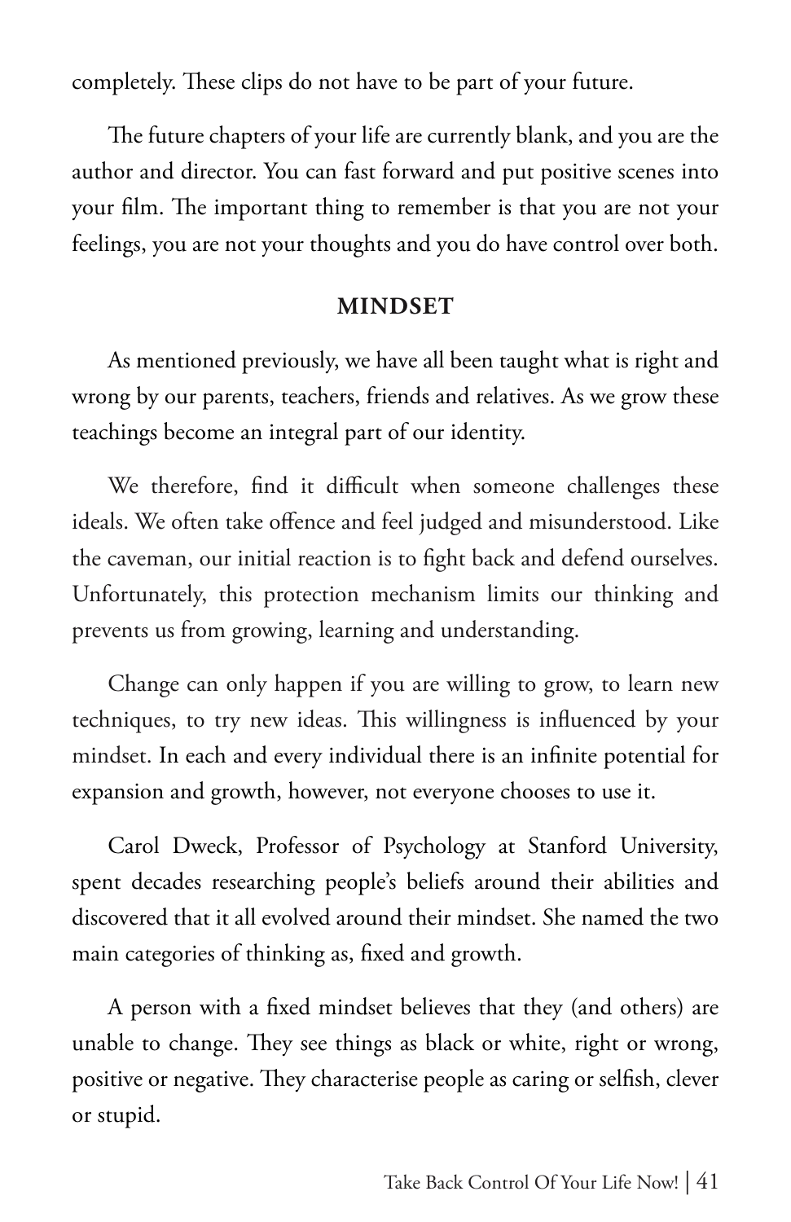completely. These clips do not have to be part of your future.

The future chapters of your life are currently blank, and you are the author and director. You can fast forward and put positive scenes into your film. The important thing to remember is that you are not your feelings, you are not your thoughts and you do have control over both.

## MINDSET

As mentioned previously, we have all been taught what is right and wrong by our parents, teachers, friends and relatives. As we grow these teachings become an integral part of our identity.

We therefore, find it difficult when someone challenges these ideals. We often take offence and feel judged and misunderstood. Like the caveman, our initial reaction is to fight back and defend ourselves. Unfortunately, this protection mechanism limits our thinking and prevents us from growing, learning and understanding.

Change can only happen if you are willing to grow, to learn new techniques, to try new ideas. This willingness is influenced by your mindset. In each and every individual there is an infinite potential for expansion and growth, however, not everyone chooses to use it.

Carol Dweck, Professor of Psychology at Stanford University, spent decades researching people's beliefs around their abilities and discovered that it all evolved around their mindset. She named the two main categories of thinking as, fixed and growth.

A person with a fixed mindset believes that they (and others) are unable to change. They see things as black or white, right or wrong, positive or negative. They characterise people as caring or selfish, clever or stupid.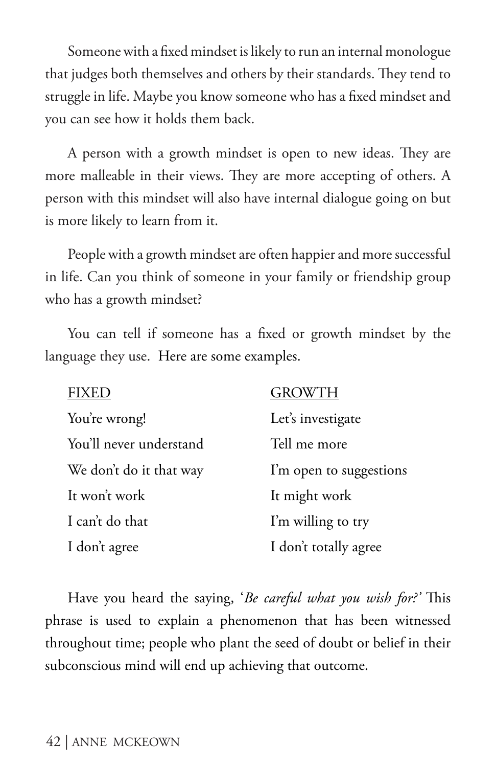Someone with a fixed mindset is likely to run an internal monologue that judges both themselves and others by their standards. They tend to struggle in life. Maybe you know someone who has a fixed mindset and you can see how it holds them back.

A person with a growth mindset is open to new ideas. They are more malleable in their views. They are more accepting of others. A person with this mindset will also have internal dialogue going on but is more likely to learn from it.

People with a growth mindset are often happier and more successful in life. Can you think of someone in your family or friendship group who has a growth mindset?

You can tell if someone has a fixed or growth mindset by the language they use. Here are some examples.

| FIXED | GROWTH |
| --- | --- |
| You're wrong! | Let's investigate |
| You'll never understand | Tell me more |
| We don't do it that way | I'm open to suggestions |
| It won't work | It might work |
| I can't do that | I'm willing to try |
| I don't agree | I don't totally agree |

Have you heard the saying, '*Be careful what you wish for?'* This phrase is used to explain a phenomenon that has been witnessed throughout time; people who plant the seed of doubt or belief in their subconscious mind will end up achieving that outcome.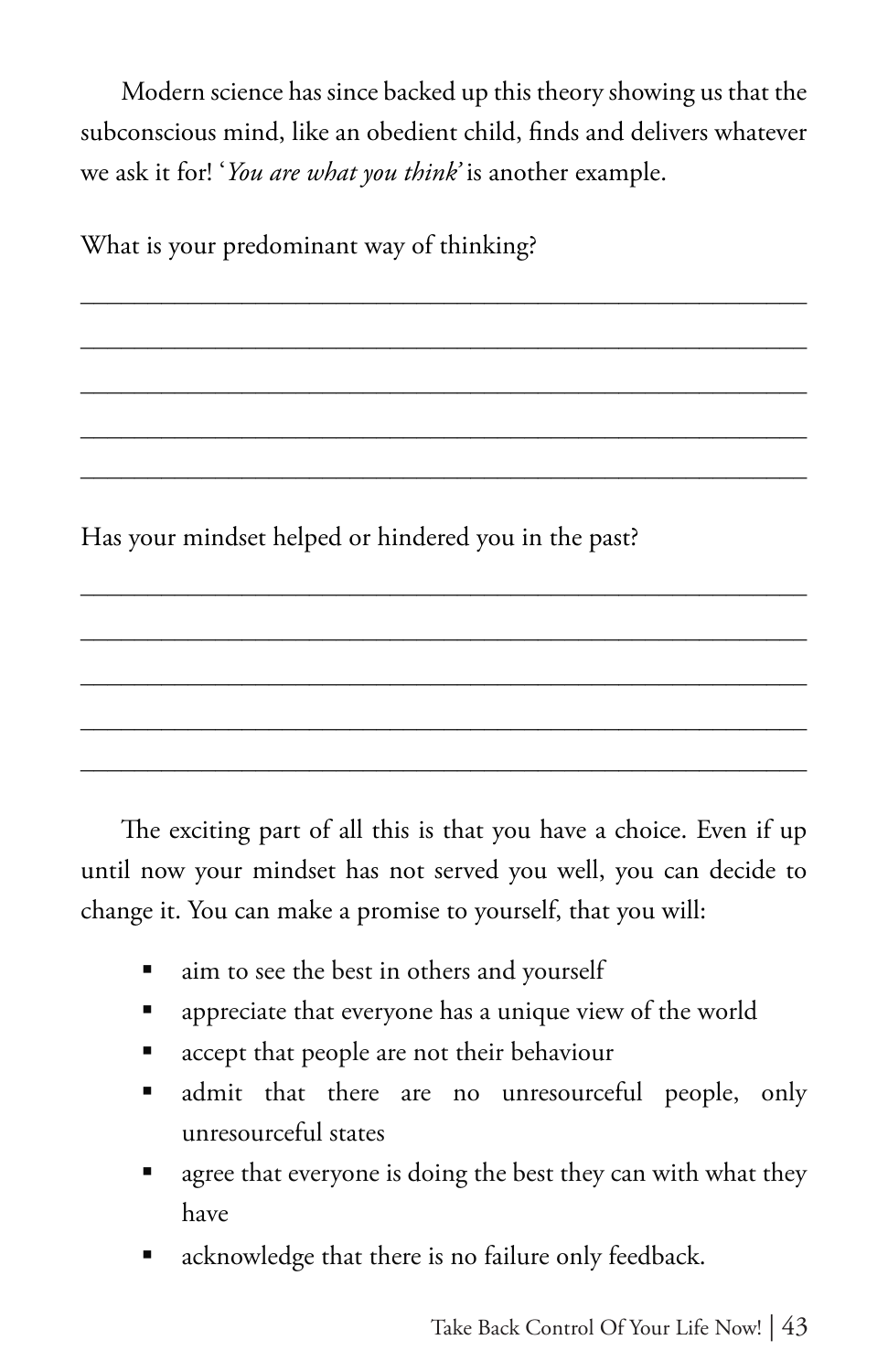Modern science has since backed up this theory showing us that the subconscious mind, like an obedient child, finds and delivers whatever we ask it for! '*You are what you think*' is another example.

What is your predominant way of thinking?

_______________________________________________

_______________________________________________

_______________________________________________

_______________________________________________

_______________________________________________

Has your mindset helped or hindered you in the past?

_______________________________________________

_______________________________________________

_______________________________________________

_______________________________________________

_______________________________________________

The exciting part of all this is that you have a choice. Even if up until now your mindset has not served you well, you can decide to change it. You can make a promise to yourself, that you will:

- aim to see the best in others and yourself
- appreciate that everyone has a unique view of the world
- accept that people are not their behaviour
- admit that there are no unresourceful people, only unresourceful states
- agree that everyone is doing the best they can with what they have
- acknowledge that there is no failure only feedback.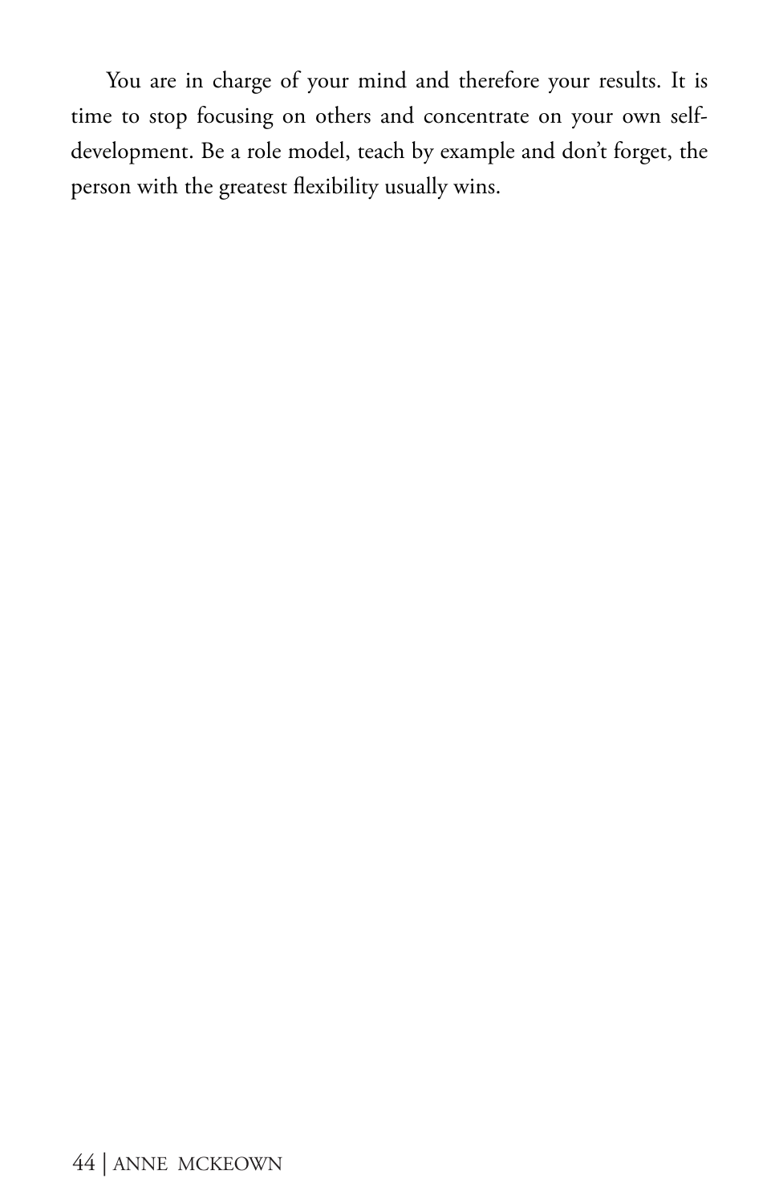You are in charge of your mind and therefore your results. It is time to stop focusing on others and concentrate on your own self-development. Be a role model, teach by example and don't forget, the person with the greatest flexibility usually wins.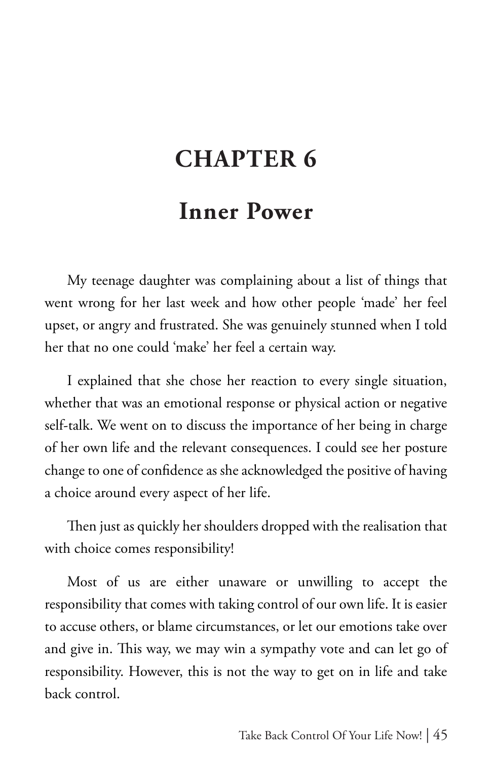# CHAPTER 6

## Inner Power

My teenage daughter was complaining about a list of things that went wrong for her last week and how other people 'made' her feel upset, or angry and frustrated. She was genuinely stunned when I told her that no one could 'make' her feel a certain way.

I explained that she chose her reaction to every single situation, whether that was an emotional response or physical action or negative self-talk. We went on to discuss the importance of her being in charge of her own life and the relevant consequences. I could see her posture change to one of confidence as she acknowledged the positive of having a choice around every aspect of her life.

Then just as quickly her shoulders dropped with the realisation that with choice comes responsibility!

Most of us are either unaware or unwilling to accept the responsibility that comes with taking control of our own life. It is easier to accuse others, or blame circumstances, or let our emotions take over and give in. This way, we may win a sympathy vote and can let go of responsibility. However, this is not the way to get on in life and take back control.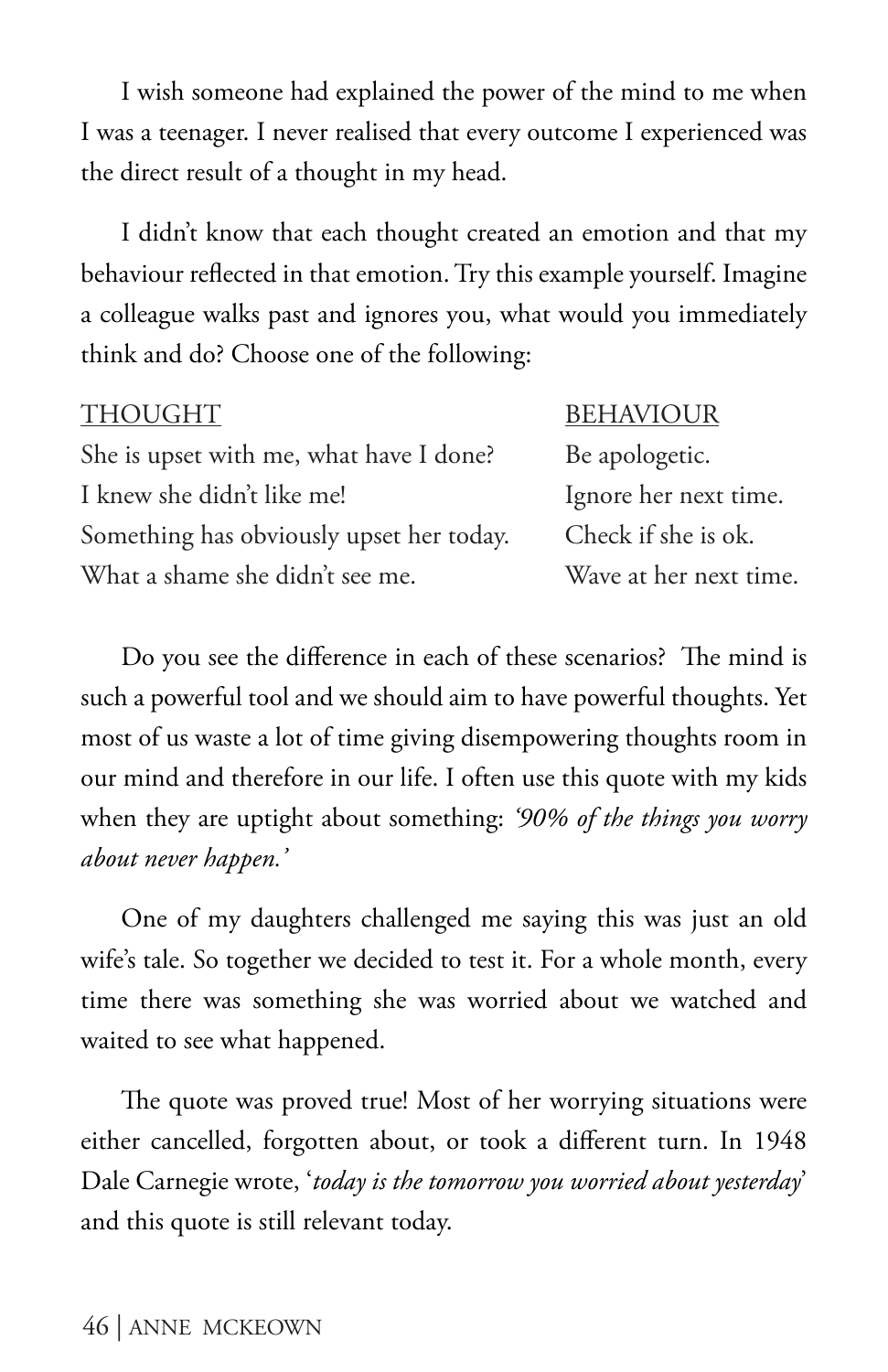I wish someone had explained the power of the mind to me when I was a teenager. I never realised that every outcome I experienced was the direct result of a thought in my head.

I didn't know that each thought created an emotion and that my behaviour reflected in that emotion. Try this example yourself. Imagine a colleague walks past and ignores you, what would you immediately think and do? Choose one of the following:

| THOUGHT | BEHAVIOUR |
| --- | --- |
| She is upset with me, what have I done? | Be apologetic. |
| I knew she didn't like me! | Ignore her next time. |
| Something has obviously upset her today. | Check if she is ok. |
| What a shame she didn't see me. | Wave at her next time. |

Do you see the difference in each of these scenarios? The mind is such a powerful tool and we should aim to have powerful thoughts. Yet most of us waste a lot of time giving disempowering thoughts room in our mind and therefore in our life. I often use this quote with my kids when they are uptight about something: *'90% of the things you worry about never happen.'*

One of my daughters challenged me saying this was just an old wife's tale. So together we decided to test it. For a whole month, every time there was something she was worried about we watched and waited to see what happened.

The quote was proved true! Most of her worrying situations were either cancelled, forgotten about, or took a different turn. In 1948 Dale Carnegie wrote, '*today is the tomorrow you worried about yesterday*' and this quote is still relevant today.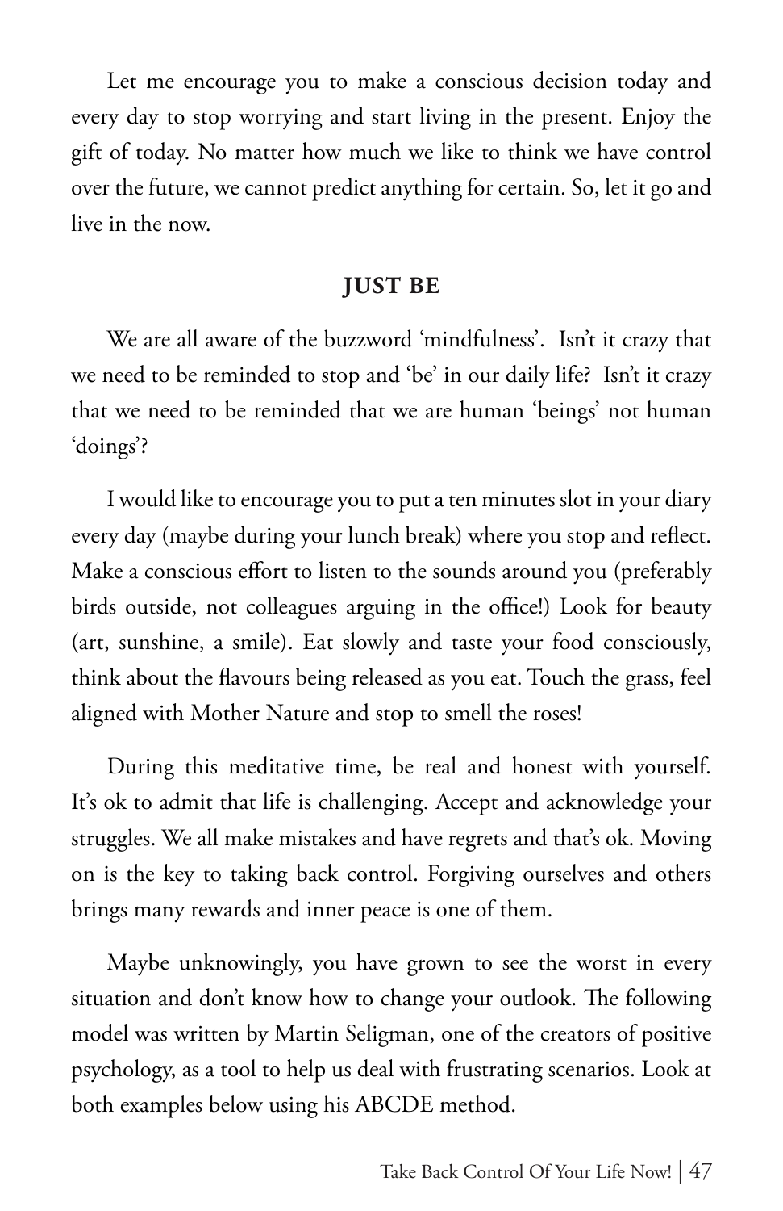Let me encourage you to make a conscious decision today and every day to stop worrying and start living in the present. Enjoy the gift of today. No matter how much we like to think we have control over the future, we cannot predict anything for certain. So, let it go and live in the now.

## JUST BE

We are all aware of the buzzword 'mindfulness'. Isn't it crazy that we need to be reminded to stop and 'be' in our daily life? Isn't it crazy that we need to be reminded that we are human 'beings' not human 'doings'?

I would like to encourage you to put a ten minutes slot in your diary every day (maybe during your lunch break) where you stop and reflect. Make a conscious effort to listen to the sounds around you (preferably birds outside, not colleagues arguing in the office!) Look for beauty (art, sunshine, a smile). Eat slowly and taste your food consciously, think about the flavours being released as you eat. Touch the grass, feel aligned with Mother Nature and stop to smell the roses!

During this meditative time, be real and honest with yourself. It's ok to admit that life is challenging. Accept and acknowledge your struggles. We all make mistakes and have regrets and that's ok. Moving on is the key to taking back control. Forgiving ourselves and others brings many rewards and inner peace is one of them.

Maybe unknowingly, you have grown to see the worst in every situation and don't know how to change your outlook. The following model was written by Martin Seligman, one of the creators of positive psychology, as a tool to help us deal with frustrating scenarios. Look at both examples below using his ABCDE method.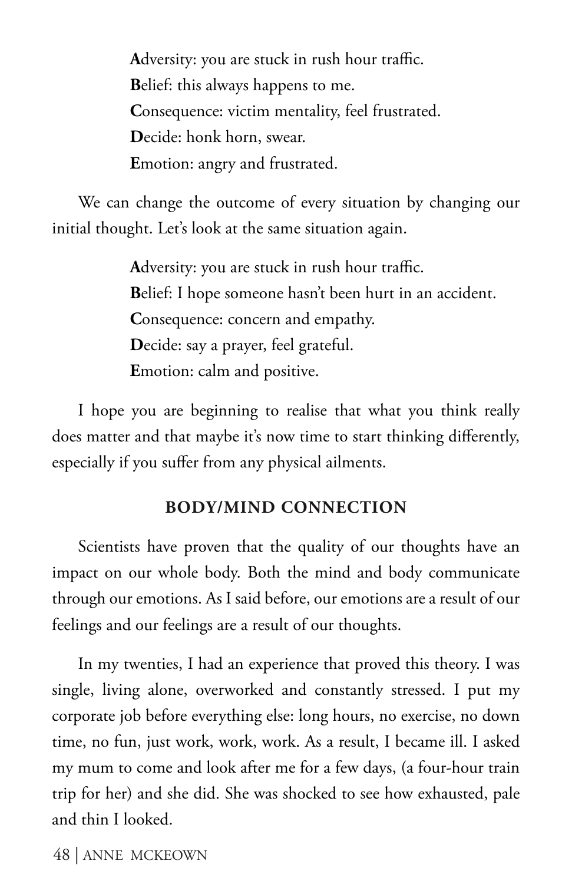**A**dversity: you are stuck in rush hour traffic.
**B**elief: this always happens to me.
**C**onsequence: victim mentality, feel frustrated.
**D**ecide: honk horn, swear.
**E**motion: angry and frustrated.

We can change the outcome of every situation by changing our initial thought. Let's look at the same situation again.

**A**dversity: you are stuck in rush hour traffic.
**B**elief: I hope someone hasn't been hurt in an accident.
**C**onsequence: concern and empathy.
**D**ecide: say a prayer, feel grateful.
**E**motion: calm and positive.

I hope you are beginning to realise that what you think really does matter and that maybe it's now time to start thinking differently, especially if you suffer from any physical ailments.

## BODY/MIND CONNECTION

Scientists have proven that the quality of our thoughts have an impact on our whole body. Both the mind and body communicate through our emotions. As I said before, our emotions are a result of our feelings and our feelings are a result of our thoughts.

In my twenties, I had an experience that proved this theory. I was single, living alone, overworked and constantly stressed. I put my corporate job before everything else: long hours, no exercise, no down time, no fun, just work, work, work. As a result, I became ill. I asked my mum to come and look after me for a few days, (a four-hour train trip for her) and she did. She was shocked to see how exhausted, pale and thin I looked.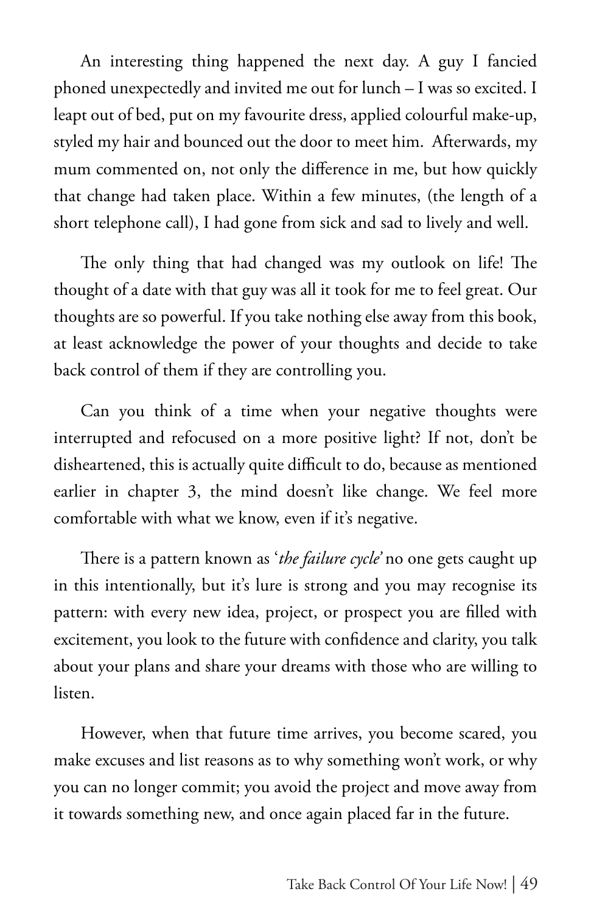An interesting thing happened the next day. A guy I fancied phoned unexpectedly and invited me out for lunch – I was so excited. I leapt out of bed, put on my favourite dress, applied colourful make-up, styled my hair and bounced out the door to meet him. Afterwards, my mum commented on, not only the difference in me, but how quickly that change had taken place. Within a few minutes, (the length of a short telephone call), I had gone from sick and sad to lively and well.

The only thing that had changed was my outlook on life! The thought of a date with that guy was all it took for me to feel great. Our thoughts are so powerful. If you take nothing else away from this book, at least acknowledge the power of your thoughts and decide to take back control of them if they are controlling you.

Can you think of a time when your negative thoughts were interrupted and refocused on a more positive light? If not, don't be disheartened, this is actually quite difficult to do, because as mentioned earlier in chapter 3, the mind doesn't like change. We feel more comfortable with what we know, even if it's negative.

There is a pattern known as '*the failure cycle*' no one gets caught up in this intentionally, but it's lure is strong and you may recognise its pattern: with every new idea, project, or prospect you are filled with excitement, you look to the future with confidence and clarity, you talk about your plans and share your dreams with those who are willing to listen.

However, when that future time arrives, you become scared, you make excuses and list reasons as to why something won't work, or why you can no longer commit; you avoid the project and move away from it towards something new, and once again placed far in the future.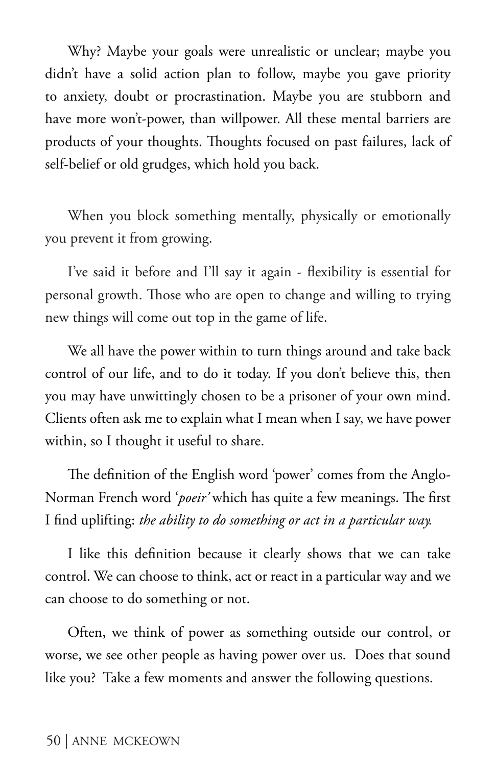Why? Maybe your goals were unrealistic or unclear; maybe you didn't have a solid action plan to follow, maybe you gave priority to anxiety, doubt or procrastination. Maybe you are stubborn and have more won't-power, than willpower. All these mental barriers are products of your thoughts. Thoughts focused on past failures, lack of self-belief or old grudges, which hold you back.

When you block something mentally, physically or emotionally you prevent it from growing.

I've said it before and I'll say it again - flexibility is essential for personal growth. Those who are open to change and willing to trying new things will come out top in the game of life.

We all have the power within to turn things around and take back control of our life, and to do it today. If you don't believe this, then you may have unwittingly chosen to be a prisoner of your own mind. Clients often ask me to explain what I mean when I say, we have power within, so I thought it useful to share.

The definition of the English word 'power' comes from the Anglo-Norman French word '*poeir'* which has quite a few meanings. The first I find uplifting: *the ability to do something or act in a particular way.*

I like this definition because it clearly shows that we can take control. We can choose to think, act or react in a particular way and we can choose to do something or not.

Often, we think of power as something outside our control, or worse, we see other people as having power over us. Does that sound like you? Take a few moments and answer the following questions.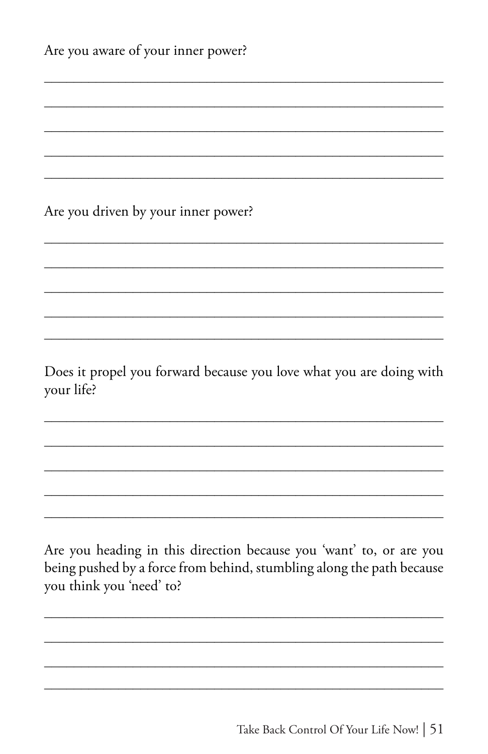Are you aware of your inner power?

______________________________________________________________

______________________________________________________________

______________________________________________________________

______________________________________________________________

______________________________________________________________

Are you driven by your inner power?

______________________________________________________________

______________________________________________________________

______________________________________________________________

______________________________________________________________

______________________________________________________________

Does it propel you forward because you love what you are doing with your life?

______________________________________________________________

______________________________________________________________

______________________________________________________________

______________________________________________________________

______________________________________________________________

Are you heading in this direction because you 'want' to, or are you being pushed by a force from behind, stumbling along the path because you think you 'need' to?

______________________________________________________________

______________________________________________________________

______________________________________________________________

______________________________________________________________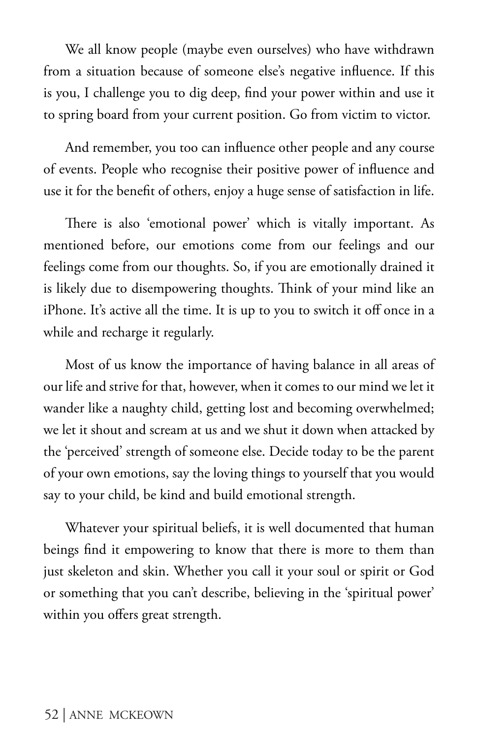We all know people (maybe even ourselves) who have withdrawn from a situation because of someone else's negative influence. If this is you, I challenge you to dig deep, find your power within and use it to spring board from your current position. Go from victim to victor.

And remember, you too can influence other people and any course of events. People who recognise their positive power of influence and use it for the benefit of others, enjoy a huge sense of satisfaction in life.

There is also 'emotional power' which is vitally important. As mentioned before, our emotions come from our feelings and our feelings come from our thoughts. So, if you are emotionally drained it is likely due to disempowering thoughts. Think of your mind like an iPhone. It's active all the time. It is up to you to switch it off once in a while and recharge it regularly.

Most of us know the importance of having balance in all areas of our life and strive for that, however, when it comes to our mind we let it wander like a naughty child, getting lost and becoming overwhelmed; we let it shout and scream at us and we shut it down when attacked by the 'perceived' strength of someone else. Decide today to be the parent of your own emotions, say the loving things to yourself that you would say to your child, be kind and build emotional strength.

Whatever your spiritual beliefs, it is well documented that human beings find it empowering to know that there is more to them than just skeleton and skin. Whether you call it your soul or spirit or God or something that you can't describe, believing in the 'spiritual power' within you offers great strength.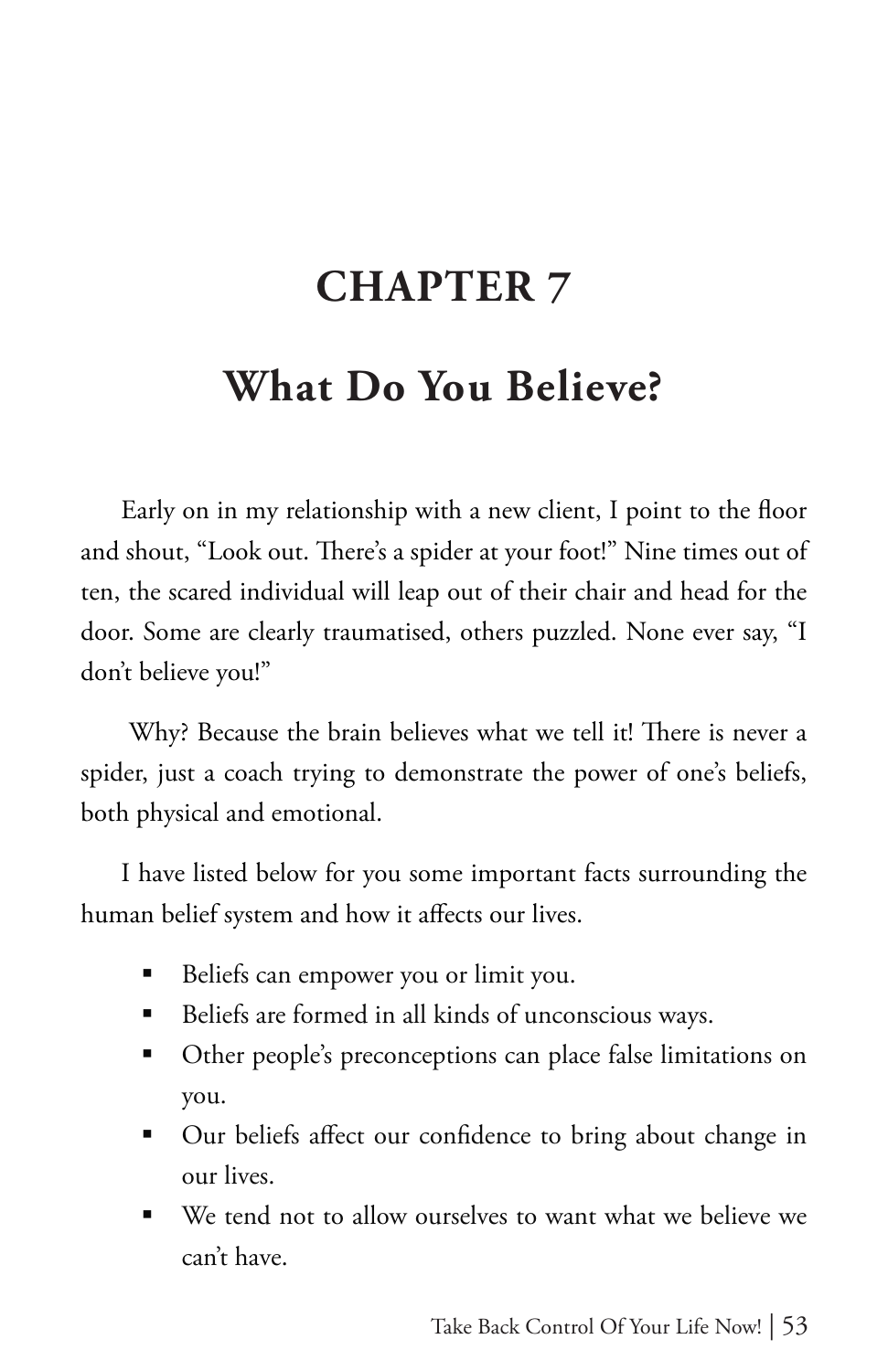# CHAPTER 7

## What Do You Believe?

Early on in my relationship with a new client, I point to the floor and shout, "Look out. There's a spider at your foot!" Nine times out of ten, the scared individual will leap out of their chair and head for the door. Some are clearly traumatised, others puzzled. None ever say, "I don't believe you!"

Why? Because the brain believes what we tell it! There is never a spider, just a coach trying to demonstrate the power of one's beliefs, both physical and emotional.

I have listed below for you some important facts surrounding the human belief system and how it affects our lives.

- Beliefs can empower you or limit you.
- Beliefs are formed in all kinds of unconscious ways.
- Other people's preconceptions can place false limitations on you.
- Our beliefs affect our confidence to bring about change in our lives.
- We tend not to allow ourselves to want what we believe we can't have.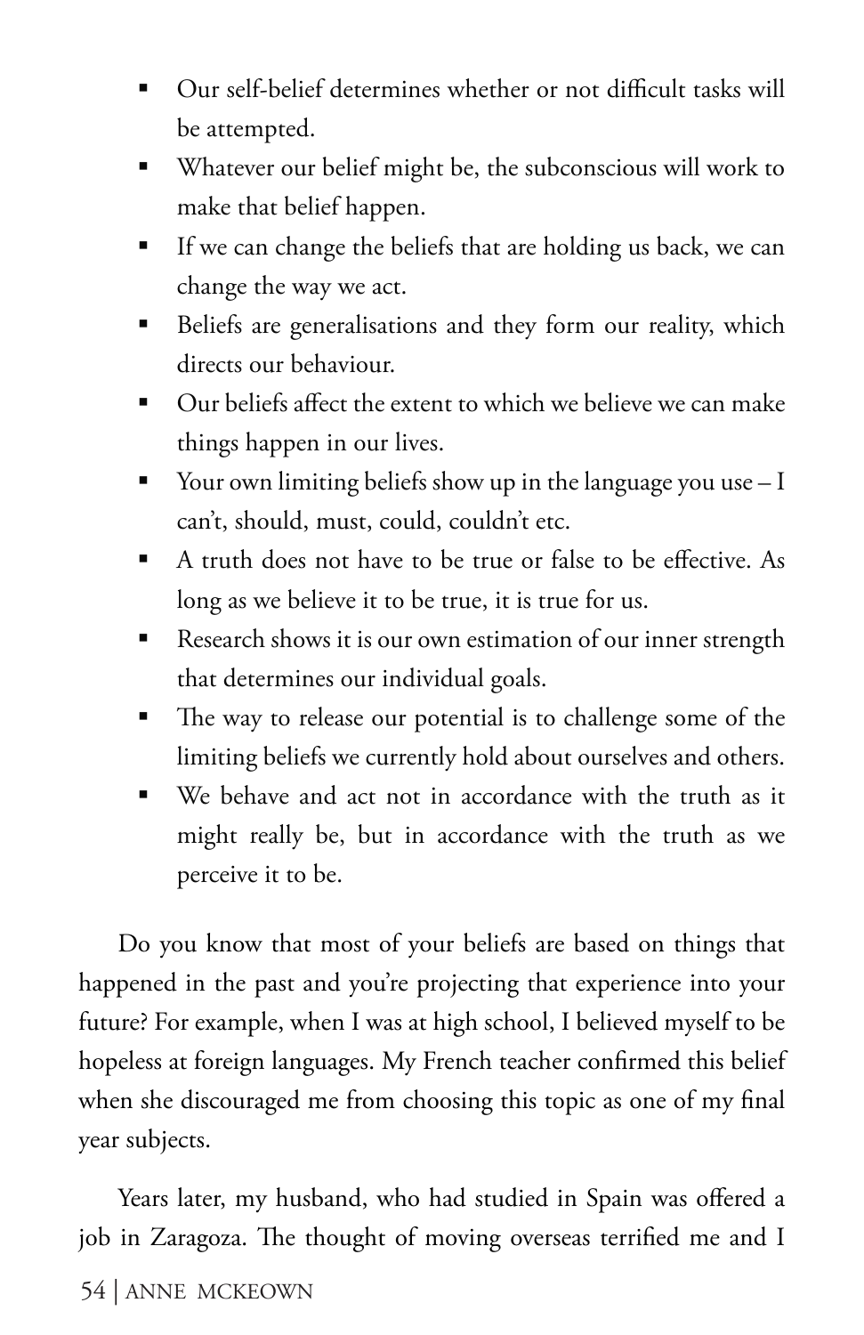- Our self-belief determines whether or not difficult tasks will be attempted.
- Whatever our belief might be, the subconscious will work to make that belief happen.
- If we can change the beliefs that are holding us back, we can change the way we act.
- Beliefs are generalisations and they form our reality, which directs our behaviour.
- Our beliefs affect the extent to which we believe we can make things happen in our lives.
- Your own limiting beliefs show up in the language you use – I can't, should, must, could, couldn't etc.
- A truth does not have to be true or false to be effective. As long as we believe it to be true, it is true for us.
- Research shows it is our own estimation of our inner strength that determines our individual goals.
- The way to release our potential is to challenge some of the limiting beliefs we currently hold about ourselves and others.
- We behave and act not in accordance with the truth as it might really be, but in accordance with the truth as we perceive it to be.

Do you know that most of your beliefs are based on things that happened in the past and you're projecting that experience into your future? For example, when I was at high school, I believed myself to be hopeless at foreign languages. My French teacher confirmed this belief when she discouraged me from choosing this topic as one of my final year subjects.

Years later, my husband, who had studied in Spain was offered a job in Zaragoza. The thought of moving overseas terrified me and I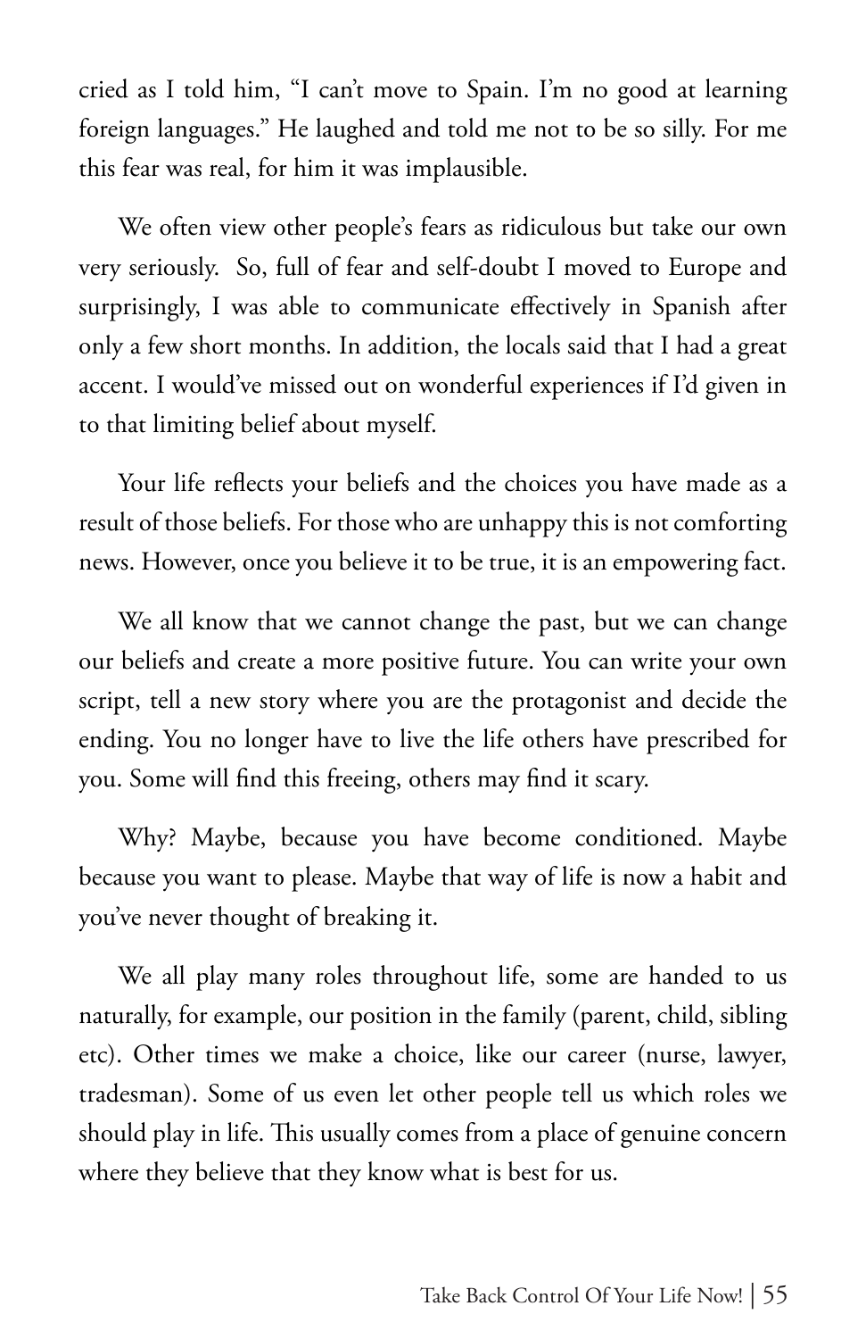cried as I told him, "I can't move to Spain. I'm no good at learning foreign languages." He laughed and told me not to be so silly. For me this fear was real, for him it was implausible.

We often view other people's fears as ridiculous but take our own very seriously. So, full of fear and self-doubt I moved to Europe and surprisingly, I was able to communicate effectively in Spanish after only a few short months. In addition, the locals said that I had a great accent. I would've missed out on wonderful experiences if I'd given in to that limiting belief about myself.

Your life reflects your beliefs and the choices you have made as a result of those beliefs. For those who are unhappy this is not comforting news. However, once you believe it to be true, it is an empowering fact.

We all know that we cannot change the past, but we can change our beliefs and create a more positive future. You can write your own script, tell a new story where you are the protagonist and decide the ending. You no longer have to live the life others have prescribed for you. Some will find this freeing, others may find it scary.

Why? Maybe, because you have become conditioned. Maybe because you want to please. Maybe that way of life is now a habit and you've never thought of breaking it.

We all play many roles throughout life, some are handed to us naturally, for example, our position in the family (parent, child, sibling etc). Other times we make a choice, like our career (nurse, lawyer, tradesman). Some of us even let other people tell us which roles we should play in life. This usually comes from a place of genuine concern where they believe that they know what is best for us.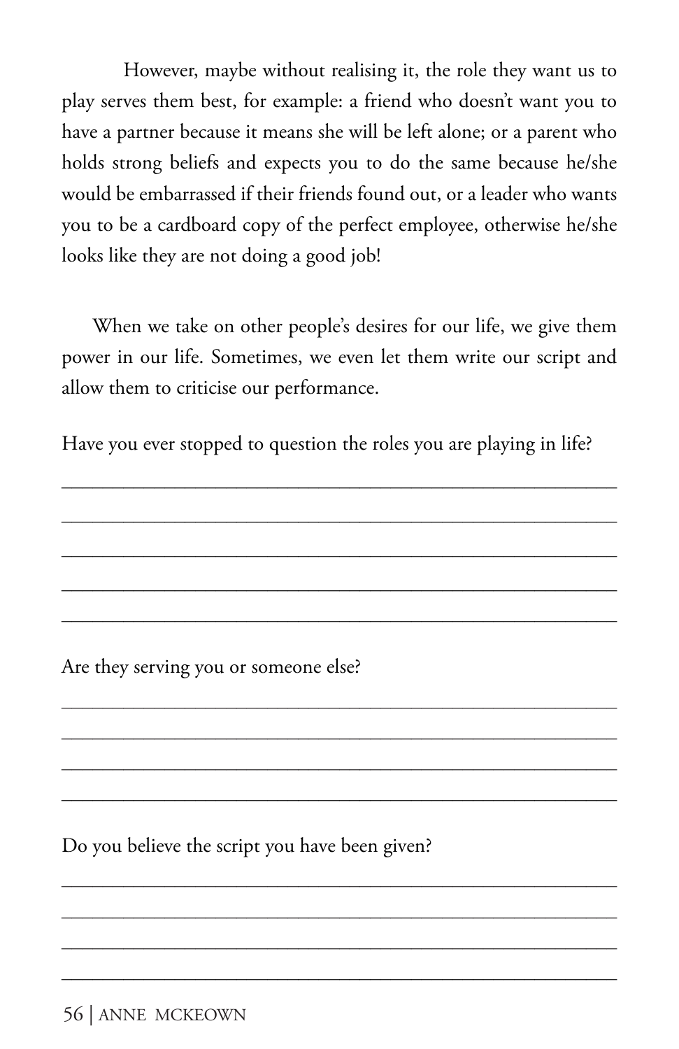However, maybe without realising it, the role they want us to play serves them best, for example: a friend who doesn't want you to have a partner because it means she will be left alone; or a parent who holds strong beliefs and expects you to do the same because he/she would be embarrassed if their friends found out, or a leader who wants you to be a cardboard copy of the perfect employee, otherwise he/she looks like they are not doing a good job!

When we take on other people's desires for our life, we give them power in our life. Sometimes, we even let them write our script and allow them to criticise our performance.

Have you ever stopped to question the roles you are playing in life?

\_\_\_\_\_\_\_\_\_\_\_\_\_\_\_\_\_\_\_\_\_\_\_\_\_\_\_\_\_\_\_\_\_\_\_\_\_\_\_\_\_\_\_\_\_\_\_\_\_\_\_\_

\_\_\_\_\_\_\_\_\_\_\_\_\_\_\_\_\_\_\_\_\_\_\_\_\_\_\_\_\_\_\_\_\_\_\_\_\_\_\_\_\_\_\_\_\_\_\_\_\_\_\_\_

\_\_\_\_\_\_\_\_\_\_\_\_\_\_\_\_\_\_\_\_\_\_\_\_\_\_\_\_\_\_\_\_\_\_\_\_\_\_\_\_\_\_\_\_\_\_\_\_\_\_\_\_

\_\_\_\_\_\_\_\_\_\_\_\_\_\_\_\_\_\_\_\_\_\_\_\_\_\_\_\_\_\_\_\_\_\_\_\_\_\_\_\_\_\_\_\_\_\_\_\_\_\_\_\_

\_\_\_\_\_\_\_\_\_\_\_\_\_\_\_\_\_\_\_\_\_\_\_\_\_\_\_\_\_\_\_\_\_\_\_\_\_\_\_\_\_\_\_\_\_\_\_\_\_\_\_\_

Are they serving you or someone else?

\_\_\_\_\_\_\_\_\_\_\_\_\_\_\_\_\_\_\_\_\_\_\_\_\_\_\_\_\_\_\_\_\_\_\_\_\_\_\_\_\_\_\_\_\_\_\_\_\_\_\_\_

\_\_\_\_\_\_\_\_\_\_\_\_\_\_\_\_\_\_\_\_\_\_\_\_\_\_\_\_\_\_\_\_\_\_\_\_\_\_\_\_\_\_\_\_\_\_\_\_\_\_\_\_

\_\_\_\_\_\_\_\_\_\_\_\_\_\_\_\_\_\_\_\_\_\_\_\_\_\_\_\_\_\_\_\_\_\_\_\_\_\_\_\_\_\_\_\_\_\_\_\_\_\_\_\_

\_\_\_\_\_\_\_\_\_\_\_\_\_\_\_\_\_\_\_\_\_\_\_\_\_\_\_\_\_\_\_\_\_\_\_\_\_\_\_\_\_\_\_\_\_\_\_\_\_\_\_\_

Do you believe the script you have been given?

\_\_\_\_\_\_\_\_\_\_\_\_\_\_\_\_\_\_\_\_\_\_\_\_\_\_\_\_\_\_\_\_\_\_\_\_\_\_\_\_\_\_\_\_\_\_\_\_\_\_\_\_

\_\_\_\_\_\_\_\_\_\_\_\_\_\_\_\_\_\_\_\_\_\_\_\_\_\_\_\_\_\_\_\_\_\_\_\_\_\_\_\_\_\_\_\_\_\_\_\_\_\_\_\_

\_\_\_\_\_\_\_\_\_\_\_\_\_\_\_\_\_\_\_\_\_\_\_\_\_\_\_\_\_\_\_\_\_\_\_\_\_\_\_\_\_\_\_\_\_\_\_\_\_\_\_\_

\_\_\_\_\_\_\_\_\_\_\_\_\_\_\_\_\_\_\_\_\_\_\_\_\_\_\_\_\_\_\_\_\_\_\_\_\_\_\_\_\_\_\_\_\_\_\_\_\_\_\_\_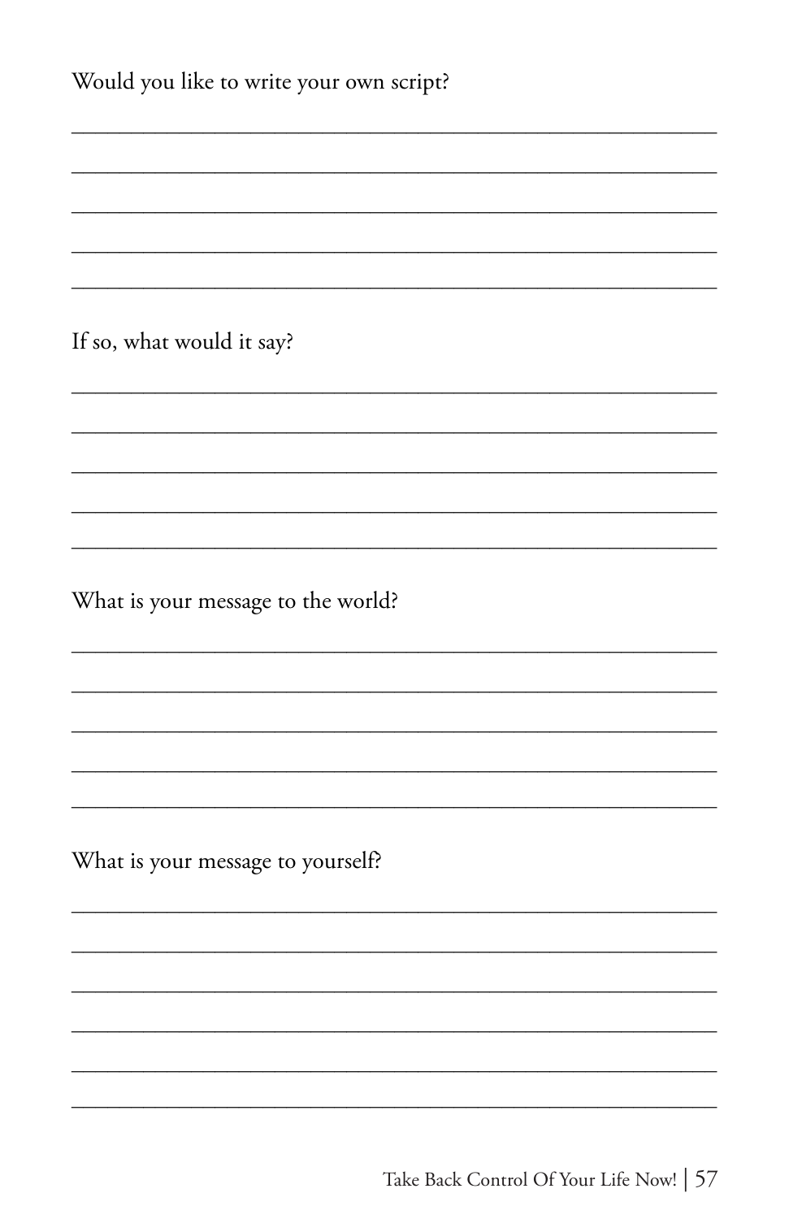Would you like to write your own script?

\_\_\_\_\_\_\_\_\_\_\_\_\_\_\_\_\_\_\_\_\_\_\_\_\_\_\_\_\_\_\_\_\_\_\_\_\_\_\_\_\_\_\_\_\_\_\_\_\_\_\_\_\_\_\_\_\_\_\_\_

\_\_\_\_\_\_\_\_\_\_\_\_\_\_\_\_\_\_\_\_\_\_\_\_\_\_\_\_\_\_\_\_\_\_\_\_\_\_\_\_\_\_\_\_\_\_\_\_\_\_\_\_\_\_\_\_\_\_\_\_

\_\_\_\_\_\_\_\_\_\_\_\_\_\_\_\_\_\_\_\_\_\_\_\_\_\_\_\_\_\_\_\_\_\_\_\_\_\_\_\_\_\_\_\_\_\_\_\_\_\_\_\_\_\_\_\_\_\_\_\_

\_\_\_\_\_\_\_\_\_\_\_\_\_\_\_\_\_\_\_\_\_\_\_\_\_\_\_\_\_\_\_\_\_\_\_\_\_\_\_\_\_\_\_\_\_\_\_\_\_\_\_\_\_\_\_\_\_\_\_\_

\_\_\_\_\_\_\_\_\_\_\_\_\_\_\_\_\_\_\_\_\_\_\_\_\_\_\_\_\_\_\_\_\_\_\_\_\_\_\_\_\_\_\_\_\_\_\_\_\_\_\_\_\_\_\_\_\_\_\_\_

If so, what would it say?

\_\_\_\_\_\_\_\_\_\_\_\_\_\_\_\_\_\_\_\_\_\_\_\_\_\_\_\_\_\_\_\_\_\_\_\_\_\_\_\_\_\_\_\_\_\_\_\_\_\_\_\_\_\_\_\_\_\_\_\_

\_\_\_\_\_\_\_\_\_\_\_\_\_\_\_\_\_\_\_\_\_\_\_\_\_\_\_\_\_\_\_\_\_\_\_\_\_\_\_\_\_\_\_\_\_\_\_\_\_\_\_\_\_\_\_\_\_\_\_\_

\_\_\_\_\_\_\_\_\_\_\_\_\_\_\_\_\_\_\_\_\_\_\_\_\_\_\_\_\_\_\_\_\_\_\_\_\_\_\_\_\_\_\_\_\_\_\_\_\_\_\_\_\_\_\_\_\_\_\_\_

\_\_\_\_\_\_\_\_\_\_\_\_\_\_\_\_\_\_\_\_\_\_\_\_\_\_\_\_\_\_\_\_\_\_\_\_\_\_\_\_\_\_\_\_\_\_\_\_\_\_\_\_\_\_\_\_\_\_\_\_

\_\_\_\_\_\_\_\_\_\_\_\_\_\_\_\_\_\_\_\_\_\_\_\_\_\_\_\_\_\_\_\_\_\_\_\_\_\_\_\_\_\_\_\_\_\_\_\_\_\_\_\_\_\_\_\_\_\_\_\_

What is your message to the world?

\_\_\_\_\_\_\_\_\_\_\_\_\_\_\_\_\_\_\_\_\_\_\_\_\_\_\_\_\_\_\_\_\_\_\_\_\_\_\_\_\_\_\_\_\_\_\_\_\_\_\_\_\_\_\_\_\_\_\_\_

\_\_\_\_\_\_\_\_\_\_\_\_\_\_\_\_\_\_\_\_\_\_\_\_\_\_\_\_\_\_\_\_\_\_\_\_\_\_\_\_\_\_\_\_\_\_\_\_\_\_\_\_\_\_\_\_\_\_\_\_

\_\_\_\_\_\_\_\_\_\_\_\_\_\_\_\_\_\_\_\_\_\_\_\_\_\_\_\_\_\_\_\_\_\_\_\_\_\_\_\_\_\_\_\_\_\_\_\_\_\_\_\_\_\_\_\_\_\_\_\_

\_\_\_\_\_\_\_\_\_\_\_\_\_\_\_\_\_\_\_\_\_\_\_\_\_\_\_\_\_\_\_\_\_\_\_\_\_\_\_\_\_\_\_\_\_\_\_\_\_\_\_\_\_\_\_\_\_\_\_\_

\_\_\_\_\_\_\_\_\_\_\_\_\_\_\_\_\_\_\_\_\_\_\_\_\_\_\_\_\_\_\_\_\_\_\_\_\_\_\_\_\_\_\_\_\_\_\_\_\_\_\_\_\_\_\_\_\_\_\_\_

What is your message to yourself?

\_\_\_\_\_\_\_\_\_\_\_\_\_\_\_\_\_\_\_\_\_\_\_\_\_\_\_\_\_\_\_\_\_\_\_\_\_\_\_\_\_\_\_\_\_\_\_\_\_\_\_\_\_\_\_\_\_\_\_\_

\_\_\_\_\_\_\_\_\_\_\_\_\_\_\_\_\_\_\_\_\_\_\_\_\_\_\_\_\_\_\_\_\_\_\_\_\_\_\_\_\_\_\_\_\_\_\_\_\_\_\_\_\_\_\_\_\_\_\_\_

\_\_\_\_\_\_\_\_\_\_\_\_\_\_\_\_\_\_\_\_\_\_\_\_\_\_\_\_\_\_\_\_\_\_\_\_\_\_\_\_\_\_\_\_\_\_\_\_\_\_\_\_\_\_\_\_\_\_\_\_

\_\_\_\_\_\_\_\_\_\_\_\_\_\_\_\_\_\_\_\_\_\_\_\_\_\_\_\_\_\_\_\_\_\_\_\_\_\_\_\_\_\_\_\_\_\_\_\_\_\_\_\_\_\_\_\_\_\_\_\_

\_\_\_\_\_\_\_\_\_\_\_\_\_\_\_\_\_\_\_\_\_\_\_\_\_\_\_\_\_\_\_\_\_\_\_\_\_\_\_\_\_\_\_\_\_\_\_\_\_\_\_\_\_\_\_\_\_\_\_\_

\_\_\_\_\_\_\_\_\_\_\_\_\_\_\_\_\_\_\_\_\_\_\_\_\_\_\_\_\_\_\_\_\_\_\_\_\_\_\_\_\_\_\_\_\_\_\_\_\_\_\_\_\_\_\_\_\_\_\_\_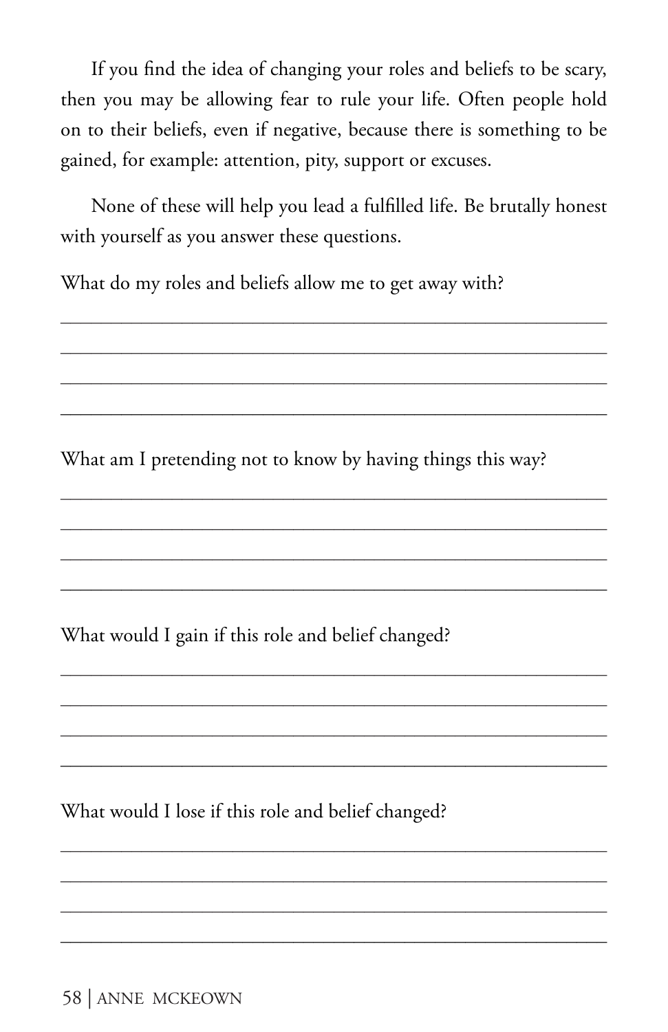If you find the idea of changing your roles and beliefs to be scary, then you may be allowing fear to rule your life. Often people hold on to their beliefs, even if negative, because there is something to be gained, for example: attention, pity, support or excuses.

None of these will help you lead a fulfilled life. Be brutally honest with yourself as you answer these questions.

What do my roles and beliefs allow me to get away with?

_______________________________________________

_______________________________________________

_______________________________________________

_______________________________________________

What am I pretending not to know by having things this way?

_______________________________________________

_______________________________________________

_______________________________________________

_______________________________________________

What would I gain if this role and belief changed?

_______________________________________________

_______________________________________________

_______________________________________________

_______________________________________________

What would I lose if this role and belief changed?

_______________________________________________

_______________________________________________

_______________________________________________

_______________________________________________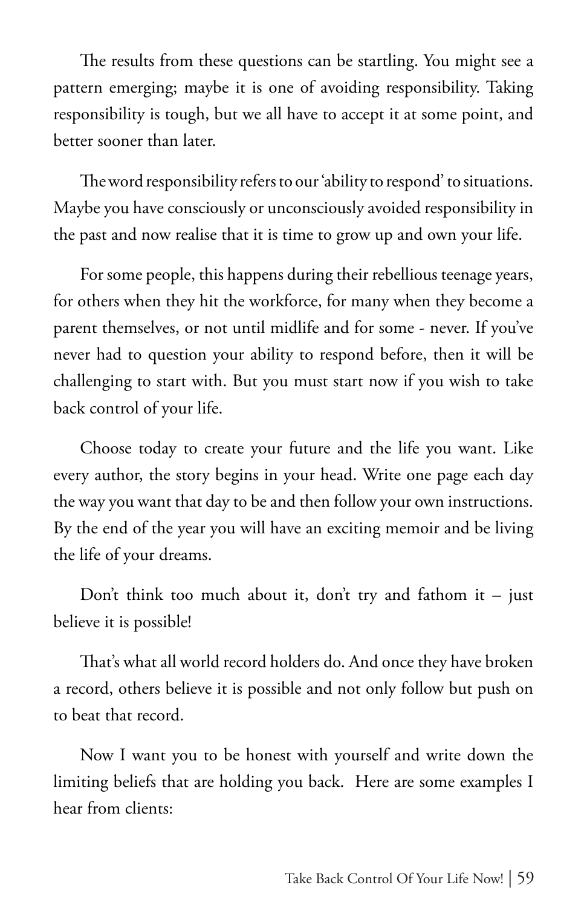The results from these questions can be startling. You might see a pattern emerging; maybe it is one of avoiding responsibility. Taking responsibility is tough, but we all have to accept it at some point, and better sooner than later.

The word responsibility refers to our 'ability to respond' to situations. Maybe you have consciously or unconsciously avoided responsibility in the past and now realise that it is time to grow up and own your life.

For some people, this happens during their rebellious teenage years, for others when they hit the workforce, for many when they become a parent themselves, or not until midlife and for some - never. If you've never had to question your ability to respond before, then it will be challenging to start with. But you must start now if you wish to take back control of your life.

Choose today to create your future and the life you want. Like every author, the story begins in your head. Write one page each day the way you want that day to be and then follow your own instructions. By the end of the year you will have an exciting memoir and be living the life of your dreams.

Don't think too much about it, don't try and fathom it – just believe it is possible!

That's what all world record holders do. And once they have broken a record, others believe it is possible and not only follow but push on to beat that record.

Now I want you to be honest with yourself and write down the limiting beliefs that are holding you back. Here are some examples I hear from clients: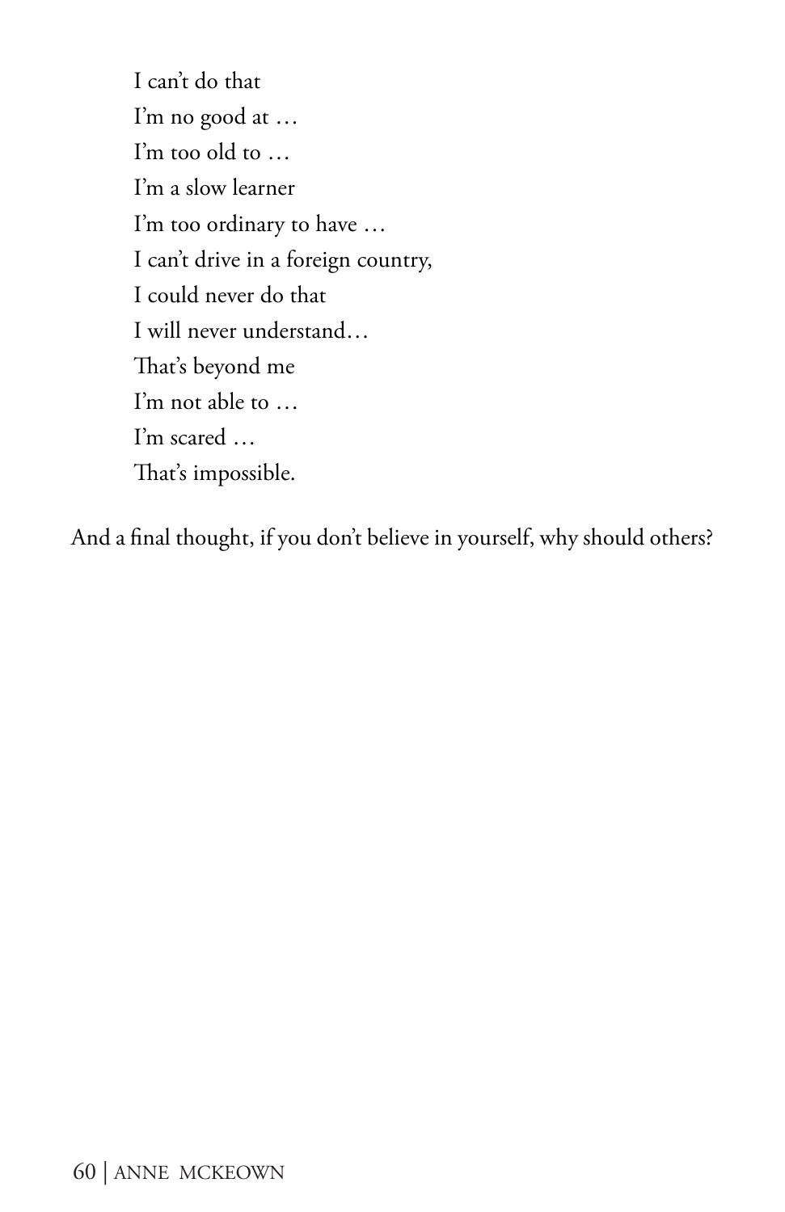I can't do that  
I'm no good at …  
I'm too old to …  
I'm a slow learner  
I'm too ordinary to have …  
I can't drive in a foreign country,  
I could never do that  
I will never understand…  
That's beyond me  
I'm not able to …  
I'm scared …  
That's impossible.

And a final thought, if you don't believe in yourself, why should others?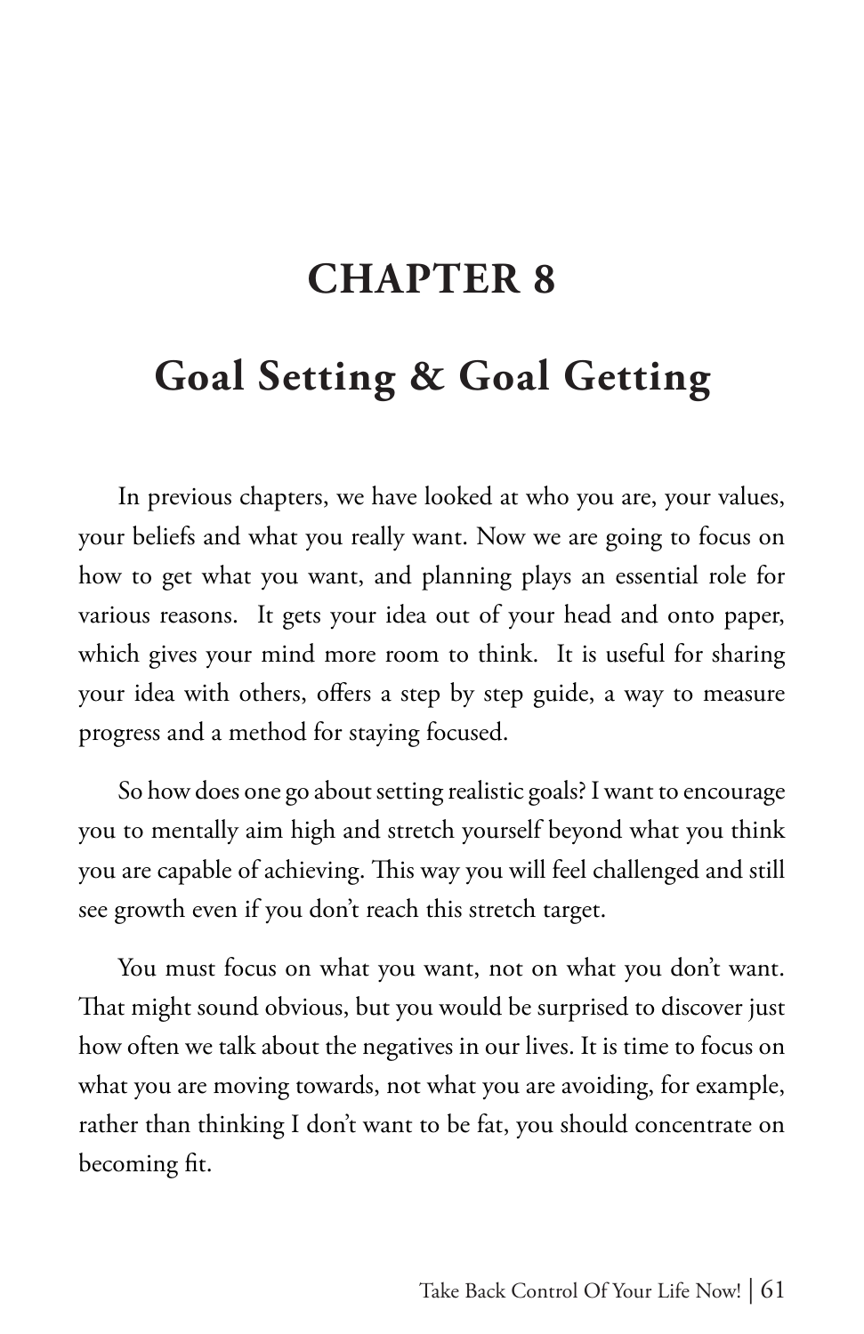# CHAPTER 8

## Goal Setting & Goal Getting

In previous chapters, we have looked at who you are, your values, your beliefs and what you really want. Now we are going to focus on how to get what you want, and planning plays an essential role for various reasons. It gets your idea out of your head and onto paper, which gives your mind more room to think. It is useful for sharing your idea with others, offers a step by step guide, a way to measure progress and a method for staying focused.

So how does one go about setting realistic goals? I want to encourage you to mentally aim high and stretch yourself beyond what you think you are capable of achieving. This way you will feel challenged and still see growth even if you don't reach this stretch target.

You must focus on what you want, not on what you don't want. That might sound obvious, but you would be surprised to discover just how often we talk about the negatives in our lives. It is time to focus on what you are moving towards, not what you are avoiding, for example, rather than thinking I don't want to be fat, you should concentrate on becoming fit.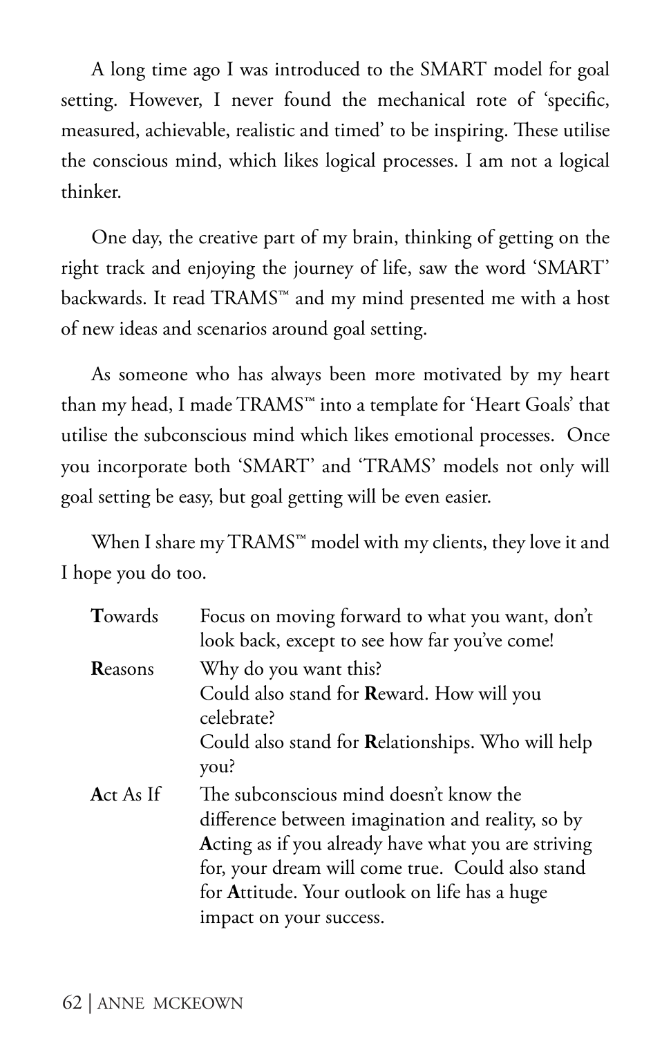A long time ago I was introduced to the SMART model for goal setting. However, I never found the mechanical rote of 'specific, measured, achievable, realistic and timed' to be inspiring. These utilise the conscious mind, which likes logical processes. I am not a logical thinker.

One day, the creative part of my brain, thinking of getting on the right track and enjoying the journey of life, saw the word 'SMART' backwards. It read TRAMS™ and my mind presented me with a host of new ideas and scenarios around goal setting.

As someone who has always been more motivated by my heart than my head, I made TRAMS™ into a template for 'Heart Goals' that utilise the subconscious mind which likes emotional processes. Once you incorporate both 'SMART' and 'TRAMS' models not only will goal setting be easy, but goal getting will be even easier.

When I share my TRAMS™ model with my clients, they love it and I hope you do too.

| | |
|---|---|
| **T**owards | Focus on moving forward to what you want, don't look back, except to see how far you've come! |
| **R**easons | Why do you want this?<br>Could also stand for **R**eward. How will you celebrate?<br>Could also stand for **R**elationships. Who will help you? |
| **A**ct As If | The subconscious mind doesn't know the difference between imagination and reality, so by **A**cting as if you already have what you are striving for, your dream will come true. Could also stand for **A**ttitude. Your outlook on life has a huge impact on your success. |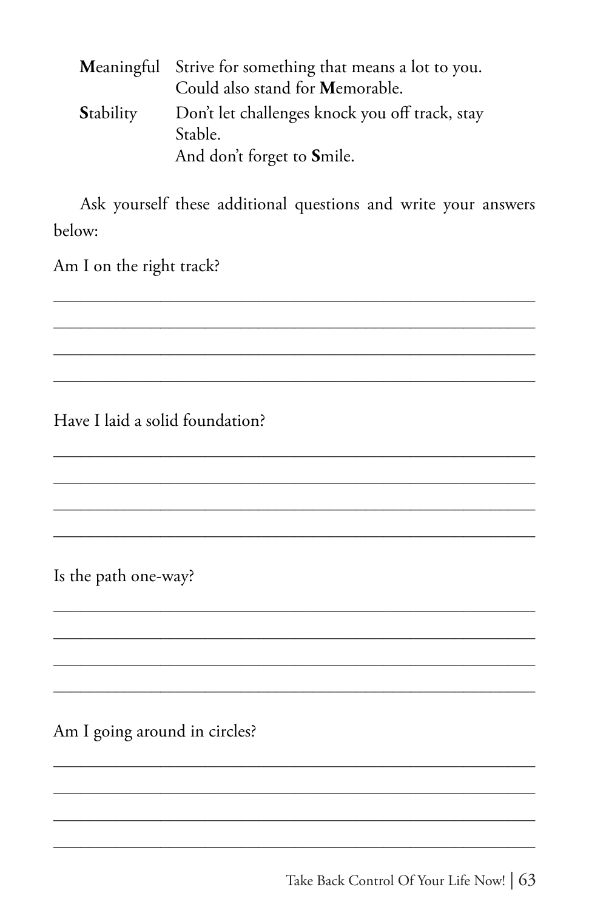| | |
|---|---|
| **M**eaningful | Strive for something that means a lot to you. Could also stand for **M**emorable. |
| **S**tability | Don't let challenges knock you off track, stay Stable. And don't forget to **S**mile. |

Ask yourself these additional questions and write your answers below:

Am I on the right track?

______________________________________________________________

______________________________________________________________

______________________________________________________________

______________________________________________________________

Have I laid a solid foundation?

______________________________________________________________

______________________________________________________________

______________________________________________________________

______________________________________________________________

Is the path one-way?

______________________________________________________________

______________________________________________________________

______________________________________________________________

______________________________________________________________

Am I going around in circles?

______________________________________________________________

______________________________________________________________

______________________________________________________________

______________________________________________________________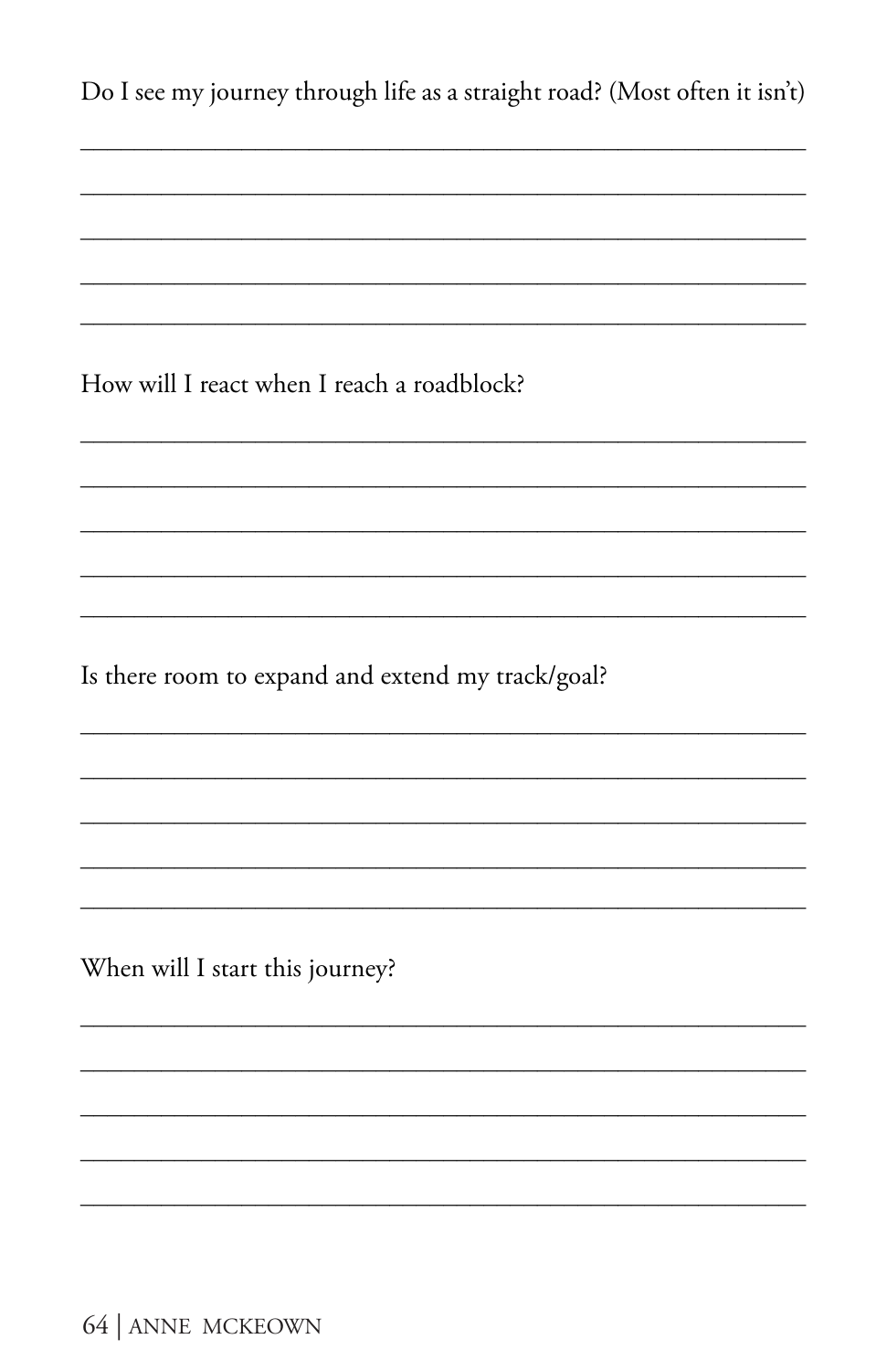Do I see my journey through life as a straight road? (Most often it isn't)

_______________________________________________________________

_______________________________________________________________

_______________________________________________________________

_______________________________________________________________

_______________________________________________________________

How will I react when I reach a roadblock?

_______________________________________________________________

_______________________________________________________________

_______________________________________________________________

_______________________________________________________________

_______________________________________________________________

Is there room to expand and extend my track/goal?

_______________________________________________________________

_______________________________________________________________

_______________________________________________________________

_______________________________________________________________

_______________________________________________________________

When will I start this journey?

_______________________________________________________________

_______________________________________________________________

_______________________________________________________________

_______________________________________________________________

_______________________________________________________________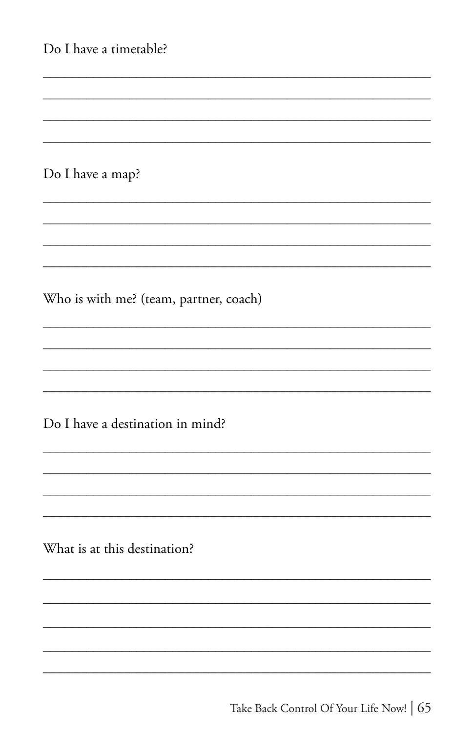Do I have a timetable?

\_\_\_\_\_\_\_\_\_\_\_\_\_\_\_\_\_\_\_\_\_\_\_\_\_\_\_\_\_\_\_\_\_\_\_\_\_\_\_\_\_\_\_\_\_\_\_\_\_\_\_\_\_\_\_\_

\_\_\_\_\_\_\_\_\_\_\_\_\_\_\_\_\_\_\_\_\_\_\_\_\_\_\_\_\_\_\_\_\_\_\_\_\_\_\_\_\_\_\_\_\_\_\_\_\_\_\_\_\_\_\_\_

\_\_\_\_\_\_\_\_\_\_\_\_\_\_\_\_\_\_\_\_\_\_\_\_\_\_\_\_\_\_\_\_\_\_\_\_\_\_\_\_\_\_\_\_\_\_\_\_\_\_\_\_\_\_\_\_

\_\_\_\_\_\_\_\_\_\_\_\_\_\_\_\_\_\_\_\_\_\_\_\_\_\_\_\_\_\_\_\_\_\_\_\_\_\_\_\_\_\_\_\_\_\_\_\_\_\_\_\_\_\_\_\_

Do I have a map?

\_\_\_\_\_\_\_\_\_\_\_\_\_\_\_\_\_\_\_\_\_\_\_\_\_\_\_\_\_\_\_\_\_\_\_\_\_\_\_\_\_\_\_\_\_\_\_\_\_\_\_\_\_\_\_\_

\_\_\_\_\_\_\_\_\_\_\_\_\_\_\_\_\_\_\_\_\_\_\_\_\_\_\_\_\_\_\_\_\_\_\_\_\_\_\_\_\_\_\_\_\_\_\_\_\_\_\_\_\_\_\_\_

\_\_\_\_\_\_\_\_\_\_\_\_\_\_\_\_\_\_\_\_\_\_\_\_\_\_\_\_\_\_\_\_\_\_\_\_\_\_\_\_\_\_\_\_\_\_\_\_\_\_\_\_\_\_\_\_

\_\_\_\_\_\_\_\_\_\_\_\_\_\_\_\_\_\_\_\_\_\_\_\_\_\_\_\_\_\_\_\_\_\_\_\_\_\_\_\_\_\_\_\_\_\_\_\_\_\_\_\_\_\_\_\_

Who is with me? (team, partner, coach)

\_\_\_\_\_\_\_\_\_\_\_\_\_\_\_\_\_\_\_\_\_\_\_\_\_\_\_\_\_\_\_\_\_\_\_\_\_\_\_\_\_\_\_\_\_\_\_\_\_\_\_\_\_\_\_\_

\_\_\_\_\_\_\_\_\_\_\_\_\_\_\_\_\_\_\_\_\_\_\_\_\_\_\_\_\_\_\_\_\_\_\_\_\_\_\_\_\_\_\_\_\_\_\_\_\_\_\_\_\_\_\_\_

\_\_\_\_\_\_\_\_\_\_\_\_\_\_\_\_\_\_\_\_\_\_\_\_\_\_\_\_\_\_\_\_\_\_\_\_\_\_\_\_\_\_\_\_\_\_\_\_\_\_\_\_\_\_\_\_

\_\_\_\_\_\_\_\_\_\_\_\_\_\_\_\_\_\_\_\_\_\_\_\_\_\_\_\_\_\_\_\_\_\_\_\_\_\_\_\_\_\_\_\_\_\_\_\_\_\_\_\_\_\_\_\_

Do I have a destination in mind?

\_\_\_\_\_\_\_\_\_\_\_\_\_\_\_\_\_\_\_\_\_\_\_\_\_\_\_\_\_\_\_\_\_\_\_\_\_\_\_\_\_\_\_\_\_\_\_\_\_\_\_\_\_\_\_\_

\_\_\_\_\_\_\_\_\_\_\_\_\_\_\_\_\_\_\_\_\_\_\_\_\_\_\_\_\_\_\_\_\_\_\_\_\_\_\_\_\_\_\_\_\_\_\_\_\_\_\_\_\_\_\_\_

\_\_\_\_\_\_\_\_\_\_\_\_\_\_\_\_\_\_\_\_\_\_\_\_\_\_\_\_\_\_\_\_\_\_\_\_\_\_\_\_\_\_\_\_\_\_\_\_\_\_\_\_\_\_\_\_

\_\_\_\_\_\_\_\_\_\_\_\_\_\_\_\_\_\_\_\_\_\_\_\_\_\_\_\_\_\_\_\_\_\_\_\_\_\_\_\_\_\_\_\_\_\_\_\_\_\_\_\_\_\_\_\_

What is at this destination?

\_\_\_\_\_\_\_\_\_\_\_\_\_\_\_\_\_\_\_\_\_\_\_\_\_\_\_\_\_\_\_\_\_\_\_\_\_\_\_\_\_\_\_\_\_\_\_\_\_\_\_\_\_\_\_\_

\_\_\_\_\_\_\_\_\_\_\_\_\_\_\_\_\_\_\_\_\_\_\_\_\_\_\_\_\_\_\_\_\_\_\_\_\_\_\_\_\_\_\_\_\_\_\_\_\_\_\_\_\_\_\_\_

\_\_\_\_\_\_\_\_\_\_\_\_\_\_\_\_\_\_\_\_\_\_\_\_\_\_\_\_\_\_\_\_\_\_\_\_\_\_\_\_\_\_\_\_\_\_\_\_\_\_\_\_\_\_\_\_

\_\_\_\_\_\_\_\_\_\_\_\_\_\_\_\_\_\_\_\_\_\_\_\_\_\_\_\_\_\_\_\_\_\_\_\_\_\_\_\_\_\_\_\_\_\_\_\_\_\_\_\_\_\_\_\_

\_\_\_\_\_\_\_\_\_\_\_\_\_\_\_\_\_\_\_\_\_\_\_\_\_\_\_\_\_\_\_\_\_\_\_\_\_\_\_\_\_\_\_\_\_\_\_\_\_\_\_\_\_\_\_\_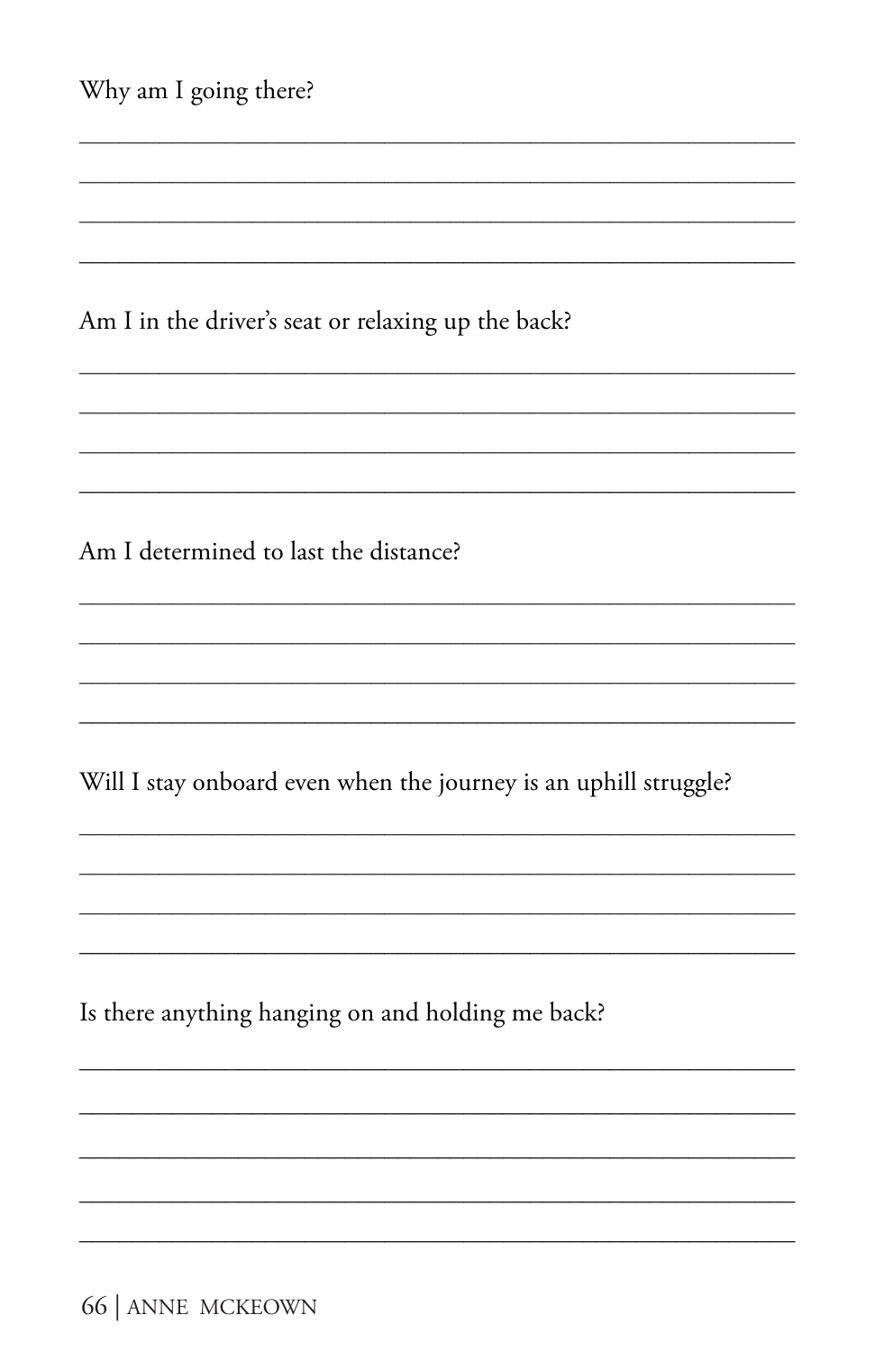Why am I going there?

\_\_\_\_\_\_\_\_\_\_\_\_\_\_\_\_\_\_\_\_\_\_\_\_\_\_\_\_\_\_\_\_\_\_\_\_\_\_\_\_\_\_\_\_\_\_\_\_\_\_\_\_

\_\_\_\_\_\_\_\_\_\_\_\_\_\_\_\_\_\_\_\_\_\_\_\_\_\_\_\_\_\_\_\_\_\_\_\_\_\_\_\_\_\_\_\_\_\_\_\_\_\_\_\_

\_\_\_\_\_\_\_\_\_\_\_\_\_\_\_\_\_\_\_\_\_\_\_\_\_\_\_\_\_\_\_\_\_\_\_\_\_\_\_\_\_\_\_\_\_\_\_\_\_\_\_\_

\_\_\_\_\_\_\_\_\_\_\_\_\_\_\_\_\_\_\_\_\_\_\_\_\_\_\_\_\_\_\_\_\_\_\_\_\_\_\_\_\_\_\_\_\_\_\_\_\_\_\_\_

Am I in the driver's seat or relaxing up the back?

\_\_\_\_\_\_\_\_\_\_\_\_\_\_\_\_\_\_\_\_\_\_\_\_\_\_\_\_\_\_\_\_\_\_\_\_\_\_\_\_\_\_\_\_\_\_\_\_\_\_\_\_

\_\_\_\_\_\_\_\_\_\_\_\_\_\_\_\_\_\_\_\_\_\_\_\_\_\_\_\_\_\_\_\_\_\_\_\_\_\_\_\_\_\_\_\_\_\_\_\_\_\_\_\_

\_\_\_\_\_\_\_\_\_\_\_\_\_\_\_\_\_\_\_\_\_\_\_\_\_\_\_\_\_\_\_\_\_\_\_\_\_\_\_\_\_\_\_\_\_\_\_\_\_\_\_\_

\_\_\_\_\_\_\_\_\_\_\_\_\_\_\_\_\_\_\_\_\_\_\_\_\_\_\_\_\_\_\_\_\_\_\_\_\_\_\_\_\_\_\_\_\_\_\_\_\_\_\_\_

Am I determined to last the distance?

\_\_\_\_\_\_\_\_\_\_\_\_\_\_\_\_\_\_\_\_\_\_\_\_\_\_\_\_\_\_\_\_\_\_\_\_\_\_\_\_\_\_\_\_\_\_\_\_\_\_\_\_

\_\_\_\_\_\_\_\_\_\_\_\_\_\_\_\_\_\_\_\_\_\_\_\_\_\_\_\_\_\_\_\_\_\_\_\_\_\_\_\_\_\_\_\_\_\_\_\_\_\_\_\_

\_\_\_\_\_\_\_\_\_\_\_\_\_\_\_\_\_\_\_\_\_\_\_\_\_\_\_\_\_\_\_\_\_\_\_\_\_\_\_\_\_\_\_\_\_\_\_\_\_\_\_\_

\_\_\_\_\_\_\_\_\_\_\_\_\_\_\_\_\_\_\_\_\_\_\_\_\_\_\_\_\_\_\_\_\_\_\_\_\_\_\_\_\_\_\_\_\_\_\_\_\_\_\_\_

Will I stay onboard even when the journey is an uphill struggle?

\_\_\_\_\_\_\_\_\_\_\_\_\_\_\_\_\_\_\_\_\_\_\_\_\_\_\_\_\_\_\_\_\_\_\_\_\_\_\_\_\_\_\_\_\_\_\_\_\_\_\_\_

\_\_\_\_\_\_\_\_\_\_\_\_\_\_\_\_\_\_\_\_\_\_\_\_\_\_\_\_\_\_\_\_\_\_\_\_\_\_\_\_\_\_\_\_\_\_\_\_\_\_\_\_

\_\_\_\_\_\_\_\_\_\_\_\_\_\_\_\_\_\_\_\_\_\_\_\_\_\_\_\_\_\_\_\_\_\_\_\_\_\_\_\_\_\_\_\_\_\_\_\_\_\_\_\_

\_\_\_\_\_\_\_\_\_\_\_\_\_\_\_\_\_\_\_\_\_\_\_\_\_\_\_\_\_\_\_\_\_\_\_\_\_\_\_\_\_\_\_\_\_\_\_\_\_\_\_\_

Is there anything hanging on and holding me back?

\_\_\_\_\_\_\_\_\_\_\_\_\_\_\_\_\_\_\_\_\_\_\_\_\_\_\_\_\_\_\_\_\_\_\_\_\_\_\_\_\_\_\_\_\_\_\_\_\_\_\_\_

\_\_\_\_\_\_\_\_\_\_\_\_\_\_\_\_\_\_\_\_\_\_\_\_\_\_\_\_\_\_\_\_\_\_\_\_\_\_\_\_\_\_\_\_\_\_\_\_\_\_\_\_

\_\_\_\_\_\_\_\_\_\_\_\_\_\_\_\_\_\_\_\_\_\_\_\_\_\_\_\_\_\_\_\_\_\_\_\_\_\_\_\_\_\_\_\_\_\_\_\_\_\_\_\_

\_\_\_\_\_\_\_\_\_\_\_\_\_\_\_\_\_\_\_\_\_\_\_\_\_\_\_\_\_\_\_\_\_\_\_\_\_\_\_\_\_\_\_\_\_\_\_\_\_\_\_\_

\_\_\_\_\_\_\_\_\_\_\_\_\_\_\_\_\_\_\_\_\_\_\_\_\_\_\_\_\_\_\_\_\_\_\_\_\_\_\_\_\_\_\_\_\_\_\_\_\_\_\_\_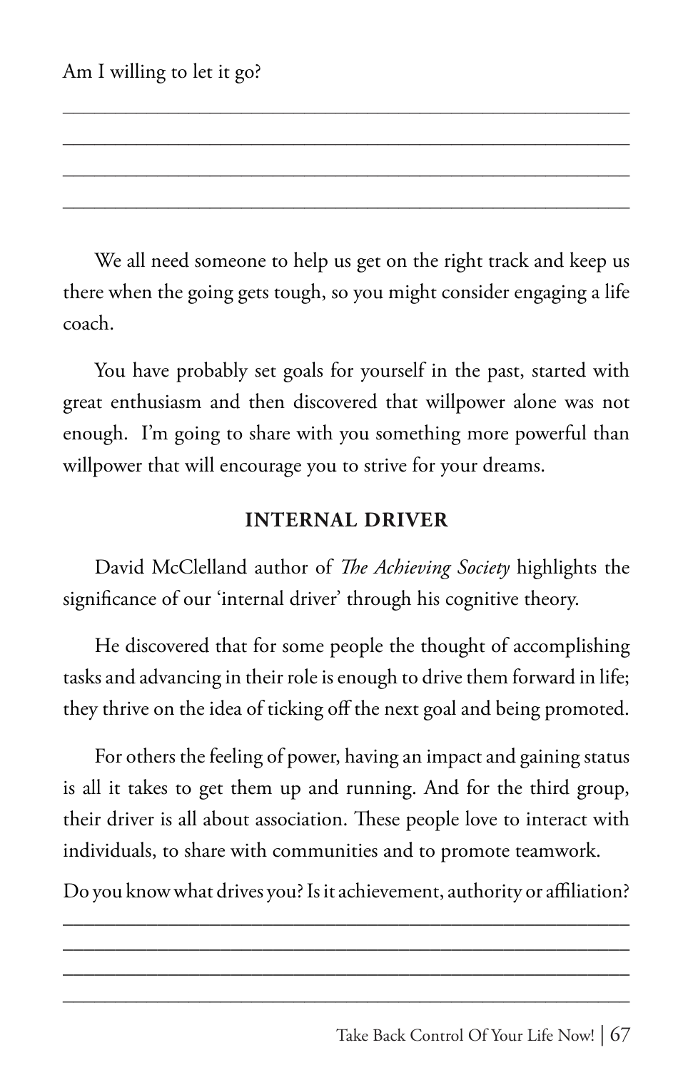Am I willing to let it go?

\_\_\_\_\_\_\_\_\_\_\_\_\_\_\_\_\_\_\_\_\_\_\_\_\_\_\_\_\_\_\_\_\_\_\_\_\_\_\_\_\_\_\_\_\_\_\_\_\_\_\_\_\_\_\_\_

\_\_\_\_\_\_\_\_\_\_\_\_\_\_\_\_\_\_\_\_\_\_\_\_\_\_\_\_\_\_\_\_\_\_\_\_\_\_\_\_\_\_\_\_\_\_\_\_\_\_\_\_\_\_\_\_

\_\_\_\_\_\_\_\_\_\_\_\_\_\_\_\_\_\_\_\_\_\_\_\_\_\_\_\_\_\_\_\_\_\_\_\_\_\_\_\_\_\_\_\_\_\_\_\_\_\_\_\_\_\_\_\_

\_\_\_\_\_\_\_\_\_\_\_\_\_\_\_\_\_\_\_\_\_\_\_\_\_\_\_\_\_\_\_\_\_\_\_\_\_\_\_\_\_\_\_\_\_\_\_\_\_\_\_\_\_\_\_\_

We all need someone to help us get on the right track and keep us there when the going gets tough, so you might consider engaging a life coach.

You have probably set goals for yourself in the past, started with great enthusiasm and then discovered that willpower alone was not enough. I'm going to share with you something more powerful than willpower that will encourage you to strive for your dreams.

## INTERNAL DRIVER

David McClelland author of *The Achieving Society* highlights the significance of our 'internal driver' through his cognitive theory.

He discovered that for some people the thought of accomplishing tasks and advancing in their role is enough to drive them forward in life; they thrive on the idea of ticking off the next goal and being promoted.

For others the feeling of power, having an impact and gaining status is all it takes to get them up and running. And for the third group, their driver is all about association. These people love to interact with individuals, to share with communities and to promote teamwork.

Do you know what drives you? Is it achievement, authority or affiliation?

\_\_\_\_\_\_\_\_\_\_\_\_\_\_\_\_\_\_\_\_\_\_\_\_\_\_\_\_\_\_\_\_\_\_\_\_\_\_\_\_\_\_\_\_\_\_\_\_\_\_\_\_\_\_\_\_

\_\_\_\_\_\_\_\_\_\_\_\_\_\_\_\_\_\_\_\_\_\_\_\_\_\_\_\_\_\_\_\_\_\_\_\_\_\_\_\_\_\_\_\_\_\_\_\_\_\_\_\_\_\_\_\_

\_\_\_\_\_\_\_\_\_\_\_\_\_\_\_\_\_\_\_\_\_\_\_\_\_\_\_\_\_\_\_\_\_\_\_\_\_\_\_\_\_\_\_\_\_\_\_\_\_\_\_\_\_\_\_\_

\_\_\_\_\_\_\_\_\_\_\_\_\_\_\_\_\_\_\_\_\_\_\_\_\_\_\_\_\_\_\_\_\_\_\_\_\_\_\_\_\_\_\_\_\_\_\_\_\_\_\_\_\_\_\_\_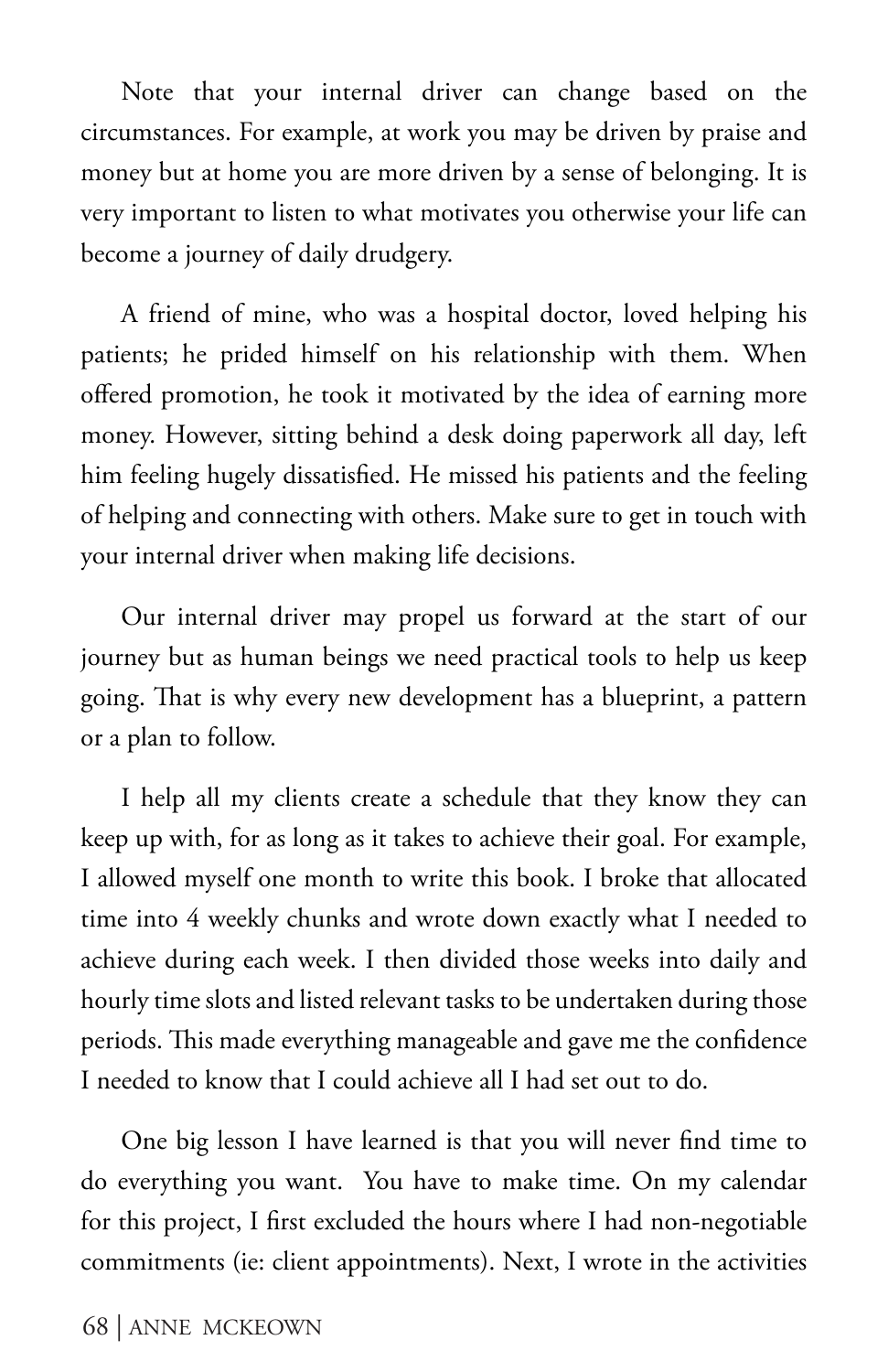Note that your internal driver can change based on the circumstances. For example, at work you may be driven by praise and money but at home you are more driven by a sense of belonging. It is very important to listen to what motivates you otherwise your life can become a journey of daily drudgery.

A friend of mine, who was a hospital doctor, loved helping his patients; he prided himself on his relationship with them. When offered promotion, he took it motivated by the idea of earning more money. However, sitting behind a desk doing paperwork all day, left him feeling hugely dissatisfied. He missed his patients and the feeling of helping and connecting with others. Make sure to get in touch with your internal driver when making life decisions.

Our internal driver may propel us forward at the start of our journey but as human beings we need practical tools to help us keep going. That is why every new development has a blueprint, a pattern or a plan to follow.

I help all my clients create a schedule that they know they can keep up with, for as long as it takes to achieve their goal. For example, I allowed myself one month to write this book. I broke that allocated time into 4 weekly chunks and wrote down exactly what I needed to achieve during each week. I then divided those weeks into daily and hourly time slots and listed relevant tasks to be undertaken during those periods. This made everything manageable and gave me the confidence I needed to know that I could achieve all I had set out to do.

One big lesson I have learned is that you will never find time to do everything you want.  You have to make time. On my calendar for this project, I first excluded the hours where I had non-negotiable commitments (ie: client appointments). Next, I wrote in the activities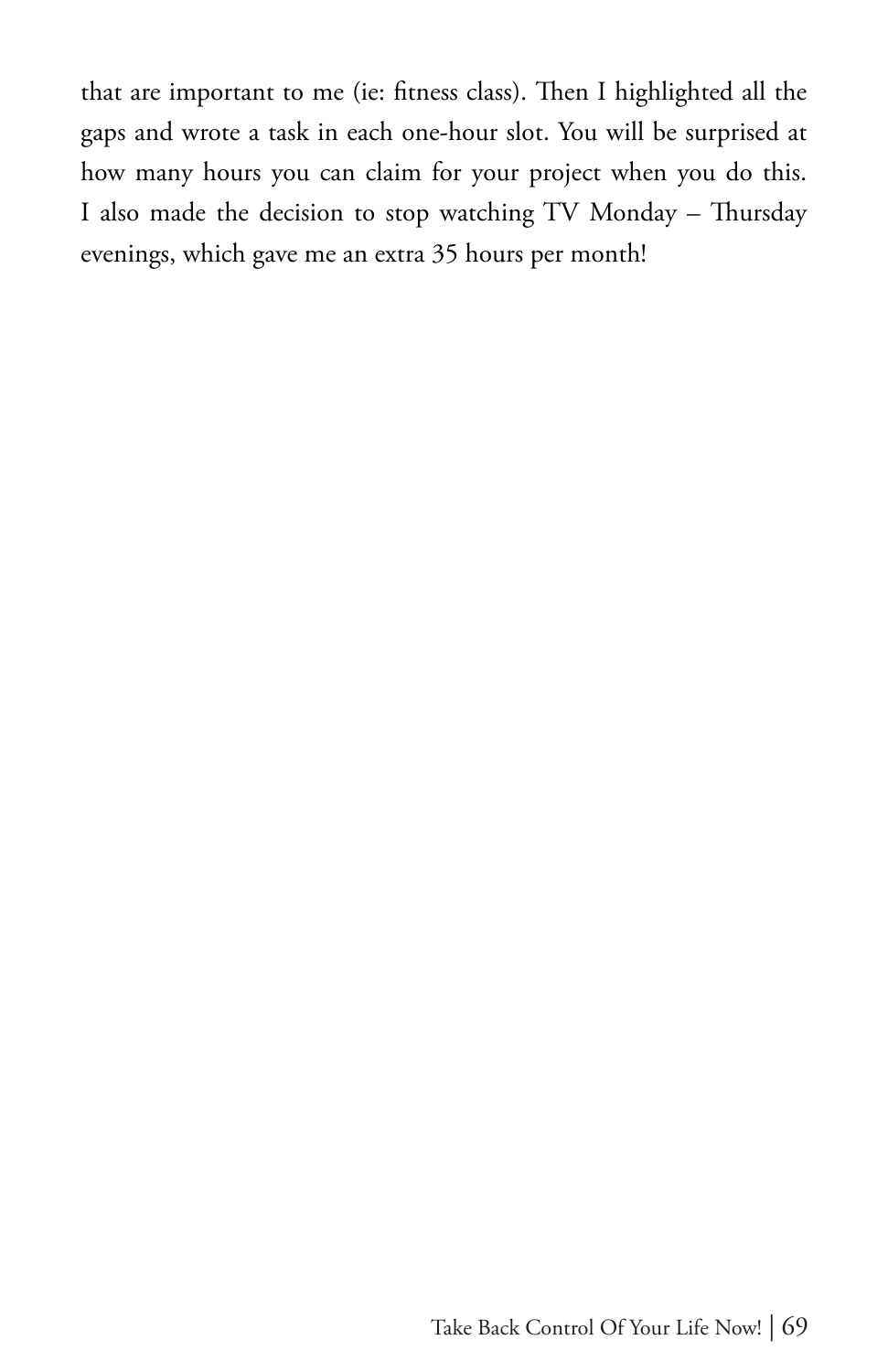that are important to me (ie: fitness class). Then I highlighted all the gaps and wrote a task in each one-hour slot. You will be surprised at how many hours you can claim for your project when you do this. I also made the decision to stop watching TV Monday – Thursday evenings, which gave me an extra 35 hours per month!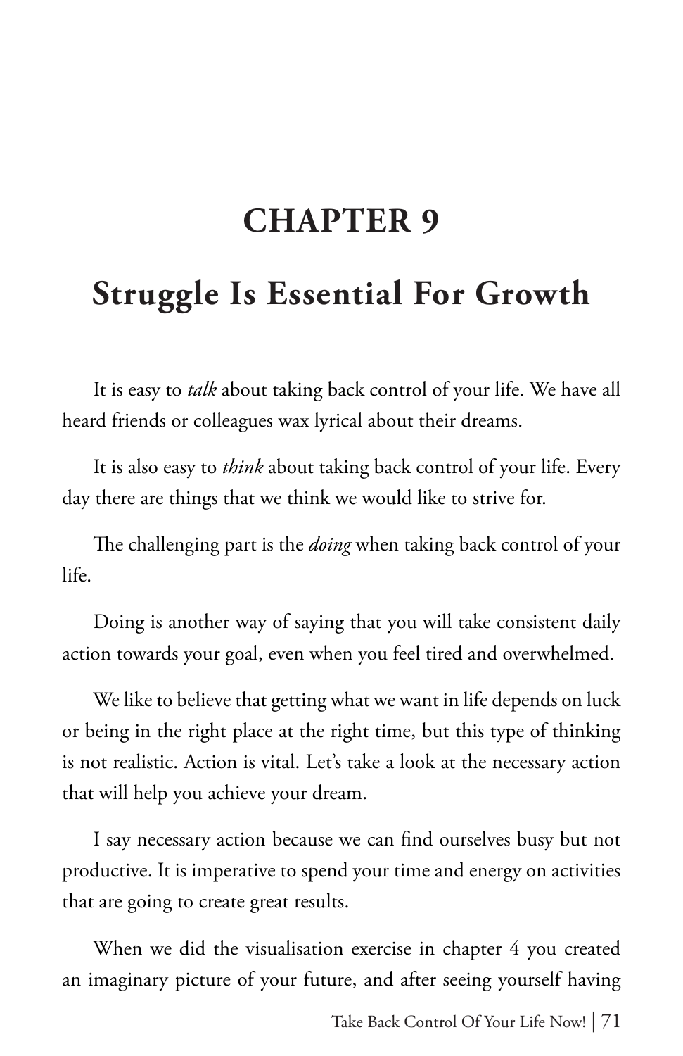# CHAPTER 9

## Struggle Is Essential For Growth

It is easy to *talk* about taking back control of your life. We have all heard friends or colleagues wax lyrical about their dreams.

It is also easy to *think* about taking back control of your life. Every day there are things that we think we would like to strive for.

The challenging part is the *doing* when taking back control of your life.

Doing is another way of saying that you will take consistent daily action towards your goal, even when you feel tired and overwhelmed.

We like to believe that getting what we want in life depends on luck or being in the right place at the right time, but this type of thinking is not realistic. Action is vital. Let's take a look at the necessary action that will help you achieve your dream.

I say necessary action because we can find ourselves busy but not productive. It is imperative to spend your time and energy on activities that are going to create great results.

When we did the visualisation exercise in chapter 4 you created an imaginary picture of your future, and after seeing yourself having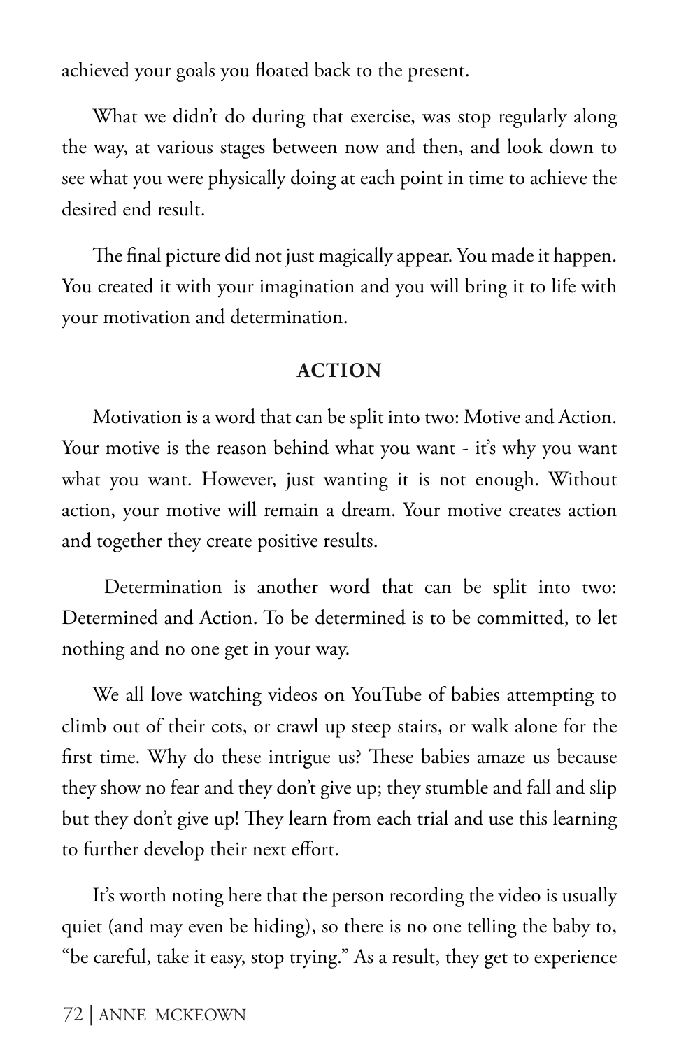achieved your goals you floated back to the present.

What we didn't do during that exercise, was stop regularly along the way, at various stages between now and then, and look down to see what you were physically doing at each point in time to achieve the desired end result.

The final picture did not just magically appear. You made it happen. You created it with your imagination and you will bring it to life with your motivation and determination.

## ACTION

Motivation is a word that can be split into two: Motive and Action. Your motive is the reason behind what you want - it's why you want what you want. However, just wanting it is not enough. Without action, your motive will remain a dream. Your motive creates action and together they create positive results.

Determination is another word that can be split into two: Determined and Action. To be determined is to be committed, to let nothing and no one get in your way.

We all love watching videos on YouTube of babies attempting to climb out of their cots, or crawl up steep stairs, or walk alone for the first time. Why do these intrigue us? These babies amaze us because they show no fear and they don't give up; they stumble and fall and slip but they don't give up! They learn from each trial and use this learning to further develop their next effort.

It's worth noting here that the person recording the video is usually quiet (and may even be hiding), so there is no one telling the baby to, "be careful, take it easy, stop trying." As a result, they get to experience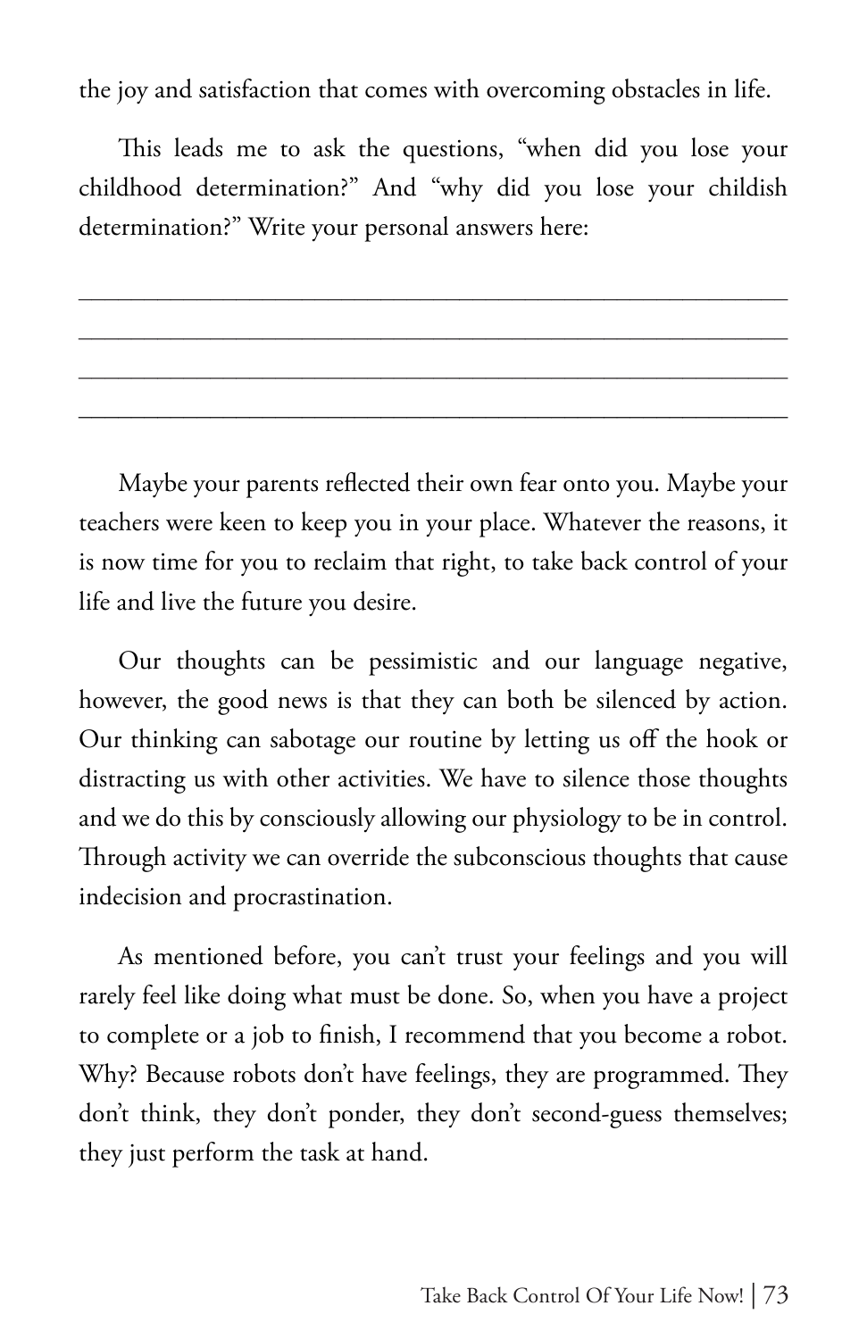the joy and satisfaction that comes with overcoming obstacles in life.

This leads me to ask the questions, "when did you lose your childhood determination?" And "why did you lose your childish determination?" Write your personal answers here:

______________________________________________________

______________________________________________________

______________________________________________________

______________________________________________________

Maybe your parents reflected their own fear onto you. Maybe your teachers were keen to keep you in your place. Whatever the reasons, it is now time for you to reclaim that right, to take back control of your life and live the future you desire.

Our thoughts can be pessimistic and our language negative, however, the good news is that they can both be silenced by action. Our thinking can sabotage our routine by letting us off the hook or distracting us with other activities. We have to silence those thoughts and we do this by consciously allowing our physiology to be in control. Through activity we can override the subconscious thoughts that cause indecision and procrastination.

As mentioned before, you can't trust your feelings and you will rarely feel like doing what must be done. So, when you have a project to complete or a job to finish, I recommend that you become a robot. Why? Because robots don't have feelings, they are programmed. They don't think, they don't ponder, they don't second-guess themselves; they just perform the task at hand.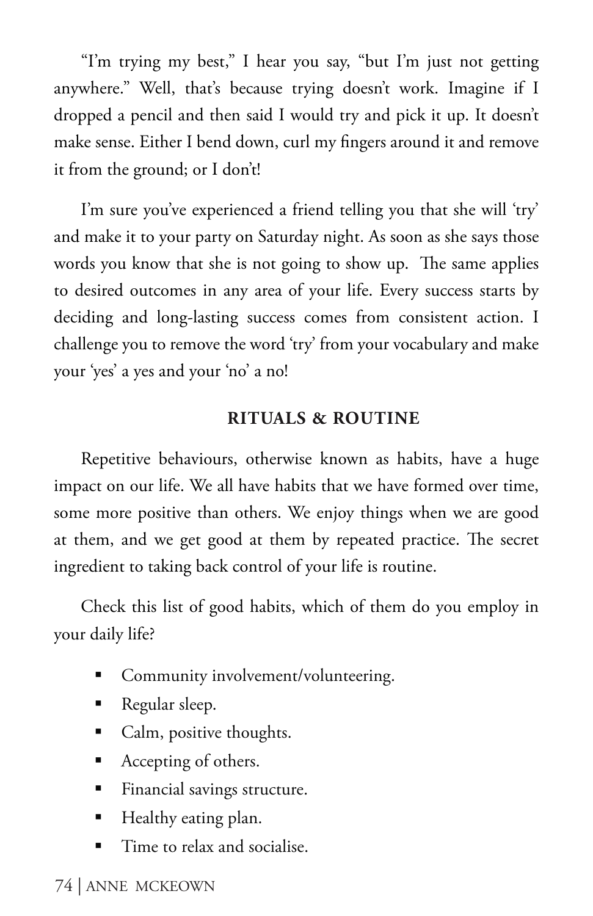"I'm trying my best," I hear you say, "but I'm just not getting anywhere." Well, that's because trying doesn't work. Imagine if I dropped a pencil and then said I would try and pick it up. It doesn't make sense. Either I bend down, curl my fingers around it and remove it from the ground; or I don't!

I'm sure you've experienced a friend telling you that she will 'try' and make it to your party on Saturday night. As soon as she says those words you know that she is not going to show up. The same applies to desired outcomes in any area of your life. Every success starts by deciding and long-lasting success comes from consistent action. I challenge you to remove the word 'try' from your vocabulary and make your 'yes' a yes and your 'no' a no!

## RITUALS & ROUTINE

Repetitive behaviours, otherwise known as habits, have a huge impact on our life. We all have habits that we have formed over time, some more positive than others. We enjoy things when we are good at them, and we get good at them by repeated practice. The secret ingredient to taking back control of your life is routine.

Check this list of good habits, which of them do you employ in your daily life?

- Community involvement/volunteering.
- Regular sleep.
- Calm, positive thoughts.
- Accepting of others.
- Financial savings structure.
- Healthy eating plan.
- Time to relax and socialise.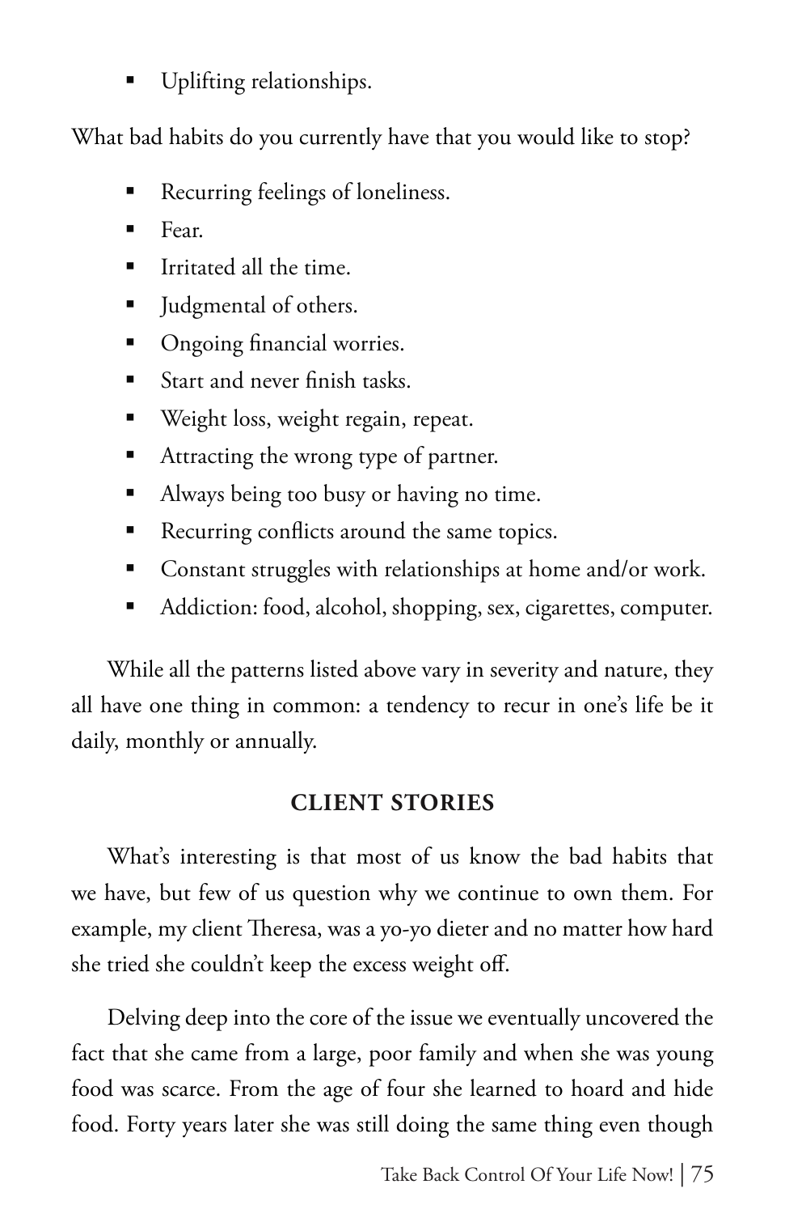- Uplifting relationships.

What bad habits do you currently have that you would like to stop?

- Recurring feelings of loneliness.
- Fear.
- Irritated all the time.
- Judgmental of others.
- Ongoing financial worries.
- Start and never finish tasks.
- Weight loss, weight regain, repeat.
- Attracting the wrong type of partner.
- Always being too busy or having no time.
- Recurring conflicts around the same topics.
- Constant struggles with relationships at home and/or work.
- Addiction: food, alcohol, shopping, sex, cigarettes, computer.

While all the patterns listed above vary in severity and nature, they all have one thing in common: a tendency to recur in one's life be it daily, monthly or annually.

## CLIENT STORIES

What's interesting is that most of us know the bad habits that we have, but few of us question why we continue to own them. For example, my client Theresa, was a yo-yo dieter and no matter how hard she tried she couldn't keep the excess weight off.

Delving deep into the core of the issue we eventually uncovered the fact that she came from a large, poor family and when she was young food was scarce. From the age of four she learned to hoard and hide food. Forty years later she was still doing the same thing even though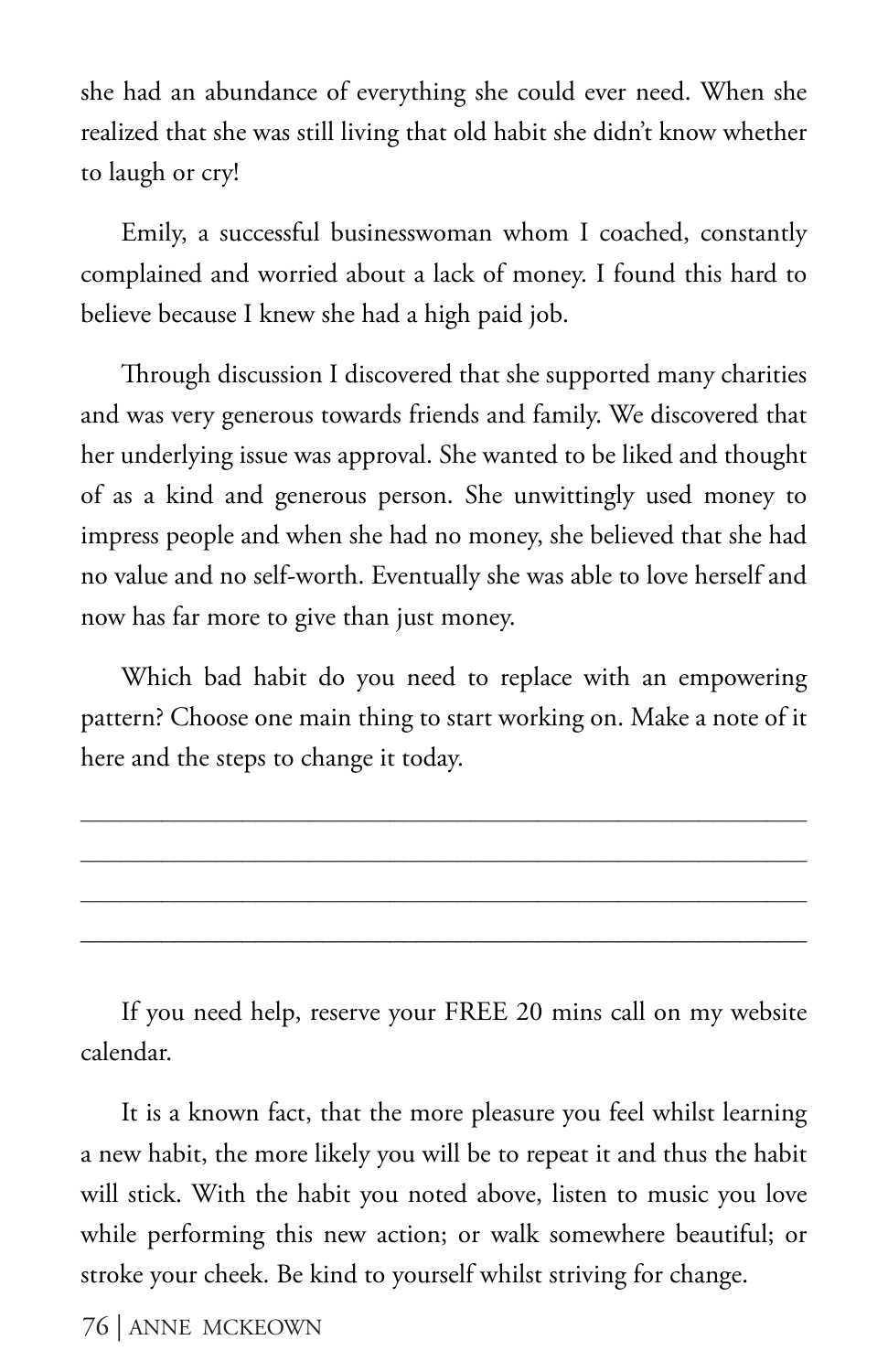she had an abundance of everything she could ever need. When she realized that she was still living that old habit she didn't know whether to laugh or cry!

Emily, a successful businesswoman whom I coached, constantly complained and worried about a lack of money. I found this hard to believe because I knew she had a high paid job.

Through discussion I discovered that she supported many charities and was very generous towards friends and family. We discovered that her underlying issue was approval. She wanted to be liked and thought of as a kind and generous person. She unwittingly used money to impress people and when she had no money, she believed that she had no value and no self-worth. Eventually she was able to love herself and now has far more to give than just money.

Which bad habit do you need to replace with an empowering pattern? Choose one main thing to start working on. Make a note of it here and the steps to change it today.

\_\_\_\_\_\_\_\_\_\_\_\_\_\_\_\_\_\_\_\_\_\_\_\_\_\_\_\_\_\_\_\_\_\_\_\_\_\_\_\_\_\_\_\_\_\_\_\_\_\_\_\_\_\_\_\_\_\_

\_\_\_\_\_\_\_\_\_\_\_\_\_\_\_\_\_\_\_\_\_\_\_\_\_\_\_\_\_\_\_\_\_\_\_\_\_\_\_\_\_\_\_\_\_\_\_\_\_\_\_\_\_\_\_\_\_\_

\_\_\_\_\_\_\_\_\_\_\_\_\_\_\_\_\_\_\_\_\_\_\_\_\_\_\_\_\_\_\_\_\_\_\_\_\_\_\_\_\_\_\_\_\_\_\_\_\_\_\_\_\_\_\_\_\_\_

\_\_\_\_\_\_\_\_\_\_\_\_\_\_\_\_\_\_\_\_\_\_\_\_\_\_\_\_\_\_\_\_\_\_\_\_\_\_\_\_\_\_\_\_\_\_\_\_\_\_\_\_\_\_\_\_\_\_

If you need help, reserve your FREE 20 mins call on my website calendar.

It is a known fact, that the more pleasure you feel whilst learning a new habit, the more likely you will be to repeat it and thus the habit will stick. With the habit you noted above, listen to music you love while performing this new action; or walk somewhere beautiful; or stroke your cheek. Be kind to yourself whilst striving for change.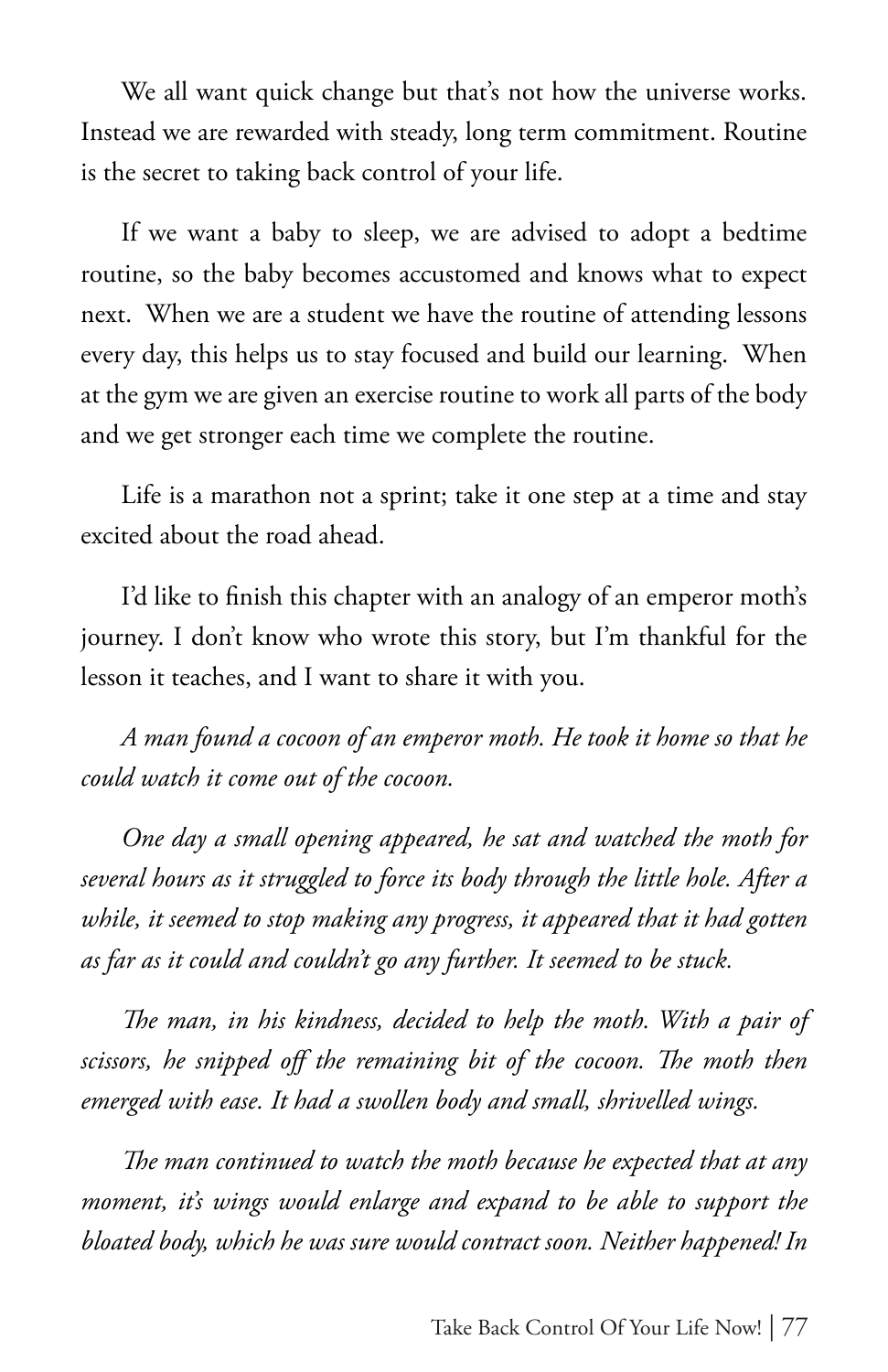We all want quick change but that's not how the universe works. Instead we are rewarded with steady, long term commitment. Routine is the secret to taking back control of your life.

If we want a baby to sleep, we are advised to adopt a bedtime routine, so the baby becomes accustomed and knows what to expect next. When we are a student we have the routine of attending lessons every day, this helps us to stay focused and build our learning. When at the gym we are given an exercise routine to work all parts of the body and we get stronger each time we complete the routine.

Life is a marathon not a sprint; take it one step at a time and stay excited about the road ahead.

I'd like to finish this chapter with an analogy of an emperor moth's journey. I don't know who wrote this story, but I'm thankful for the lesson it teaches, and I want to share it with you.

*A man found a cocoon of an emperor moth. He took it home so that he could watch it come out of the cocoon.*

*One day a small opening appeared, he sat and watched the moth for several hours as it struggled to force its body through the little hole. After a while, it seemed to stop making any progress, it appeared that it had gotten as far as it could and couldn't go any further. It seemed to be stuck.*

*The man, in his kindness, decided to help the moth. With a pair of scissors, he snipped off the remaining bit of the cocoon. The moth then emerged with ease. It had a swollen body and small, shrivelled wings.*

*The man continued to watch the moth because he expected that at any moment, it's wings would enlarge and expand to be able to support the bloated body, which he was sure would contract soon. Neither happened! In*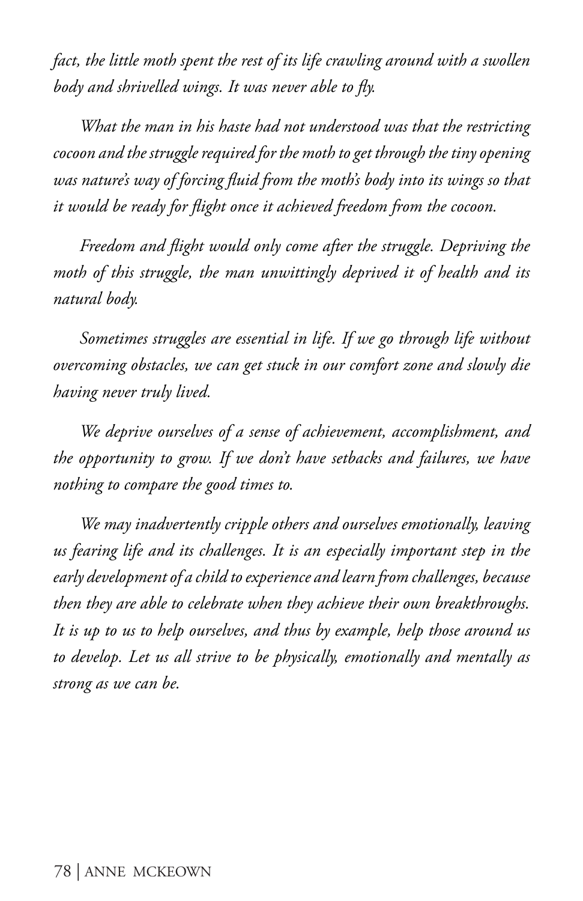*fact, the little moth spent the rest of its life crawling around with a swollen body and shrivelled wings. It was never able to fly.*

*What the man in his haste had not understood was that the restricting cocoon and the struggle required for the moth to get through the tiny opening was nature's way of forcing fluid from the moth's body into its wings so that it would be ready for flight once it achieved freedom from the cocoon.*

*Freedom and flight would only come after the struggle. Depriving the moth of this struggle, the man unwittingly deprived it of health and its natural body.*

*Sometimes struggles are essential in life. If we go through life without overcoming obstacles, we can get stuck in our comfort zone and slowly die having never truly lived.*

*We deprive ourselves of a sense of achievement, accomplishment, and the opportunity to grow. If we don't have setbacks and failures, we have nothing to compare the good times to.*

*We may inadvertently cripple others and ourselves emotionally, leaving us fearing life and its challenges. It is an especially important step in the early development of a child to experience and learn from challenges, because then they are able to celebrate when they achieve their own breakthroughs. It is up to us to help ourselves, and thus by example, help those around us to develop. Let us all strive to be physically, emotionally and mentally as strong as we can be.*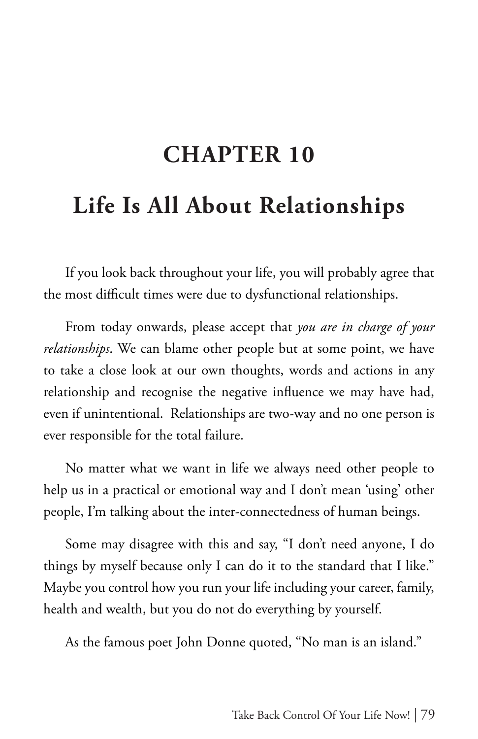# CHAPTER 10

## Life Is All About Relationships

If you look back throughout your life, you will probably agree that the most difficult times were due to dysfunctional relationships.

From today onwards, please accept that *you are in charge of your relationships*. We can blame other people but at some point, we have to take a close look at our own thoughts, words and actions in any relationship and recognise the negative influence we may have had, even if unintentional. Relationships are two-way and no one person is ever responsible for the total failure.

No matter what we want in life we always need other people to help us in a practical or emotional way and I don't mean 'using' other people, I'm talking about the inter-connectedness of human beings.

Some may disagree with this and say, "I don't need anyone, I do things by myself because only I can do it to the standard that I like." Maybe you control how you run your life including your career, family, health and wealth, but you do not do everything by yourself.

As the famous poet John Donne quoted, "No man is an island."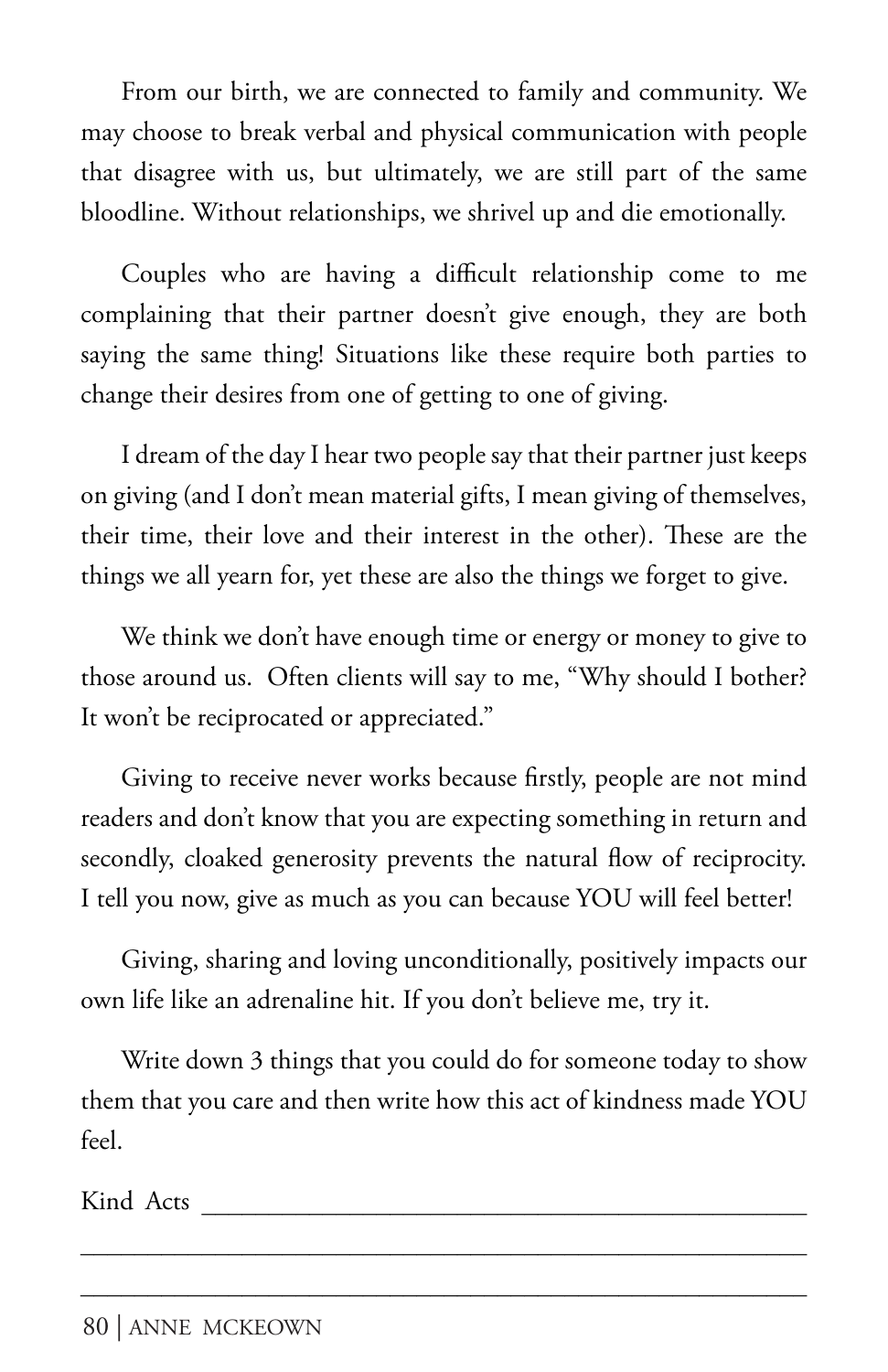From our birth, we are connected to family and community. We may choose to break verbal and physical communication with people that disagree with us, but ultimately, we are still part of the same bloodline. Without relationships, we shrivel up and die emotionally.

Couples who are having a difficult relationship come to me complaining that their partner doesn't give enough, they are both saying the same thing! Situations like these require both parties to change their desires from one of getting to one of giving.

I dream of the day I hear two people say that their partner just keeps on giving (and I don't mean material gifts, I mean giving of themselves, their time, their love and their interest in the other). These are the things we all yearn for, yet these are also the things we forget to give.

We think we don't have enough time or energy or money to give to those around us. Often clients will say to me, "Why should I bother? It won't be reciprocated or appreciated."

Giving to receive never works because firstly, people are not mind readers and don't know that you are expecting something in return and secondly, cloaked generosity prevents the natural flow of reciprocity. I tell you now, give as much as you can because YOU will feel better!

Giving, sharing and loving unconditionally, positively impacts our own life like an adrenaline hit. If you don't believe me, try it.

Write down 3 things that you could do for someone today to show them that you care and then write how this act of kindness made YOU feel.

Kind Acts ______________________________________________

________________________________________________________

________________________________________________________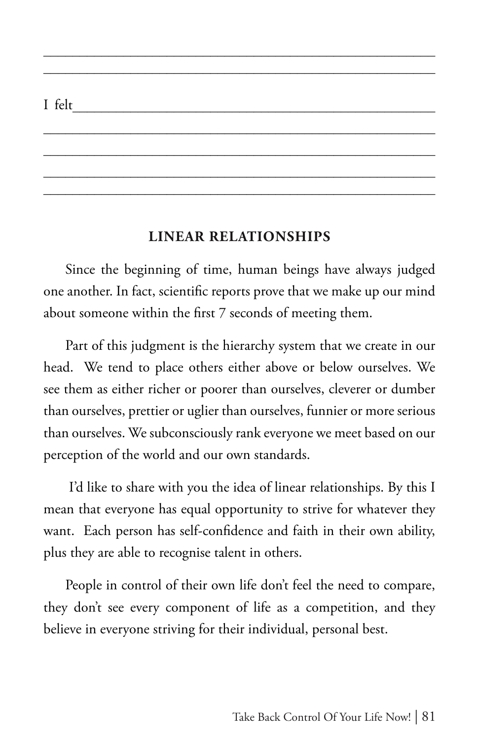\_\_\_\_\_\_\_\_\_\_\_\_\_\_\_\_\_\_\_\_\_\_\_\_\_\_\_\_\_\_\_\_\_\_\_\_\_\_\_\_\_\_\_\_\_\_\_\_\_\_\_\_\_\_\_\_

\_\_\_\_\_\_\_\_\_\_\_\_\_\_\_\_\_\_\_\_\_\_\_\_\_\_\_\_\_\_\_\_\_\_\_\_\_\_\_\_\_\_\_\_\_\_\_\_\_\_\_\_\_\_\_\_

I felt\_\_\_\_\_\_\_\_\_\_\_\_\_\_\_\_\_\_\_\_\_\_\_\_\_\_\_\_\_\_\_\_\_\_\_\_\_\_\_\_\_\_\_\_\_\_\_\_\_\_\_\_

\_\_\_\_\_\_\_\_\_\_\_\_\_\_\_\_\_\_\_\_\_\_\_\_\_\_\_\_\_\_\_\_\_\_\_\_\_\_\_\_\_\_\_\_\_\_\_\_\_\_\_\_\_\_\_\_

\_\_\_\_\_\_\_\_\_\_\_\_\_\_\_\_\_\_\_\_\_\_\_\_\_\_\_\_\_\_\_\_\_\_\_\_\_\_\_\_\_\_\_\_\_\_\_\_\_\_\_\_\_\_\_\_

\_\_\_\_\_\_\_\_\_\_\_\_\_\_\_\_\_\_\_\_\_\_\_\_\_\_\_\_\_\_\_\_\_\_\_\_\_\_\_\_\_\_\_\_\_\_\_\_\_\_\_\_\_\_\_\_

\_\_\_\_\_\_\_\_\_\_\_\_\_\_\_\_\_\_\_\_\_\_\_\_\_\_\_\_\_\_\_\_\_\_\_\_\_\_\_\_\_\_\_\_\_\_\_\_\_\_\_\_\_\_\_\_

## LINEAR RELATIONSHIPS

Since the beginning of time, human beings have always judged one another. In fact, scientific reports prove that we make up our mind about someone within the first 7 seconds of meeting them.

Part of this judgment is the hierarchy system that we create in our head. We tend to place others either above or below ourselves. We see them as either richer or poorer than ourselves, cleverer or dumber than ourselves, prettier or uglier than ourselves, funnier or more serious than ourselves. We subconsciously rank everyone we meet based on our perception of the world and our own standards.

I'd like to share with you the idea of linear relationships. By this I mean that everyone has equal opportunity to strive for whatever they want. Each person has self-confidence and faith in their own ability, plus they are able to recognise talent in others.

People in control of their own life don't feel the need to compare, they don't see every component of life as a competition, and they believe in everyone striving for their individual, personal best.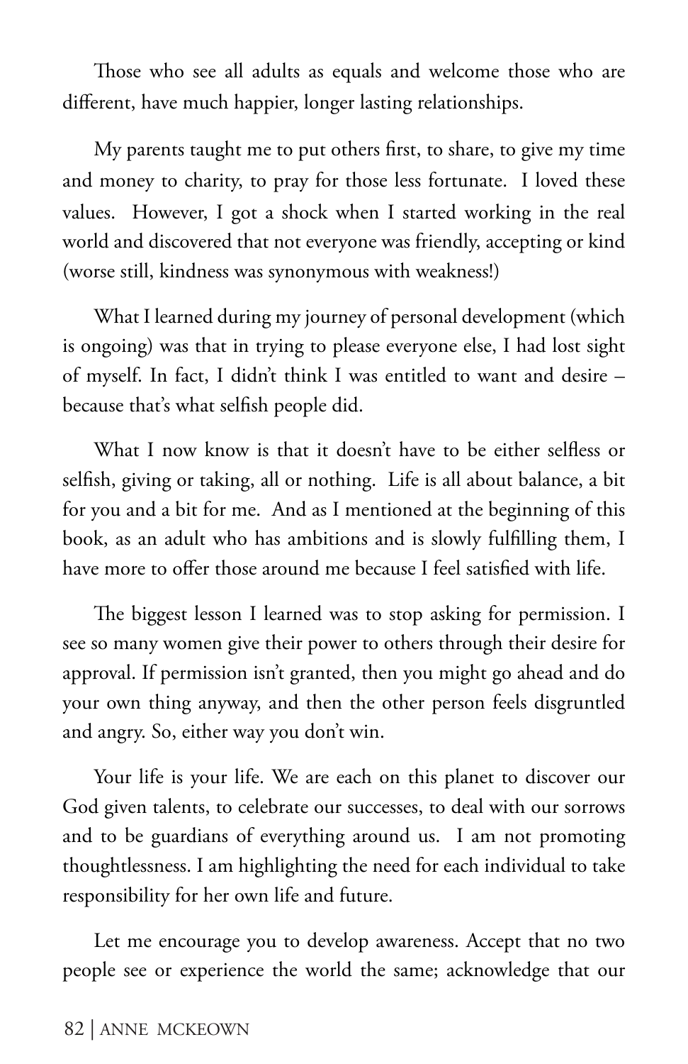Those who see all adults as equals and welcome those who are different, have much happier, longer lasting relationships.

My parents taught me to put others first, to share, to give my time and money to charity, to pray for those less fortunate. I loved these values. However, I got a shock when I started working in the real world and discovered that not everyone was friendly, accepting or kind (worse still, kindness was synonymous with weakness!)

What I learned during my journey of personal development (which is ongoing) was that in trying to please everyone else, I had lost sight of myself. In fact, I didn't think I was entitled to want and desire – because that's what selfish people did.

What I now know is that it doesn't have to be either selfless or selfish, giving or taking, all or nothing. Life is all about balance, a bit for you and a bit for me. And as I mentioned at the beginning of this book, as an adult who has ambitions and is slowly fulfilling them, I have more to offer those around me because I feel satisfied with life.

The biggest lesson I learned was to stop asking for permission. I see so many women give their power to others through their desire for approval. If permission isn't granted, then you might go ahead and do your own thing anyway, and then the other person feels disgruntled and angry. So, either way you don't win.

Your life is your life. We are each on this planet to discover our God given talents, to celebrate our successes, to deal with our sorrows and to be guardians of everything around us. I am not promoting thoughtlessness. I am highlighting the need for each individual to take responsibility for her own life and future.

Let me encourage you to develop awareness. Accept that no two people see or experience the world the same; acknowledge that our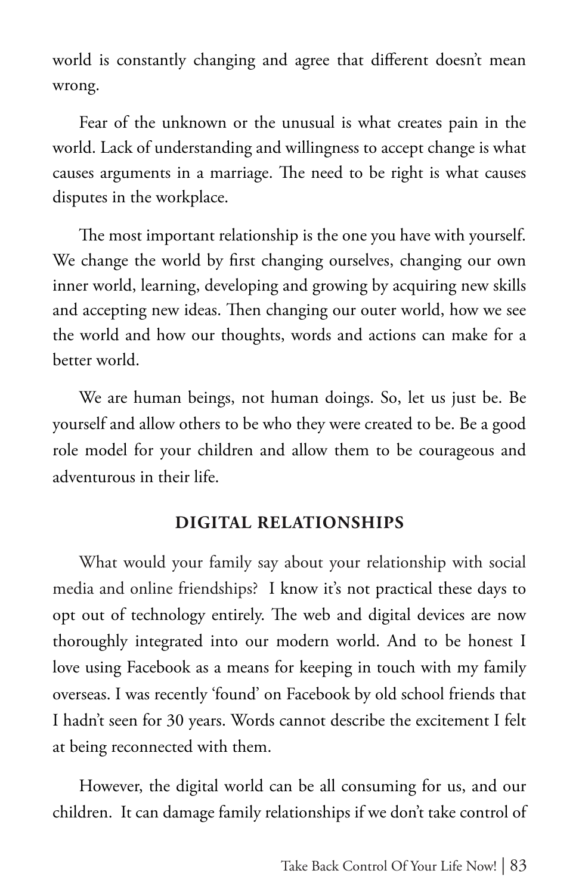world is constantly changing and agree that different doesn't mean wrong.

Fear of the unknown or the unusual is what creates pain in the world. Lack of understanding and willingness to accept change is what causes arguments in a marriage. The need to be right is what causes disputes in the workplace.

The most important relationship is the one you have with yourself. We change the world by first changing ourselves, changing our own inner world, learning, developing and growing by acquiring new skills and accepting new ideas. Then changing our outer world, how we see the world and how our thoughts, words and actions can make for a better world.

We are human beings, not human doings. So, let us just be. Be yourself and allow others to be who they were created to be. Be a good role model for your children and allow them to be courageous and adventurous in their life.

## DIGITAL RELATIONSHIPS

What would your family say about your relationship with social media and online friendships? I know it's not practical these days to opt out of technology entirely. The web and digital devices are now thoroughly integrated into our modern world. And to be honest I love using Facebook as a means for keeping in touch with my family overseas. I was recently 'found' on Facebook by old school friends that I hadn't seen for 30 years. Words cannot describe the excitement I felt at being reconnected with them.

However, the digital world can be all consuming for us, and our children. It can damage family relationships if we don't take control of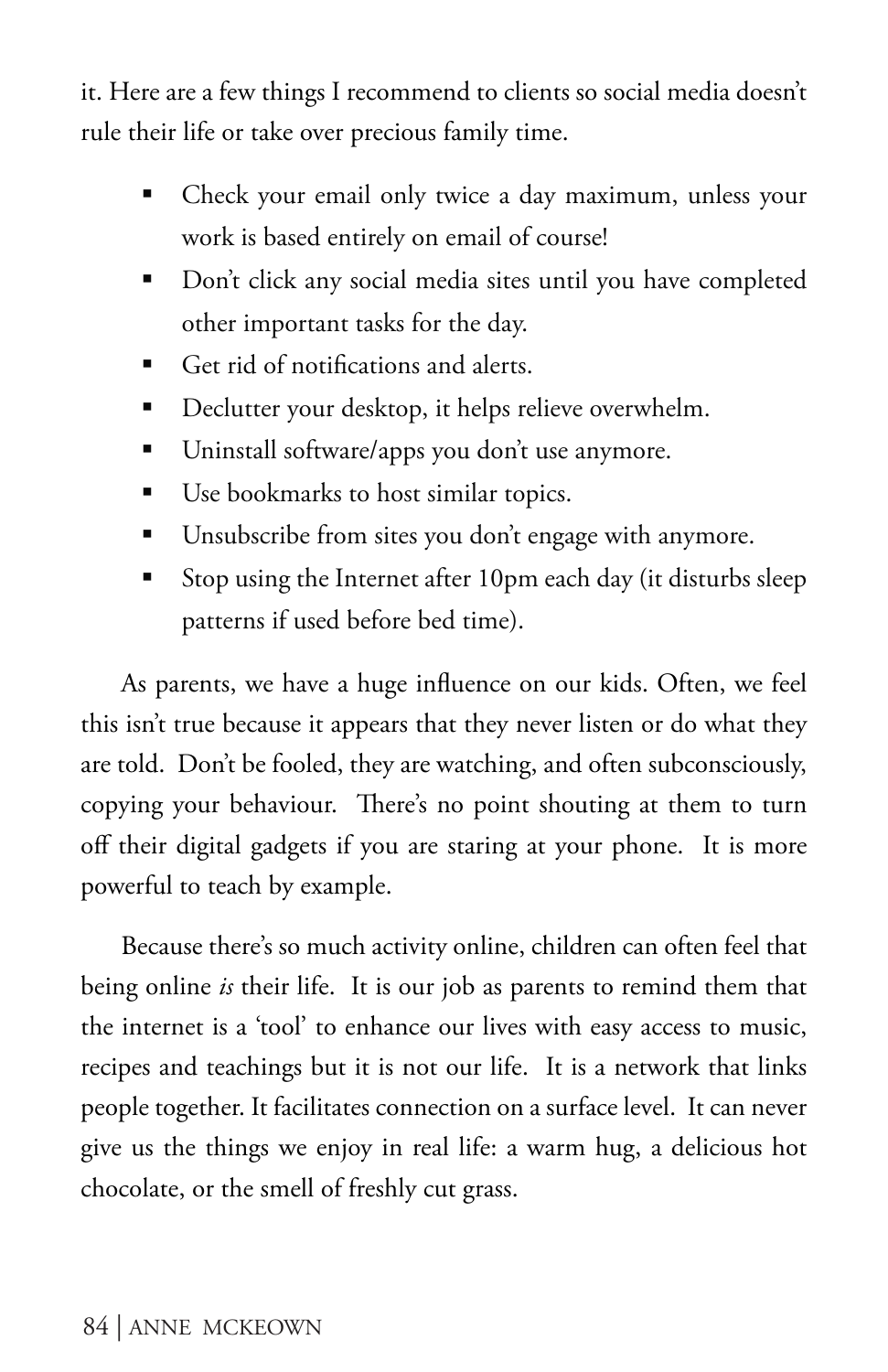it. Here are a few things I recommend to clients so social media doesn't rule their life or take over precious family time.

- Check your email only twice a day maximum, unless your work is based entirely on email of course!
- Don't click any social media sites until you have completed other important tasks for the day.
- Get rid of notifications and alerts.
- Declutter your desktop, it helps relieve overwhelm.
- Uninstall software/apps you don't use anymore.
- Use bookmarks to host similar topics.
- Unsubscribe from sites you don't engage with anymore.
- Stop using the Internet after 10pm each day (it disturbs sleep patterns if used before bed time).

As parents, we have a huge influence on our kids. Often, we feel this isn't true because it appears that they never listen or do what they are told. Don't be fooled, they are watching, and often subconsciously, copying your behaviour. There's no point shouting at them to turn off their digital gadgets if you are staring at your phone. It is more powerful to teach by example.

Because there's so much activity online, children can often feel that being online *is* their life. It is our job as parents to remind them that the internet is a 'tool' to enhance our lives with easy access to music, recipes and teachings but it is not our life. It is a network that links people together. It facilitates connection on a surface level. It can never give us the things we enjoy in real life: a warm hug, a delicious hot chocolate, or the smell of freshly cut grass.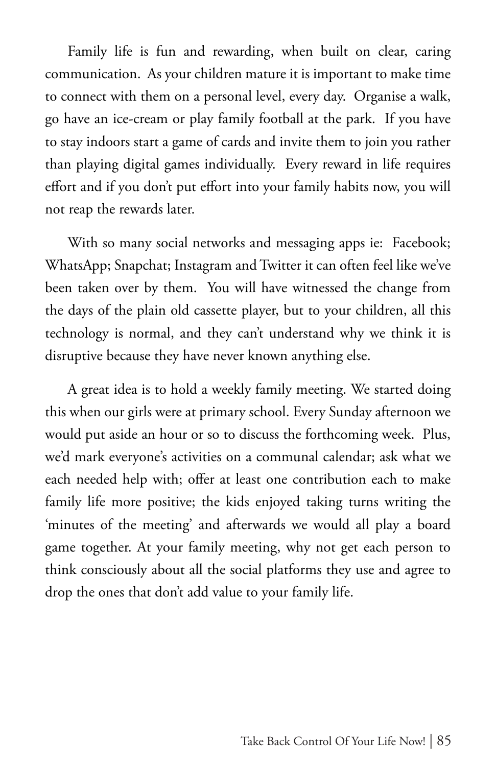Family life is fun and rewarding, when built on clear, caring communication. As your children mature it is important to make time to connect with them on a personal level, every day. Organise a walk, go have an ice-cream or play family football at the park. If you have to stay indoors start a game of cards and invite them to join you rather than playing digital games individually. Every reward in life requires effort and if you don't put effort into your family habits now, you will not reap the rewards later.

With so many social networks and messaging apps ie: Facebook; WhatsApp; Snapchat; Instagram and Twitter it can often feel like we've been taken over by them. You will have witnessed the change from the days of the plain old cassette player, but to your children, all this technology is normal, and they can't understand why we think it is disruptive because they have never known anything else.

A great idea is to hold a weekly family meeting. We started doing this when our girls were at primary school. Every Sunday afternoon we would put aside an hour or so to discuss the forthcoming week. Plus, we'd mark everyone's activities on a communal calendar; ask what we each needed help with; offer at least one contribution each to make family life more positive; the kids enjoyed taking turns writing the 'minutes of the meeting' and afterwards we would all play a board game together. At your family meeting, why not get each person to think consciously about all the social platforms they use and agree to drop the ones that don't add value to your family life.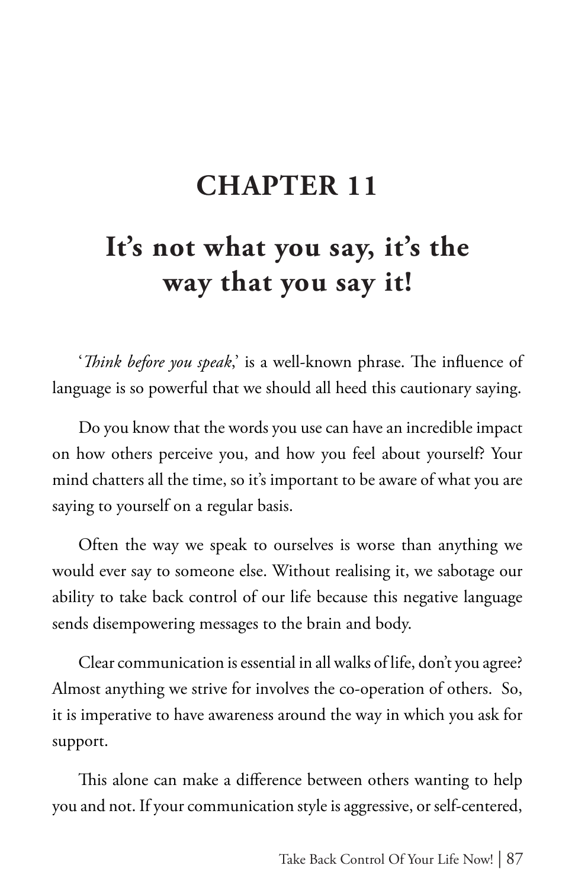# CHAPTER 11

## It's not what you say, it's the way that you say it!

'*Think before you speak*,' is a well-known phrase. The influence of language is so powerful that we should all heed this cautionary saying.

Do you know that the words you use can have an incredible impact on how others perceive you, and how you feel about yourself? Your mind chatters all the time, so it's important to be aware of what you are saying to yourself on a regular basis.

Often the way we speak to ourselves is worse than anything we would ever say to someone else. Without realising it, we sabotage our ability to take back control of our life because this negative language sends disempowering messages to the brain and body.

Clear communication is essential in all walks of life, don't you agree? Almost anything we strive for involves the co-operation of others. So, it is imperative to have awareness around the way in which you ask for support.

This alone can make a difference between others wanting to help you and not. If your communication style is aggressive, or self-centered,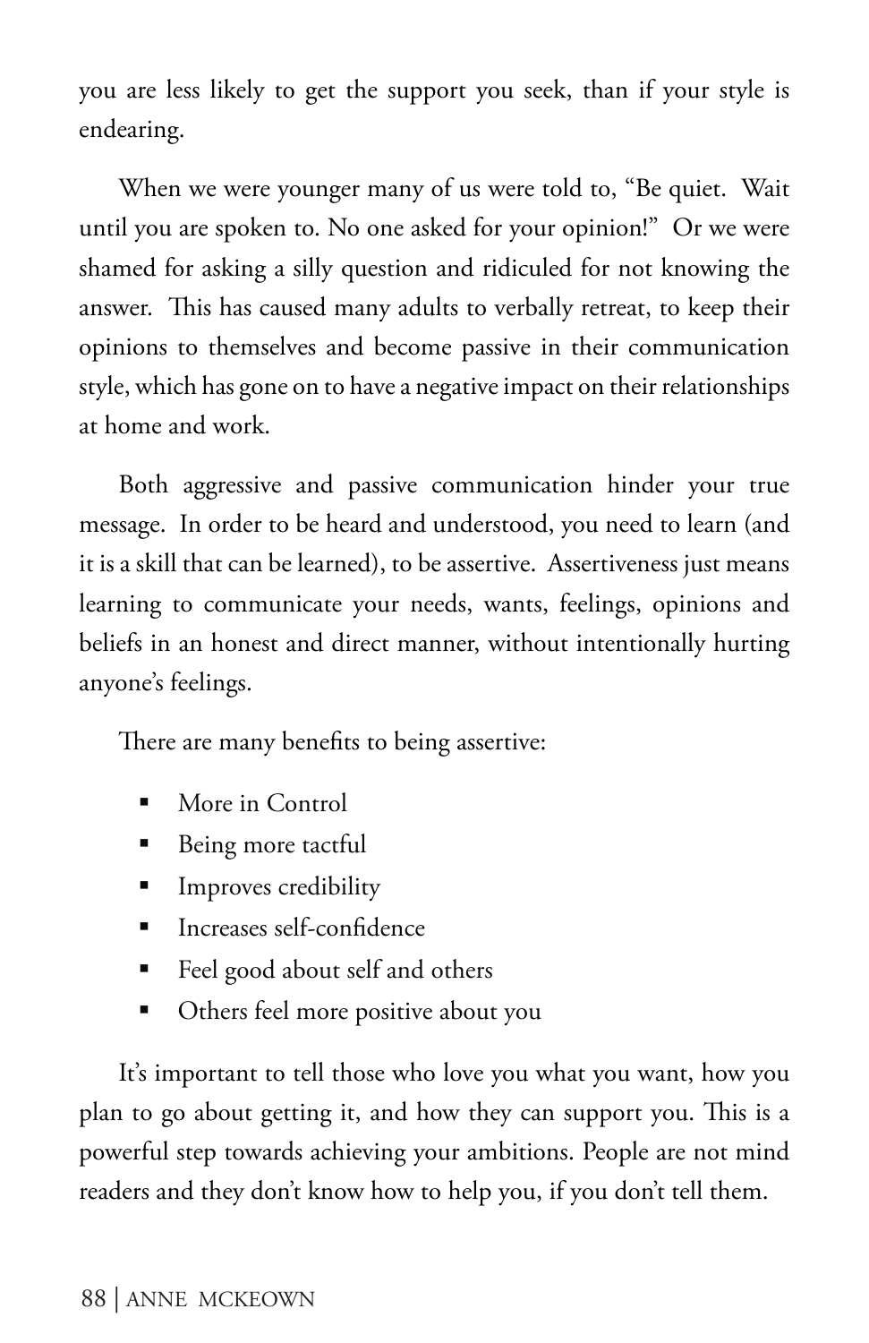you are less likely to get the support you seek, than if your style is endearing.

When we were younger many of us were told to, "Be quiet. Wait until you are spoken to. No one asked for your opinion!" Or we were shamed for asking a silly question and ridiculed for not knowing the answer. This has caused many adults to verbally retreat, to keep their opinions to themselves and become passive in their communication style, which has gone on to have a negative impact on their relationships at home and work.

Both aggressive and passive communication hinder your true message. In order to be heard and understood, you need to learn (and it is a skill that can be learned), to be assertive. Assertiveness just means learning to communicate your needs, wants, feelings, opinions and beliefs in an honest and direct manner, without intentionally hurting anyone's feelings.

There are many benefits to being assertive:

- More in Control
- Being more tactful
- Improves credibility
- Increases self-confidence
- Feel good about self and others
- Others feel more positive about you

It's important to tell those who love you what you want, how you plan to go about getting it, and how they can support you. This is a powerful step towards achieving your ambitions. People are not mind readers and they don't know how to help you, if you don't tell them.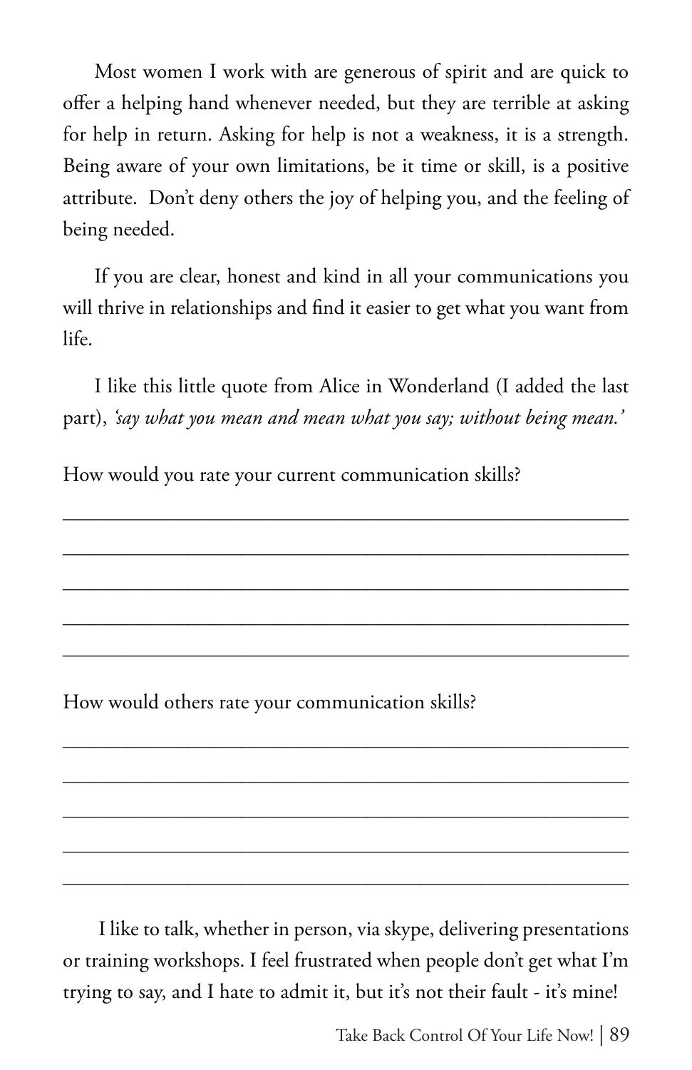Most women I work with are generous of spirit and are quick to offer a helping hand whenever needed, but they are terrible at asking for help in return. Asking for help is not a weakness, it is a strength. Being aware of your own limitations, be it time or skill, is a positive attribute. Don't deny others the joy of helping you, and the feeling of being needed.

If you are clear, honest and kind in all your communications you will thrive in relationships and find it easier to get what you want from life.

I like this little quote from Alice in Wonderland (I added the last part), *'say what you mean and mean what you say; without being mean.'*

How would you rate your current communication skills?

_______________________________________________

_______________________________________________

_______________________________________________

_______________________________________________

_______________________________________________

How would others rate your communication skills?

_______________________________________________

_______________________________________________

_______________________________________________

_______________________________________________

_______________________________________________

I like to talk, whether in person, via skype, delivering presentations or training workshops. I feel frustrated when people don't get what I'm trying to say, and I hate to admit it, but it's not their fault - it's mine!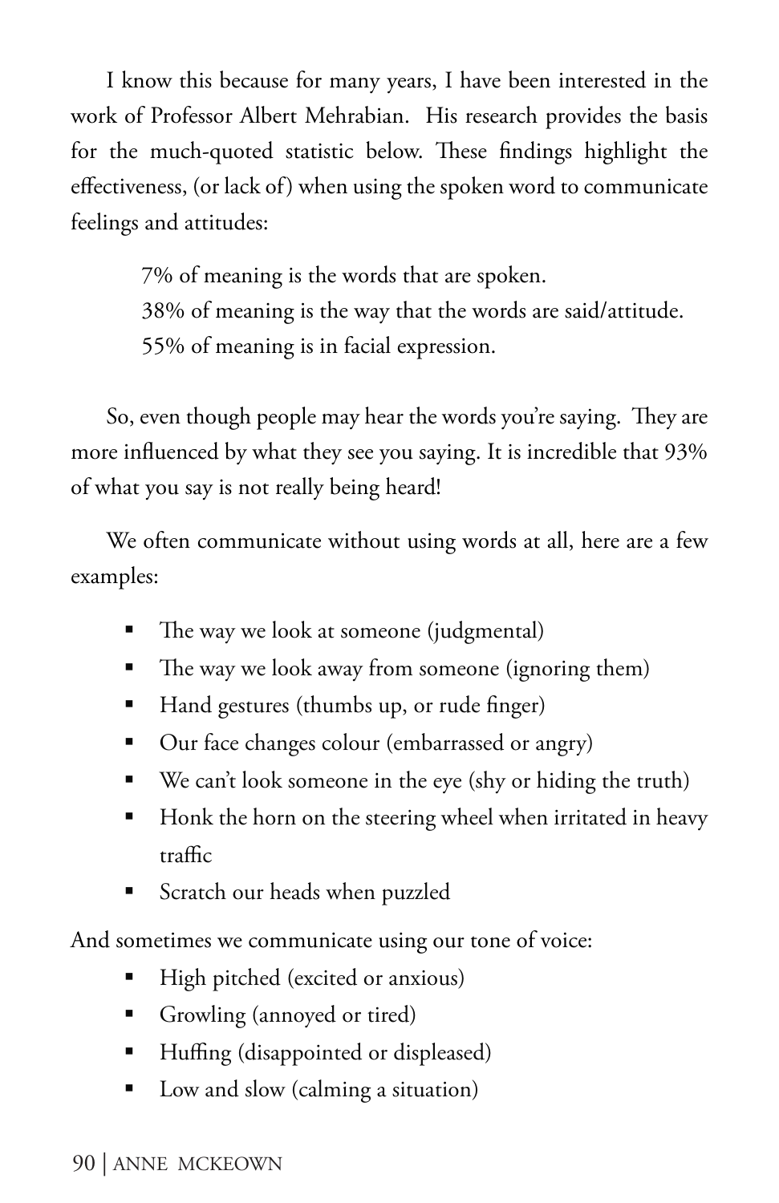I know this because for many years, I have been interested in the work of Professor Albert Mehrabian. His research provides the basis for the much-quoted statistic below. These findings highlight the effectiveness, (or lack of) when using the spoken word to communicate feelings and attitudes:

> 7% of meaning is the words that are spoken.
> 38% of meaning is the way that the words are said/attitude.
> 55% of meaning is in facial expression.

So, even though people may hear the words you're saying. They are more influenced by what they see you saying. It is incredible that 93% of what you say is not really being heard!

We often communicate without using words at all, here are a few examples:

- The way we look at someone (judgmental)
- The way we look away from someone (ignoring them)
- Hand gestures (thumbs up, or rude finger)
- Our face changes colour (embarrassed or angry)
- We can't look someone in the eye (shy or hiding the truth)
- Honk the horn on the steering wheel when irritated in heavy traffic
- Scratch our heads when puzzled

And sometimes we communicate using our tone of voice:

- High pitched (excited or anxious)
- Growling (annoyed or tired)
- Huffing (disappointed or displeased)
- Low and slow (calming a situation)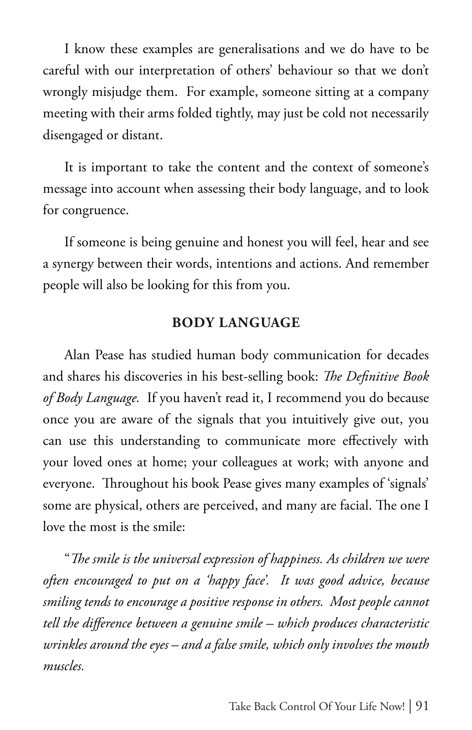I know these examples are generalisations and we do have to be careful with our interpretation of others' behaviour so that we don't wrongly misjudge them. For example, someone sitting at a company meeting with their arms folded tightly, may just be cold not necessarily disengaged or distant.

It is important to take the content and the context of someone's message into account when assessing their body language, and to look for congruence.

If someone is being genuine and honest you will feel, hear and see a synergy between their words, intentions and actions. And remember people will also be looking for this from you.

## BODY LANGUAGE

Alan Pease has studied human body communication for decades and shares his discoveries in his best-selling book: *The Definitive Book of Body Language.* If you haven't read it, I recommend you do because once you are aware of the signals that you intuitively give out, you can use this understanding to communicate more effectively with your loved ones at home; your colleagues at work; with anyone and everyone. Throughout his book Pease gives many examples of 'signals' some are physical, others are perceived, and many are facial. The one I love the most is the smile:

"*The smile is the universal expression of happiness. As children we were often encouraged to put on a 'happy face'. It was good advice, because smiling tends to encourage a positive response in others. Most people cannot tell the difference between a genuine smile – which produces characteristic wrinkles around the eyes – and a false smile, which only involves the mouth muscles.*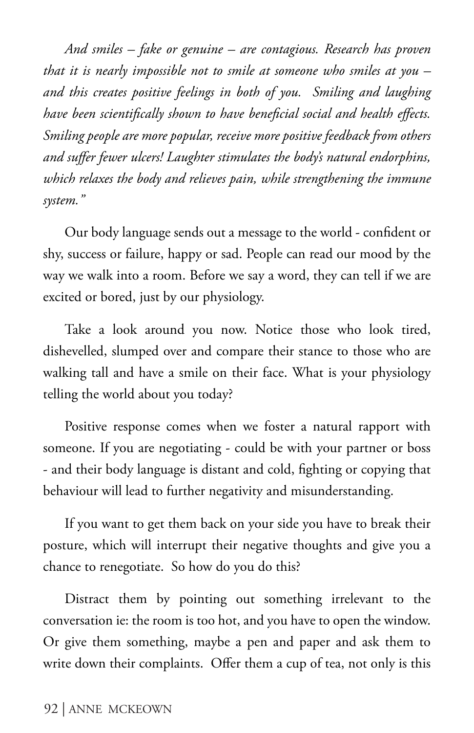*And smiles – fake or genuine – are contagious. Research has proven that it is nearly impossible not to smile at someone who smiles at you – and this creates positive feelings in both of you. Smiling and laughing have been scientifically shown to have beneficial social and health effects. Smiling people are more popular, receive more positive feedback from others and suffer fewer ulcers! Laughter stimulates the body's natural endorphins, which relaxes the body and relieves pain, while strengthening the immune system."*

Our body language sends out a message to the world - confident or shy, success or failure, happy or sad. People can read our mood by the way we walk into a room. Before we say a word, they can tell if we are excited or bored, just by our physiology.

Take a look around you now. Notice those who look tired, dishevelled, slumped over and compare their stance to those who are walking tall and have a smile on their face. What is your physiology telling the world about you today?

Positive response comes when we foster a natural rapport with someone. If you are negotiating - could be with your partner or boss - and their body language is distant and cold, fighting or copying that behaviour will lead to further negativity and misunderstanding.

If you want to get them back on your side you have to break their posture, which will interrupt their negative thoughts and give you a chance to renegotiate. So how do you do this?

Distract them by pointing out something irrelevant to the conversation ie: the room is too hot, and you have to open the window. Or give them something, maybe a pen and paper and ask them to write down their complaints. Offer them a cup of tea, not only is this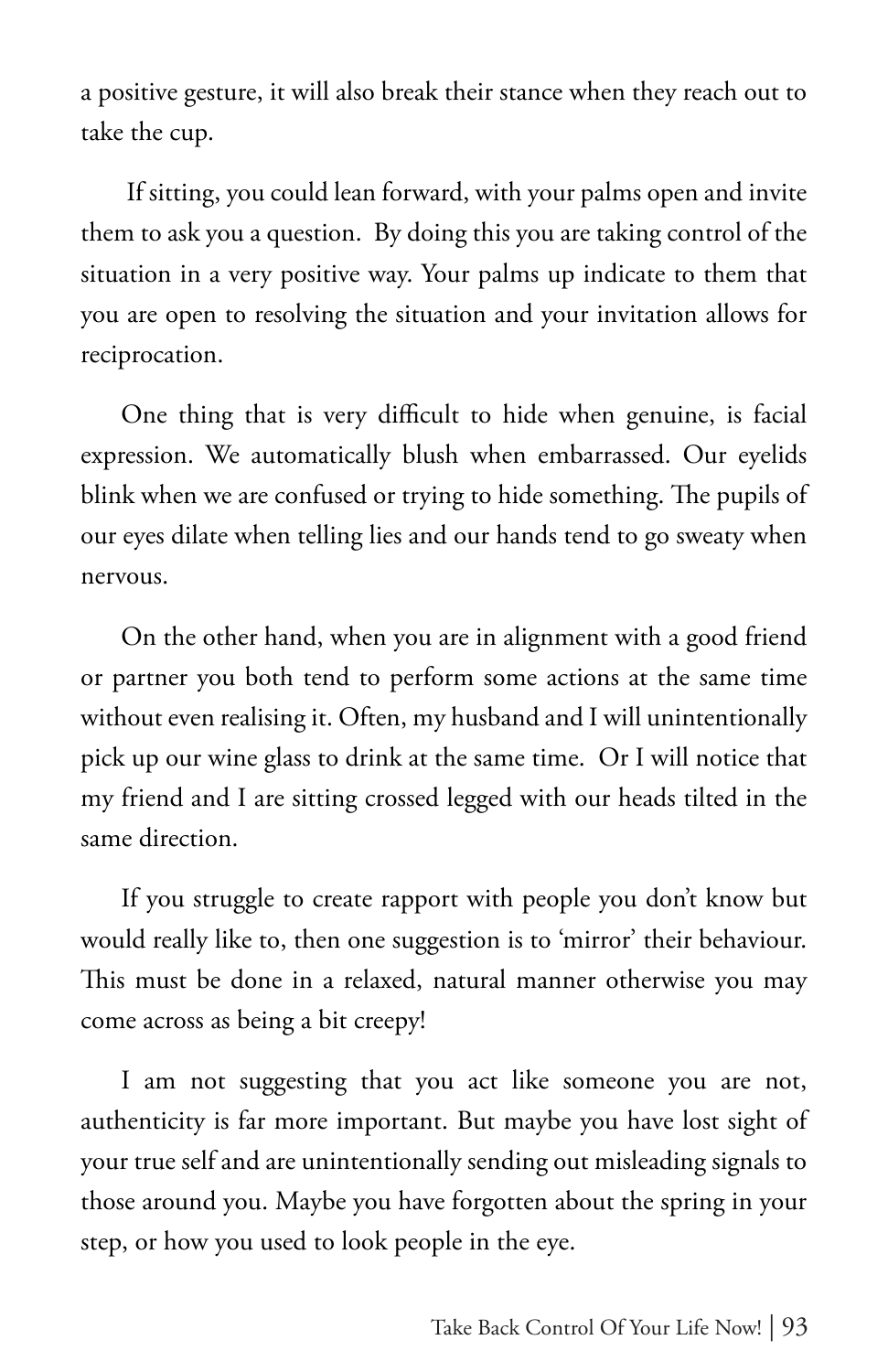a positive gesture, it will also break their stance when they reach out to take the cup.

If sitting, you could lean forward, with your palms open and invite them to ask you a question. By doing this you are taking control of the situation in a very positive way. Your palms up indicate to them that you are open to resolving the situation and your invitation allows for reciprocation.

One thing that is very difficult to hide when genuine, is facial expression. We automatically blush when embarrassed. Our eyelids blink when we are confused or trying to hide something. The pupils of our eyes dilate when telling lies and our hands tend to go sweaty when nervous.

On the other hand, when you are in alignment with a good friend or partner you both tend to perform some actions at the same time without even realising it. Often, my husband and I will unintentionally pick up our wine glass to drink at the same time. Or I will notice that my friend and I are sitting crossed legged with our heads tilted in the same direction.

If you struggle to create rapport with people you don't know but would really like to, then one suggestion is to 'mirror' their behaviour. This must be done in a relaxed, natural manner otherwise you may come across as being a bit creepy!

I am not suggesting that you act like someone you are not, authenticity is far more important. But maybe you have lost sight of your true self and are unintentionally sending out misleading signals to those around you. Maybe you have forgotten about the spring in your step, or how you used to look people in the eye.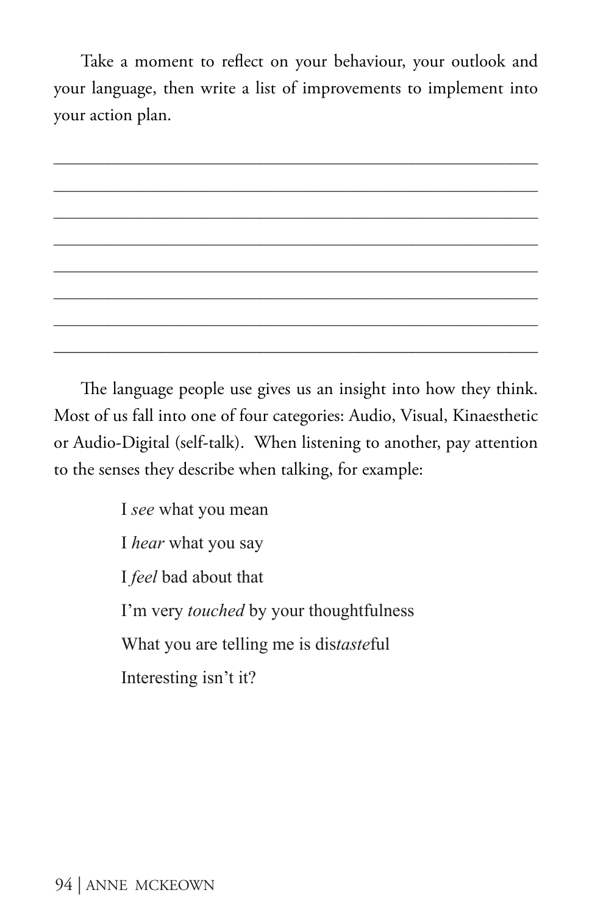Take a moment to reflect on your behaviour, your outlook and your language, then write a list of improvements to implement into your action plan.

________________________________________________________________

________________________________________________________________

________________________________________________________________

________________________________________________________________

________________________________________________________________

________________________________________________________________

________________________________________________________________

________________________________________________________________

The language people use gives us an insight into how they think. Most of us fall into one of four categories: Audio, Visual, Kinaesthetic or Audio-Digital (self-talk). When listening to another, pay attention to the senses they describe when talking, for example:

> I *see* what you mean
>
> I *hear* what you say
>
> I *feel* bad about that
>
> I'm very *touched* by your thoughtfulness
>
> What you are telling me is dis*taste*ful
>
> Interesting isn't it?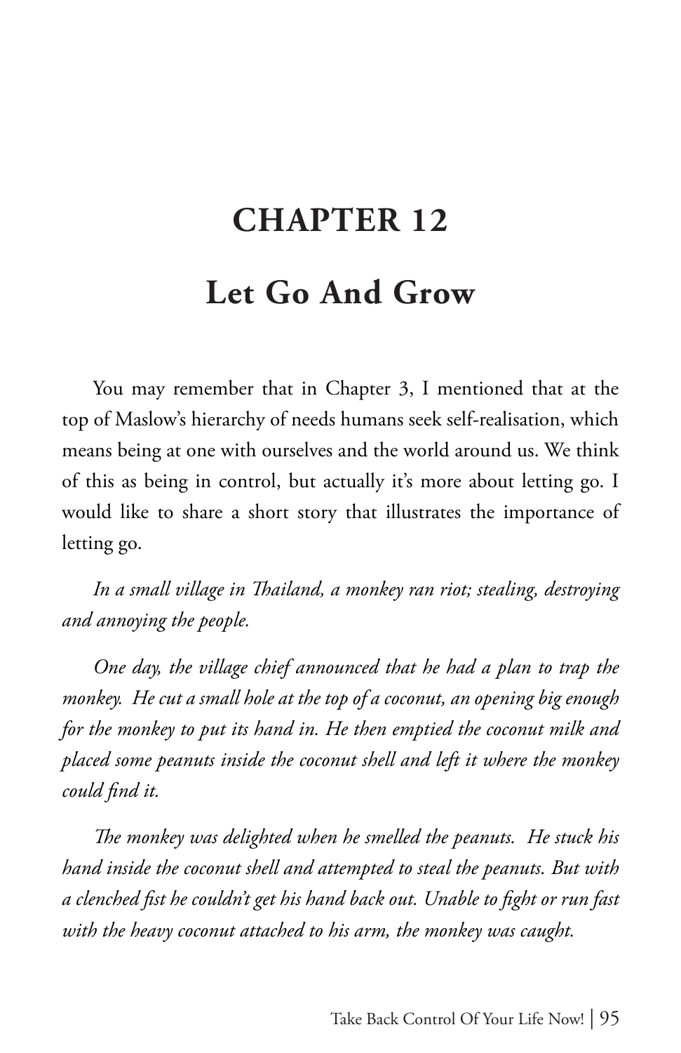# CHAPTER 12

## Let Go And Grow

You may remember that in Chapter 3, I mentioned that at the top of Maslow's hierarchy of needs humans seek self-realisation, which means being at one with ourselves and the world around us. We think of this as being in control, but actually it's more about letting go. I would like to share a short story that illustrates the importance of letting go.

*In a small village in Thailand, a monkey ran riot; stealing, destroying and annoying the people.*

*One day, the village chief announced that he had a plan to trap the monkey. He cut a small hole at the top of a coconut, an opening big enough for the monkey to put its hand in. He then emptied the coconut milk and placed some peanuts inside the coconut shell and left it where the monkey could find it.*

*The monkey was delighted when he smelled the peanuts. He stuck his hand inside the coconut shell and attempted to steal the peanuts. But with a clenched fist he couldn't get his hand back out. Unable to fight or run fast with the heavy coconut attached to his arm, the monkey was caught.*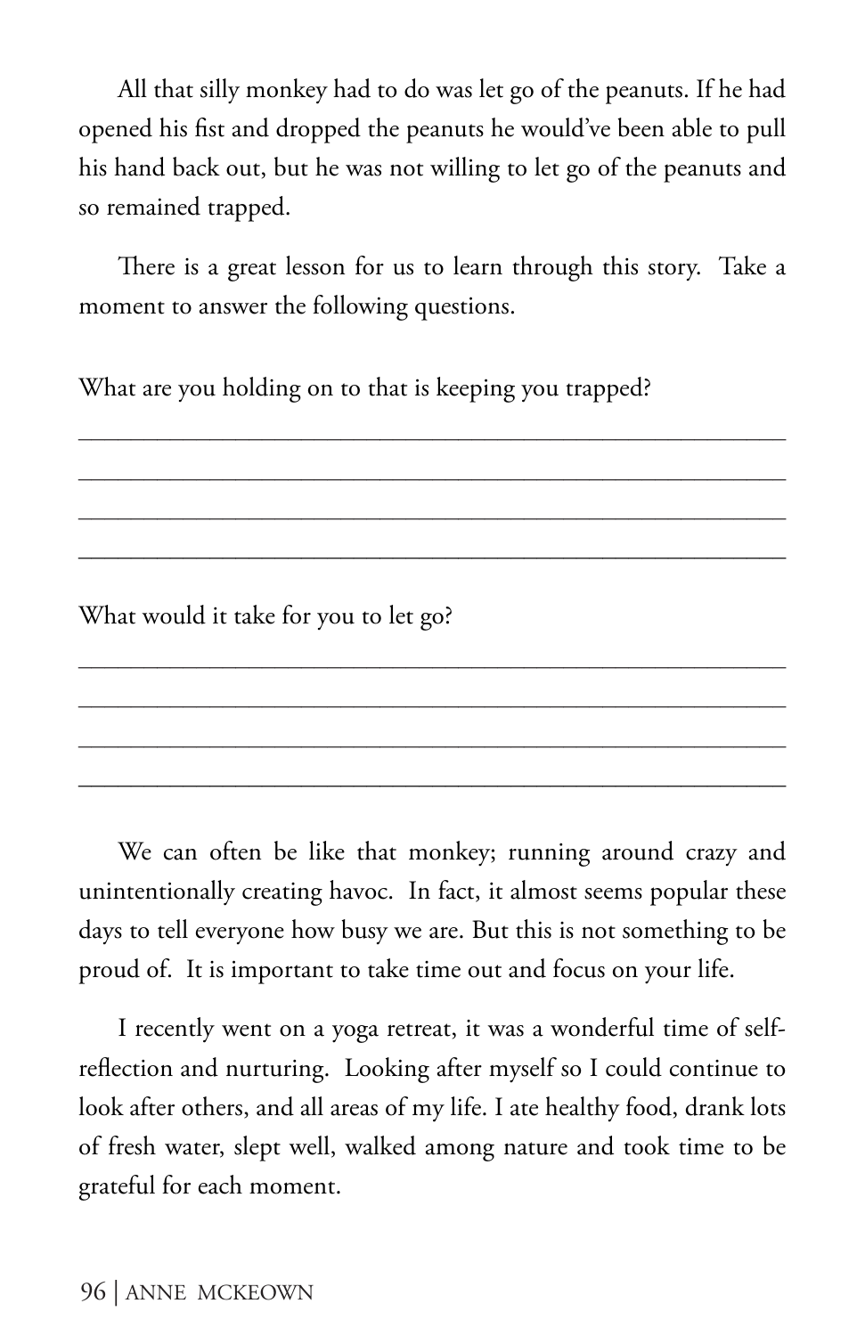All that silly monkey had to do was let go of the peanuts. If he had opened his fist and dropped the peanuts he would've been able to pull his hand back out, but he was not willing to let go of the peanuts and so remained trapped.

There is a great lesson for us to learn through this story. Take a moment to answer the following questions.

What are you holding on to that is keeping you trapped?

______________________________________________________________

______________________________________________________________

______________________________________________________________

______________________________________________________________

What would it take for you to let go?

______________________________________________________________

______________________________________________________________

______________________________________________________________

______________________________________________________________

We can often be like that monkey; running around crazy and unintentionally creating havoc. In fact, it almost seems popular these days to tell everyone how busy we are. But this is not something to be proud of. It is important to take time out and focus on your life.

I recently went on a yoga retreat, it was a wonderful time of self-reflection and nurturing. Looking after myself so I could continue to look after others, and all areas of my life. I ate healthy food, drank lots of fresh water, slept well, walked among nature and took time to be grateful for each moment.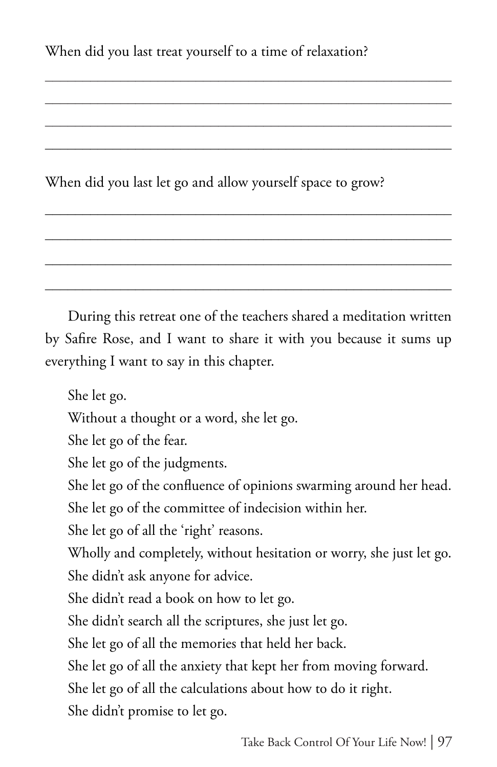When did you last treat yourself to a time of relaxation?

\_\_\_\_\_\_\_\_\_\_\_\_\_\_\_\_\_\_\_\_\_\_\_\_\_\_\_\_\_\_\_\_\_\_\_\_\_\_\_\_\_\_\_\_\_\_\_\_\_\_\_\_\_\_\_\_\_\_

\_\_\_\_\_\_\_\_\_\_\_\_\_\_\_\_\_\_\_\_\_\_\_\_\_\_\_\_\_\_\_\_\_\_\_\_\_\_\_\_\_\_\_\_\_\_\_\_\_\_\_\_\_\_\_\_\_\_

\_\_\_\_\_\_\_\_\_\_\_\_\_\_\_\_\_\_\_\_\_\_\_\_\_\_\_\_\_\_\_\_\_\_\_\_\_\_\_\_\_\_\_\_\_\_\_\_\_\_\_\_\_\_\_\_\_\_

\_\_\_\_\_\_\_\_\_\_\_\_\_\_\_\_\_\_\_\_\_\_\_\_\_\_\_\_\_\_\_\_\_\_\_\_\_\_\_\_\_\_\_\_\_\_\_\_\_\_\_\_\_\_\_\_\_\_

When did you last let go and allow yourself space to grow?

\_\_\_\_\_\_\_\_\_\_\_\_\_\_\_\_\_\_\_\_\_\_\_\_\_\_\_\_\_\_\_\_\_\_\_\_\_\_\_\_\_\_\_\_\_\_\_\_\_\_\_\_\_\_\_\_\_\_

\_\_\_\_\_\_\_\_\_\_\_\_\_\_\_\_\_\_\_\_\_\_\_\_\_\_\_\_\_\_\_\_\_\_\_\_\_\_\_\_\_\_\_\_\_\_\_\_\_\_\_\_\_\_\_\_\_\_

\_\_\_\_\_\_\_\_\_\_\_\_\_\_\_\_\_\_\_\_\_\_\_\_\_\_\_\_\_\_\_\_\_\_\_\_\_\_\_\_\_\_\_\_\_\_\_\_\_\_\_\_\_\_\_\_\_\_

\_\_\_\_\_\_\_\_\_\_\_\_\_\_\_\_\_\_\_\_\_\_\_\_\_\_\_\_\_\_\_\_\_\_\_\_\_\_\_\_\_\_\_\_\_\_\_\_\_\_\_\_\_\_\_\_\_\_

During this retreat one of the teachers shared a meditation written by Safire Rose, and I want to share it with you because it sums up everything I want to say in this chapter.

She let go.  
Without a thought or a word, she let go.  
She let go of the fear.  
She let go of the judgments.  
She let go of the confluence of opinions swarming around her head.  
She let go of the committee of indecision within her.  
She let go of all the 'right' reasons.  
Wholly and completely, without hesitation or worry, she just let go.  
She didn't ask anyone for advice.  
She didn't read a book on how to let go.  
She didn't search all the scriptures, she just let go.  
She let go of all the memories that held her back.  
She let go of all the anxiety that kept her from moving forward.  
She let go of all the calculations about how to do it right.  
She didn't promise to let go.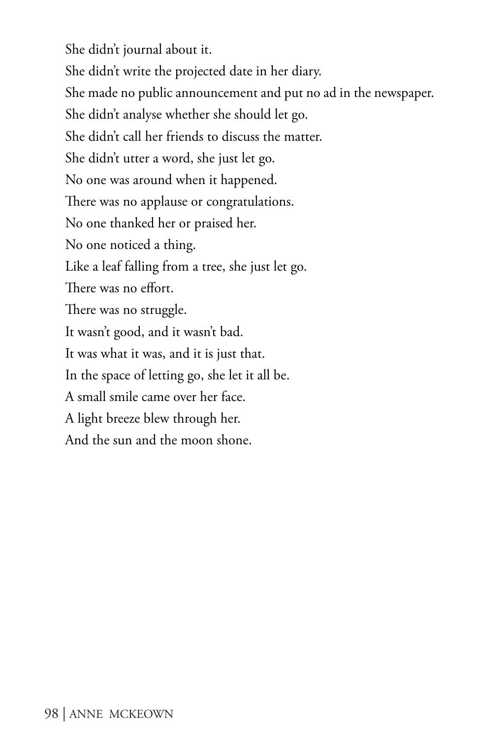She didn't journal about it.
She didn't write the projected date in her diary.
She made no public announcement and put no ad in the newspaper.
She didn't analyse whether she should let go.
She didn't call her friends to discuss the matter.
She didn't utter a word, she just let go.
No one was around when it happened.
There was no applause or congratulations.
No one thanked her or praised her.
No one noticed a thing.
Like a leaf falling from a tree, she just let go.
There was no effort.
There was no struggle.
It wasn't good, and it wasn't bad.
It was what it was, and it is just that.
In the space of letting go, she let it all be.
A small smile came over her face.
A light breeze blew through her.
And the sun and the moon shone.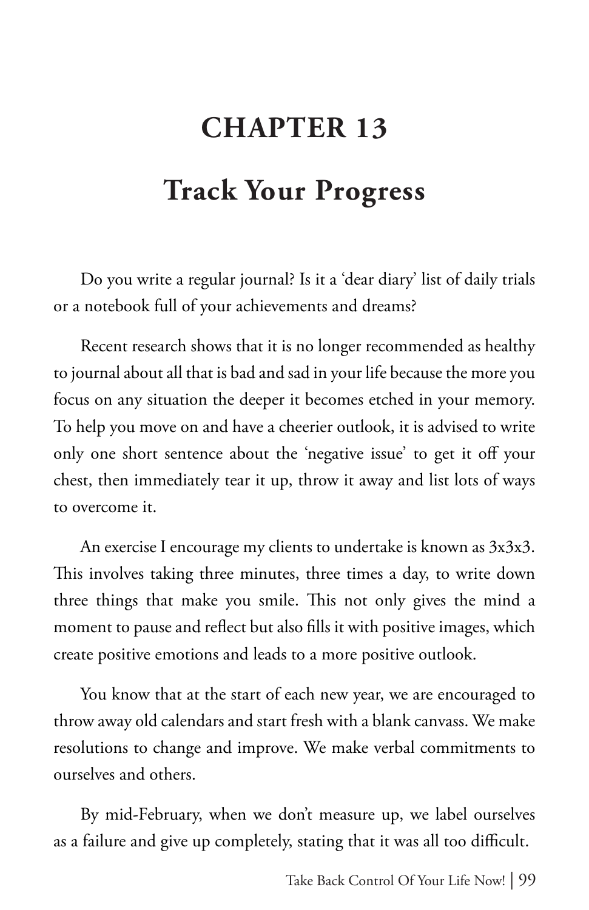# CHAPTER 13

## Track Your Progress

Do you write a regular journal? Is it a 'dear diary' list of daily trials or a notebook full of your achievements and dreams?

Recent research shows that it is no longer recommended as healthy to journal about all that is bad and sad in your life because the more you focus on any situation the deeper it becomes etched in your memory. To help you move on and have a cheerier outlook, it is advised to write only one short sentence about the 'negative issue' to get it off your chest, then immediately tear it up, throw it away and list lots of ways to overcome it.

An exercise I encourage my clients to undertake is known as 3x3x3. This involves taking three minutes, three times a day, to write down three things that make you smile. This not only gives the mind a moment to pause and reflect but also fills it with positive images, which create positive emotions and leads to a more positive outlook.

You know that at the start of each new year, we are encouraged to throw away old calendars and start fresh with a blank canvass. We make resolutions to change and improve. We make verbal commitments to ourselves and others.

By mid-February, when we don't measure up, we label ourselves as a failure and give up completely, stating that it was all too difficult.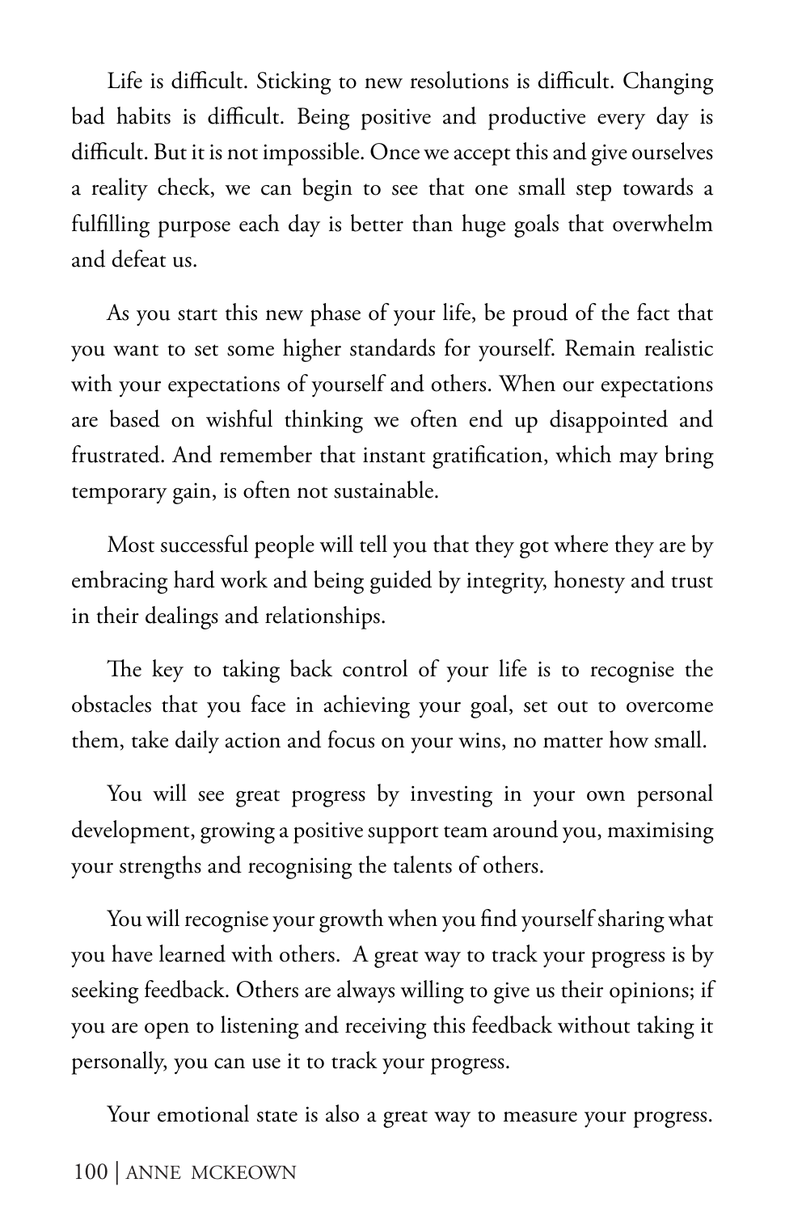Life is difficult. Sticking to new resolutions is difficult. Changing bad habits is difficult. Being positive and productive every day is difficult. But it is not impossible. Once we accept this and give ourselves a reality check, we can begin to see that one small step towards a fulfilling purpose each day is better than huge goals that overwhelm and defeat us.

As you start this new phase of your life, be proud of the fact that you want to set some higher standards for yourself. Remain realistic with your expectations of yourself and others. When our expectations are based on wishful thinking we often end up disappointed and frustrated. And remember that instant gratification, which may bring temporary gain, is often not sustainable.

Most successful people will tell you that they got where they are by embracing hard work and being guided by integrity, honesty and trust in their dealings and relationships.

The key to taking back control of your life is to recognise the obstacles that you face in achieving your goal, set out to overcome them, take daily action and focus on your wins, no matter how small.

You will see great progress by investing in your own personal development, growing a positive support team around you, maximising your strengths and recognising the talents of others.

You will recognise your growth when you find yourself sharing what you have learned with others. A great way to track your progress is by seeking feedback. Others are always willing to give us their opinions; if you are open to listening and receiving this feedback without taking it personally, you can use it to track your progress.

Your emotional state is also a great way to measure your progress.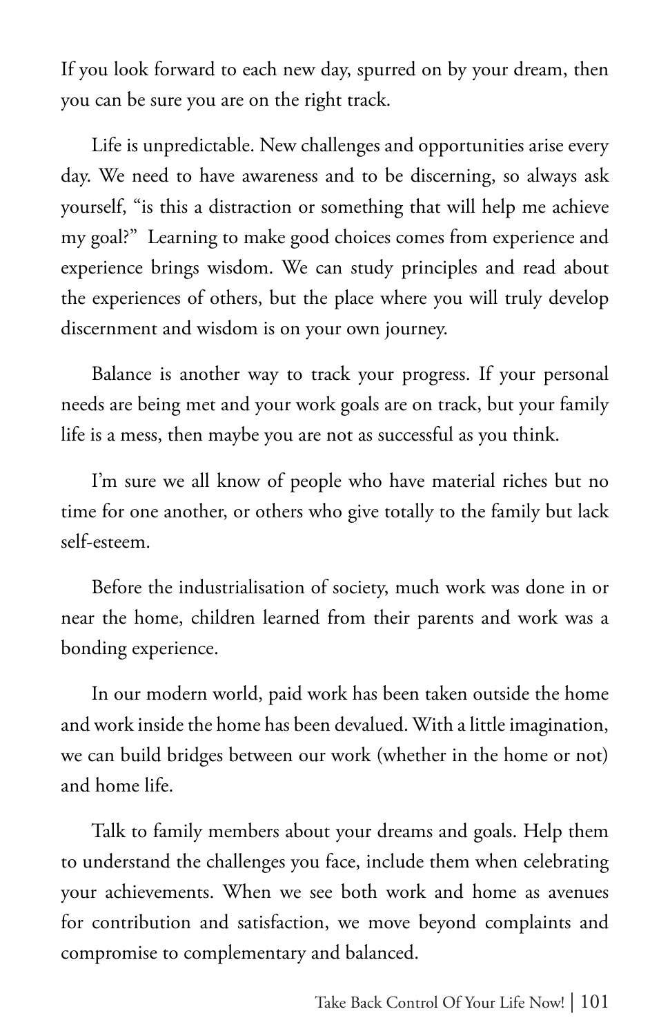If you look forward to each new day, spurred on by your dream, then you can be sure you are on the right track.

Life is unpredictable. New challenges and opportunities arise every day. We need to have awareness and to be discerning, so always ask yourself, "is this a distraction or something that will help me achieve my goal?" Learning to make good choices comes from experience and experience brings wisdom. We can study principles and read about the experiences of others, but the place where you will truly develop discernment and wisdom is on your own journey.

Balance is another way to track your progress. If your personal needs are being met and your work goals are on track, but your family life is a mess, then maybe you are not as successful as you think.

I'm sure we all know of people who have material riches but no time for one another, or others who give totally to the family but lack self-esteem.

Before the industrialisation of society, much work was done in or near the home, children learned from their parents and work was a bonding experience.

In our modern world, paid work has been taken outside the home and work inside the home has been devalued. With a little imagination, we can build bridges between our work (whether in the home or not) and home life.

Talk to family members about your dreams and goals. Help them to understand the challenges you face, include them when celebrating your achievements. When we see both work and home as avenues for contribution and satisfaction, we move beyond complaints and compromise to complementary and balanced.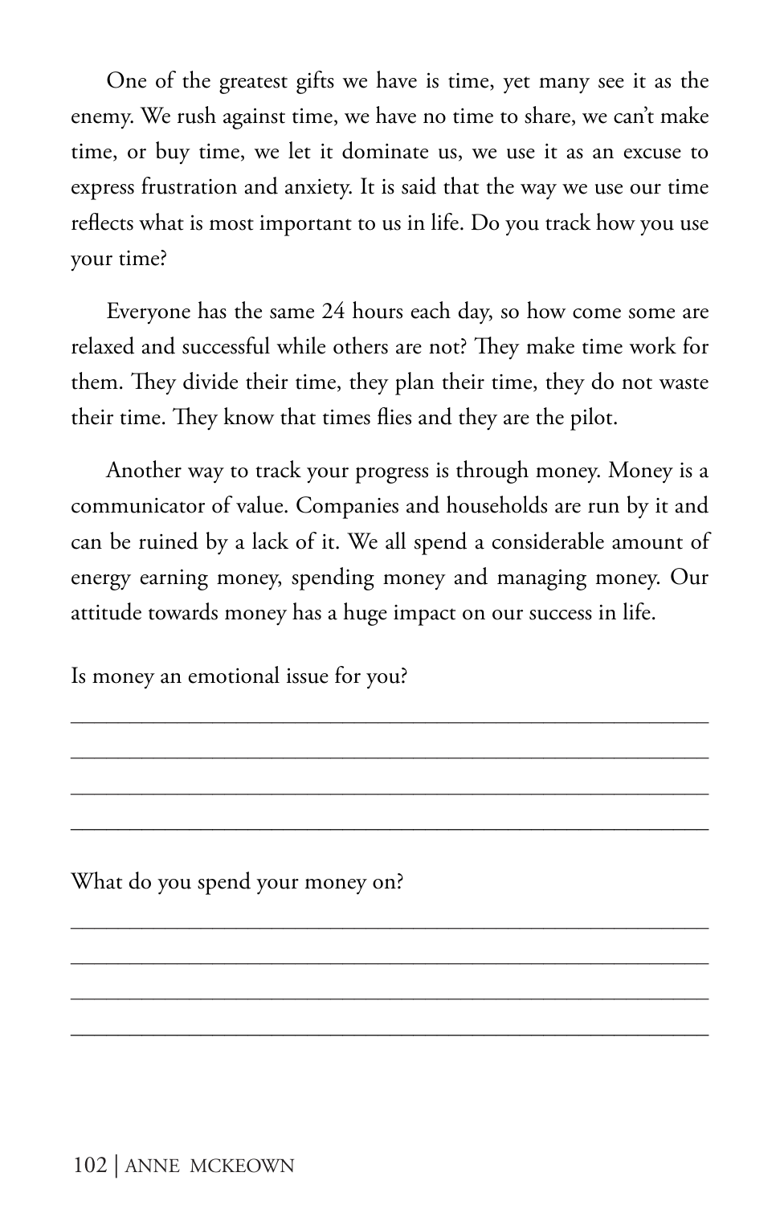One of the greatest gifts we have is time, yet many see it as the enemy. We rush against time, we have no time to share, we can't make time, or buy time, we let it dominate us, we use it as an excuse to express frustration and anxiety. It is said that the way we use our time reflects what is most important to us in life. Do you track how you use your time?

Everyone has the same 24 hours each day, so how come some are relaxed and successful while others are not? They make time work for them. They divide their time, they plan their time, they do not waste their time. They know that times flies and they are the pilot.

Another way to track your progress is through money. Money is a communicator of value. Companies and households are run by it and can be ruined by a lack of it. We all spend a considerable amount of energy earning money, spending money and managing money. Our attitude towards money has a huge impact on our success in life.

Is money an emotional issue for you?

_______________________________________________

_______________________________________________

_______________________________________________

_______________________________________________

What do you spend your money on?

_______________________________________________

_______________________________________________

_______________________________________________

_______________________________________________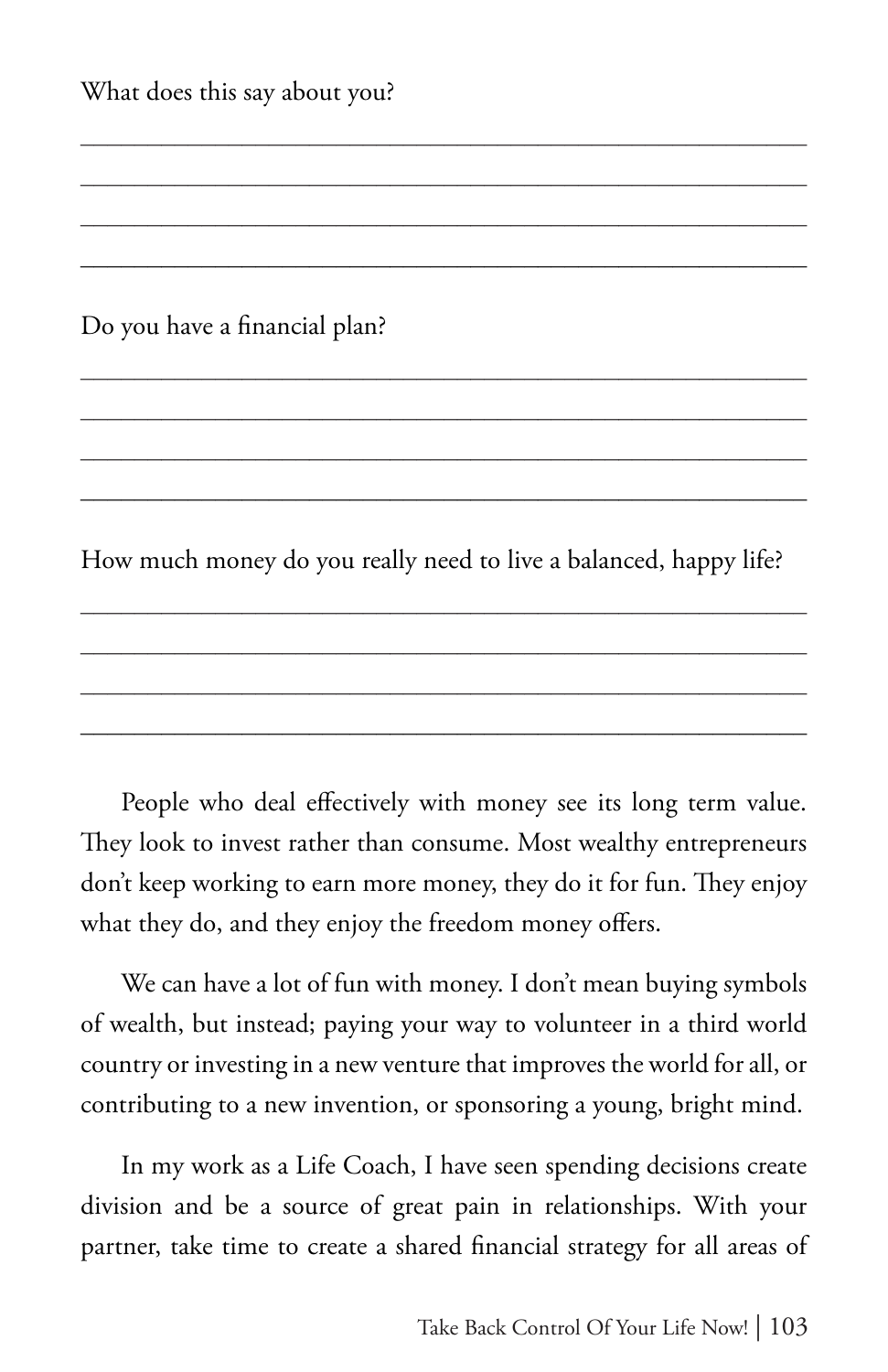What does this say about you?

______________________________________________________

______________________________________________________

______________________________________________________

______________________________________________________

Do you have a financial plan?

______________________________________________________

______________________________________________________

______________________________________________________

______________________________________________________

How much money do you really need to live a balanced, happy life?

______________________________________________________

______________________________________________________

______________________________________________________

______________________________________________________

People who deal effectively with money see its long term value. They look to invest rather than consume. Most wealthy entrepreneurs don't keep working to earn more money, they do it for fun. They enjoy what they do, and they enjoy the freedom money offers.

We can have a lot of fun with money. I don't mean buying symbols of wealth, but instead; paying your way to volunteer in a third world country or investing in a new venture that improves the world for all, or contributing to a new invention, or sponsoring a young, bright mind.

In my work as a Life Coach, I have seen spending decisions create division and be a source of great pain in relationships. With your partner, take time to create a shared financial strategy for all areas of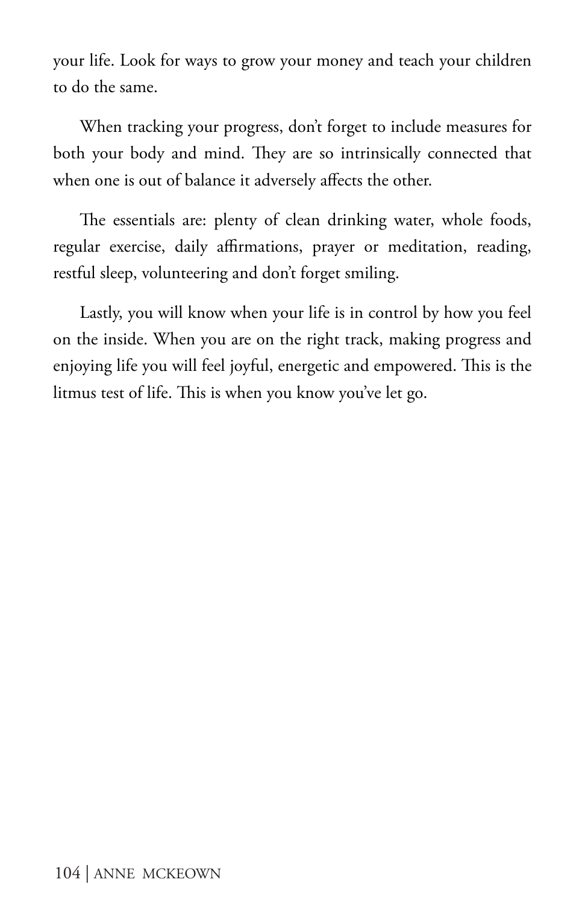your life. Look for ways to grow your money and teach your children to do the same.

When tracking your progress, don't forget to include measures for both your body and mind. They are so intrinsically connected that when one is out of balance it adversely affects the other.

The essentials are: plenty of clean drinking water, whole foods, regular exercise, daily affirmations, prayer or meditation, reading, restful sleep, volunteering and don't forget smiling.

Lastly, you will know when your life is in control by how you feel on the inside. When you are on the right track, making progress and enjoying life you will feel joyful, energetic and empowered. This is the litmus test of life. This is when you know you've let go.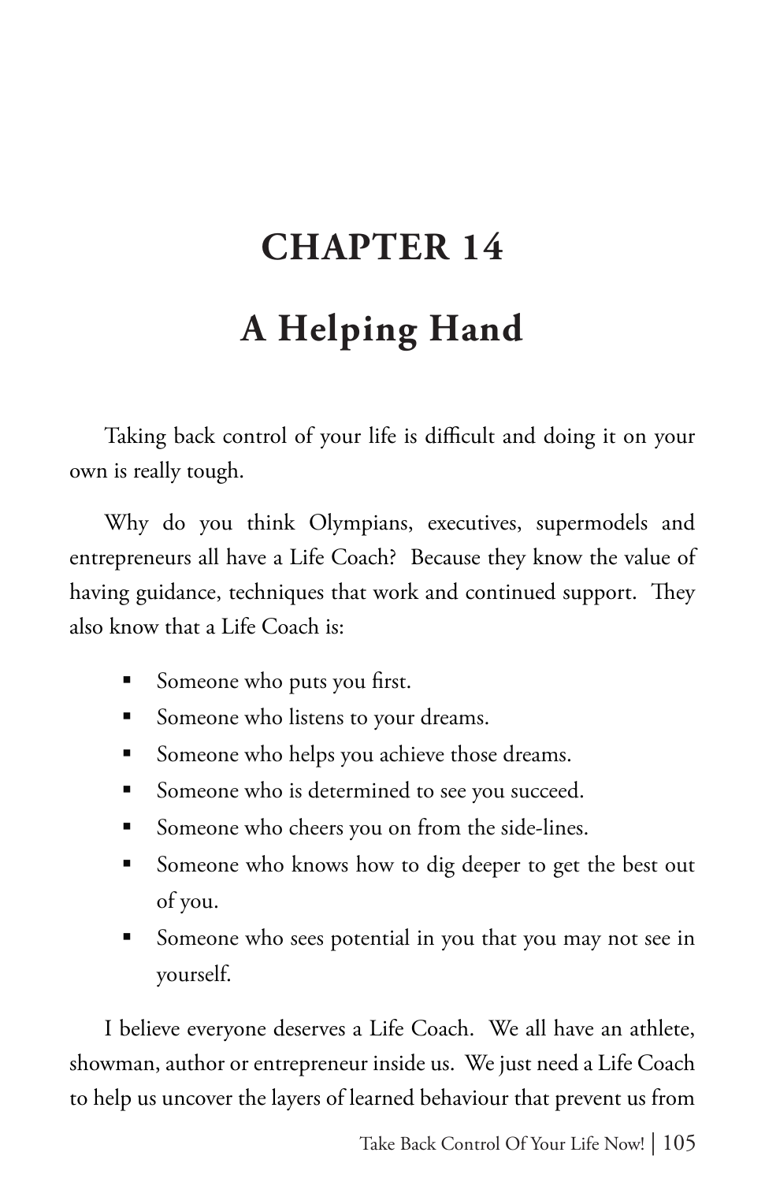# CHAPTER 14

# A Helping Hand

Taking back control of your life is difficult and doing it on your own is really tough.

Why do you think Olympians, executives, supermodels and entrepreneurs all have a Life Coach? Because they know the value of having guidance, techniques that work and continued support. They also know that a Life Coach is:

- Someone who puts you first.
- Someone who listens to your dreams.
- Someone who helps you achieve those dreams.
- Someone who is determined to see you succeed.
- Someone who cheers you on from the side-lines.
- Someone who knows how to dig deeper to get the best out of you.
- Someone who sees potential in you that you may not see in yourself.

I believe everyone deserves a Life Coach. We all have an athlete, showman, author or entrepreneur inside us. We just need a Life Coach to help us uncover the layers of learned behaviour that prevent us from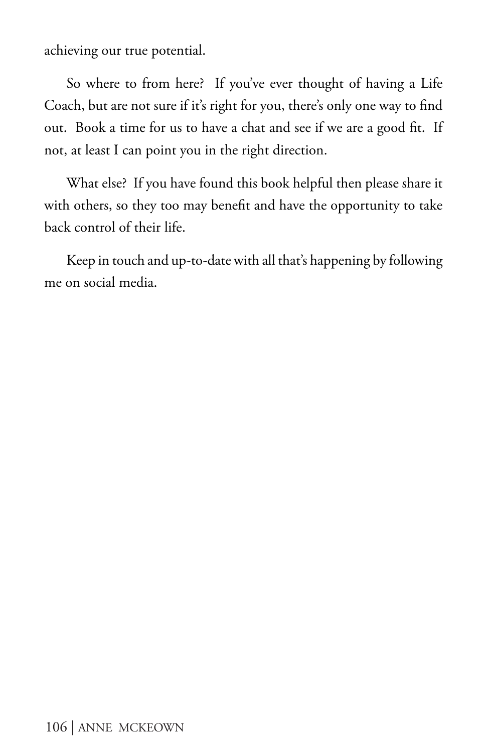achieving our true potential.

So where to from here? If you've ever thought of having a Life Coach, but are not sure if it's right for you, there's only one way to find out. Book a time for us to have a chat and see if we are a good fit. If not, at least I can point you in the right direction.

What else? If you have found this book helpful then please share it with others, so they too may benefit and have the opportunity to take back control of their life.

Keep in touch and up-to-date with all that's happening by following me on social media.